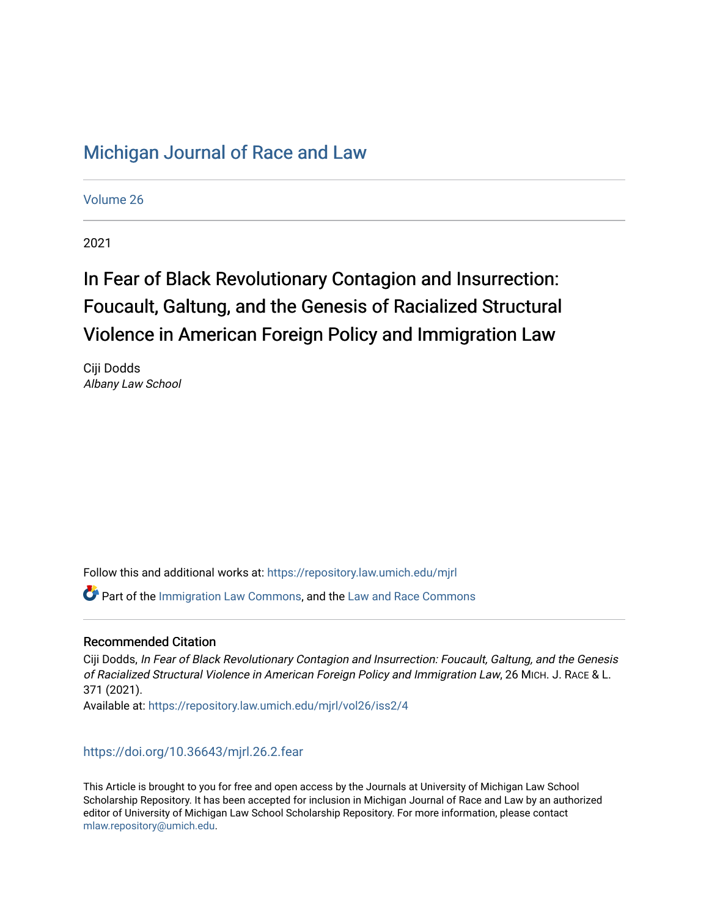# Michigan Journal of Race and Law

Volume 26

2021

## In Fear of Black Revolutionary Contagion and Insurrection: Foucault, Galtung, and the Genesis of Racialized Structural Violence in American Foreign Policy and Immigration Law

Ciji Dodds
*Albany Law School*

Follow this and additional works at: https://repository.law.umich.edu/mjrl

Part of the Immigration Law Commons, and the Law and Race Commons

### Recommended Citation

Ciji Dodds, *In Fear of Black Revolutionary Contagion and Insurrection: Foucault, Galtung, and the Genesis of Racialized Structural Violence in American Foreign Policy and Immigration Law*, 26 MICH. J. RACE & L. 371 (2021).
Available at: https://repository.law.umich.edu/mjrl/vol26/iss2/4

https://doi.org/10.36643/mjrl.26.2.fear

This Article is brought to you for free and open access by the Journals at University of Michigan Law School Scholarship Repository. It has been accepted for inclusion in Michigan Journal of Race and Law by an authorized editor of University of Michigan Law School Scholarship Repository. For more information, please contact mlaw.repository@umich.edu.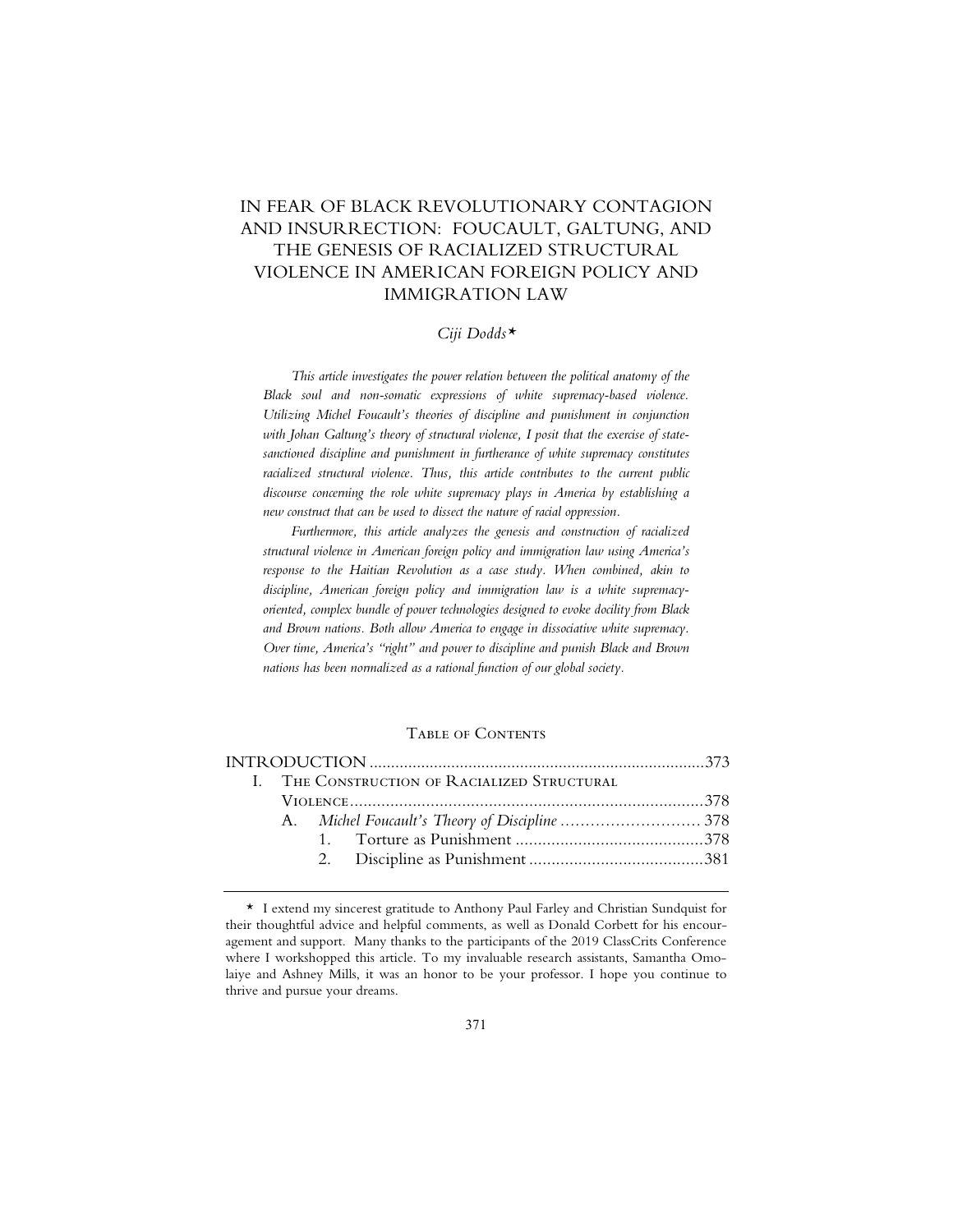# IN FEAR OF BLACK REVOLUTIONARY CONTAGION AND INSURRECTION: FOUCAULT, GALTUNG, AND THE GENESIS OF RACIALIZED STRUCTURAL VIOLENCE IN AMERICAN FOREIGN POLICY AND IMMIGRATION LAW

*Ciji Dodds*\*

*This article investigates the power relation between the political anatomy of the Black soul and non-somatic expressions of white supremacy-based violence. Utilizing Michel Foucault's theories of discipline and punishment in conjunction with Johan Galtung's theory of structural violence, I posit that the exercise of state-sanctioned discipline and punishment in furtherance of white supremacy constitutes racialized structural violence. Thus, this article contributes to the current public discourse concerning the role white supremacy plays in America by establishing a new construct that can be used to dissect the nature of racial oppression.*

*Furthermore, this article analyzes the genesis and construction of racialized structural violence in American foreign policy and immigration law using America's response to the Haitian Revolution as a case study. When combined, akin to discipline, American foreign policy and immigration law is a white supremacy-oriented, complex bundle of power technologies designed to evoke docility from Black and Brown nations. Both allow America to engage in dissociative white supremacy. Over time, America's "right" and power to discipline and punish Black and Brown nations has been normalized as a rational function of our global society.*

## TABLE OF CONTENTS

INTRODUCTION ............................................................................. 373
- I. THE CONSTRUCTION OF RACIALIZED STRUCTURAL VIOLENCE ............................................................................. 378
  - A. *Michel Foucault's Theory of Discipline* ............................ 378
    - 1. Torture as Punishment .......................................... 378
    - 2. Discipline as Punishment ....................................... 381

---

\* I extend my sincerest gratitude to Anthony Paul Farley and Christian Sundquist for their thoughtful advice and helpful comments, as well as Donald Corbett for his encouragement and support. Many thanks to the participants of the 2019 ClassCrits Conference where I workshopped this article. To my invaluable research assistants, Samantha Omolaiye and Ashney Mills, it was an honor to be your professor. I hope you continue to thrive and pursue your dreams.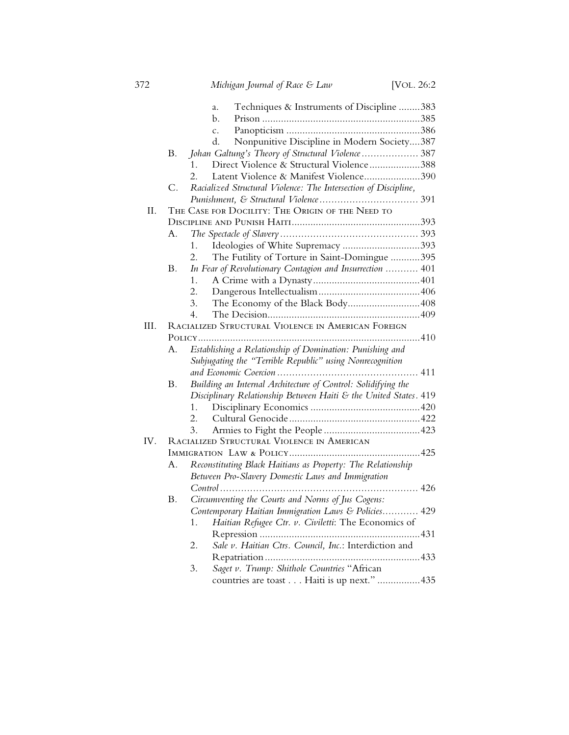- a. Techniques & Instruments of Discipline ........383
- b. Prison ........................................................385
- c. Panopticism ..................................................386
- d. Nonpunitive Discipline in Modern Society....387

B. *Johan Galtung's Theory of Structural Violence* .................. 387
1. Direct Violence & Structural Violence...................388
2. Latent Violence & Manifest Violence.....................390

C. *Racialized Structural Violence: The Intersection of Discipline, Punishment, & Structural Violence* ................................ 391

II. The Case for Docility: The Origin of the Need to Discipline and Punish Haiti................................................393

A. *The Spectacle of Slavery* ............................................ 393
1. Ideologies of White Supremacy .............................393
2. The Futility of Torture in Saint-Domingue ...........395

B. *In Fear of Revolutionary Contagion and Insurrection* ........... 401
1. A Crime with a Dynasty........................................401
2. Dangerous Intellectualism......................................406
3. The Economy of the Black Body...........................408
4. The Decision.........................................................409

III. Racialized Structural Violence in American Foreign Policy...................................................................................410

A. *Establishing a Relationship of Domination: Punishing and Subjugating the "Terrible Republic" using Nonrecognition and Economic Coercion* ............................................. 411

B. *Building an Internal Architecture of Control: Solidifying the Disciplinary Relationship Between Haiti & the United States*. 419
1. Disciplinary Economics .........................................420
2. Cultural Genocide .................................................422
3. Armies to Fight the People ....................................423

IV. Racialized Structural Violence in American Immigration Law & Policy.................................................425

A. *Reconstituting Black Haitians as Property: The Relationship Between Pro-Slavery Domestic Laws and Immigration Control* ................................................................. 426

B. *Circumventing the Courts and Norms of Jus Cogens: Contemporary Haitian Immigration Laws & Policies*............ 429
1. *Haitian Refugee Ctr. v. Civiletti*: The Economics of Repression ...........................................................431
2. *Sale v. Haitian Ctrs. Council, Inc.*: Interdiction and Repatriation .........................................................433
3. *Saget v. Trump: Shithole Countries* "African countries are toast . . . Haiti is up next." ................435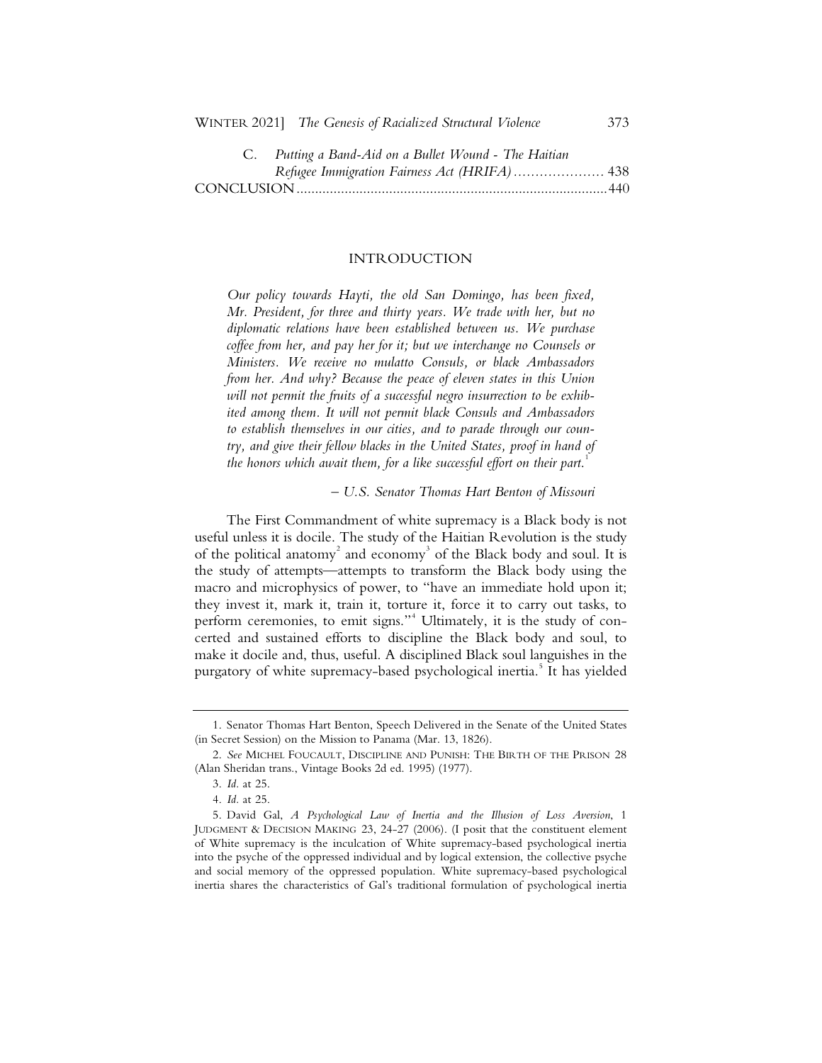C. *Putting a Band-Aid on a Bullet Wound - The Haitian Refugee Immigration Fairness Act (HRIFA)* ..................... 438

CONCLUSION ..................................................................................... 440

## INTRODUCTION

> *Our policy towards Hayti, the old San Domingo, has been fixed, Mr. President, for three and thirty years. We trade with her, but no diplomatic relations have been established between us. We purchase coffee from her, and pay her for it; but we interchange no Counsels or Ministers. We receive no mulatto Consuls, or black Ambassadors from her. And why? Because the peace of eleven states in this Union will not permit the fruits of a successful negro insurrection to be exhibited among them. It will not permit black Consuls and Ambassadors to establish themselves in our cities, and to parade through our country, and give their fellow blacks in the United States, proof in hand of the honors which await them, for a like successful effort on their part.*[1]
>
> *– U.S. Senator Thomas Hart Benton of Missouri*

The First Commandment of white supremacy is a Black body is not useful unless it is docile. The study of the Haitian Revolution is the study of the political anatomy[2] and economy[3] of the Black body and soul. It is the study of attempts—attempts to transform the Black body using the macro and microphysics of power, to "have an immediate hold upon it; they invest it, mark it, train it, torture it, force it to carry out tasks, to perform ceremonies, to emit signs."[4] Ultimately, it is the study of concerted and sustained efforts to discipline the Black body and soul, to make it docile and, thus, useful. A disciplined Black soul languishes in the purgatory of white supremacy-based psychological inertia.[5] It has yielded

---

1. Senator Thomas Hart Benton, Speech Delivered in the Senate of the United States (in Secret Session) on the Mission to Panama (Mar. 13, 1826).

2. *See* MICHEL FOUCAULT, DISCIPLINE AND PUNISH: THE BIRTH OF THE PRISON 28 (Alan Sheridan trans., Vintage Books 2d ed. 1995) (1977).

3. *Id.* at 25.

4. *Id.* at 25.

5. David Gal, *A Psychological Law of Inertia and the Illusion of Loss Aversion*, 1 JUDGMENT & DECISION MAKING 23, 24-27 (2006). (I posit that the constituent element of White supremacy is the inculcation of White supremacy-based psychological inertia into the psyche of the oppressed individual and by logical extension, the collective psyche and social memory of the oppressed population. White supremacy-based psychological inertia shares the characteristics of Gal's traditional formulation of psychological inertia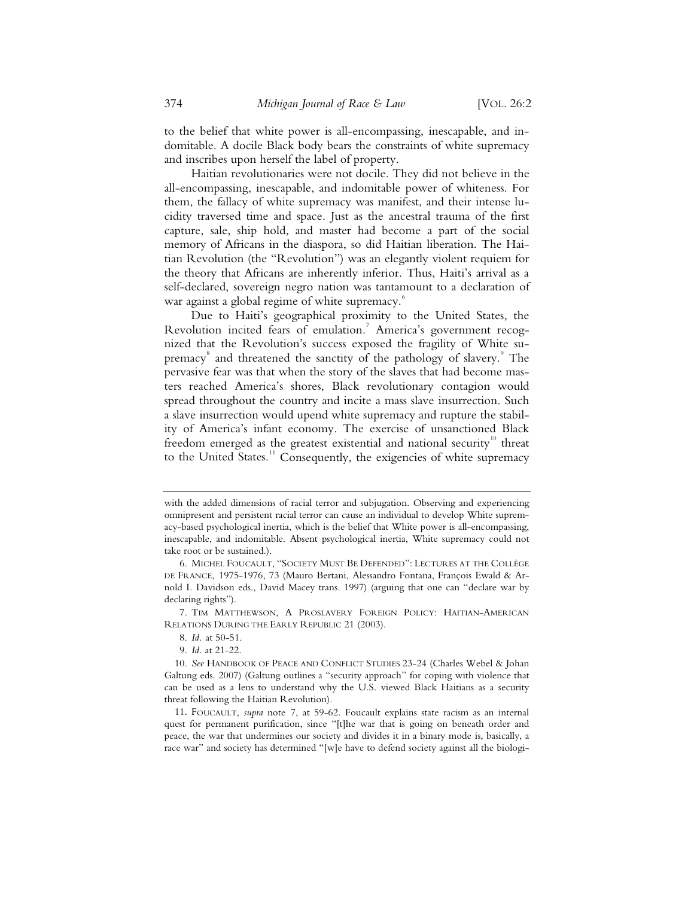to the belief that white power is all-encompassing, inescapable, and indomitable. A docile Black body bears the constraints of white supremacy and inscribes upon herself the label of property.

Haitian revolutionaries were not docile. They did not believe in the all-encompassing, inescapable, and indomitable power of whiteness. For them, the fallacy of white supremacy was manifest, and their intense lucidity traversed time and space. Just as the ancestral trauma of the first capture, sale, ship hold, and master had become a part of the social memory of Africans in the diaspora, so did Haitian liberation. The Haitian Revolution (the "Revolution") was an elegantly violent requiem for the theory that Africans are inherently inferior. Thus, Haiti's arrival as a self-declared, sovereign negro nation was tantamount to a declaration of war against a global regime of white supremacy.[6]

Due to Haiti's geographical proximity to the United States, the Revolution incited fears of emulation.[7] America's government recognized that the Revolution's success exposed the fragility of White supremacy[8] and threatened the sanctity of the pathology of slavery.[9] The pervasive fear was that when the story of the slaves that had become masters reached America's shores, Black revolutionary contagion would spread throughout the country and incite a mass slave insurrection. Such a slave insurrection would upend white supremacy and rupture the stability of America's infant economy. The exercise of unsanctioned Black freedom emerged as the greatest existential and national security[10] threat to the United States.[11] Consequently, the exigencies of white supremacy

---

with the added dimensions of racial terror and subjugation. Observing and experiencing omnipresent and persistent racial terror can cause an individual to develop White supremacy-based psychological inertia, which is the belief that White power is all-encompassing, inescapable, and indomitable. Absent psychological inertia, White supremacy could not take root or be sustained.).

6. MICHEL FOUCAULT, "SOCIETY MUST BE DEFENDED": LECTURES AT THE COLLÈGE DE FRANCE, 1975-1976, 73 (Mauro Bertani, Alessandro Fontana, François Ewald & Arnold I. Davidson eds., David Macey trans. 1997) (arguing that one can "declare war by declaring rights").

7. TIM MATTHEWSON, A PROSLAVERY FOREIGN POLICY: HAITIAN-AMERICAN RELATIONS DURING THE EARLY REPUBLIC 21 (2003).

8. *Id.* at 50-51.

9. *Id.* at 21-22.

10. *See* HANDBOOK OF PEACE AND CONFLICT STUDIES 23-24 (Charles Webel & Johan Galtung eds. 2007) (Galtung outlines a "security approach" for coping with violence that can be used as a lens to understand why the U.S. viewed Black Haitians as a security threat following the Haitian Revolution).

11. FOUCAULT, *supra* note 7, at 59-62. Foucault explains state racism as an internal quest for permanent purification, since "[t]he war that is going on beneath order and peace, the war that undermines our society and divides it in a binary mode is, basically, a race war" and society has determined "[w]e have to defend society against all the biologi-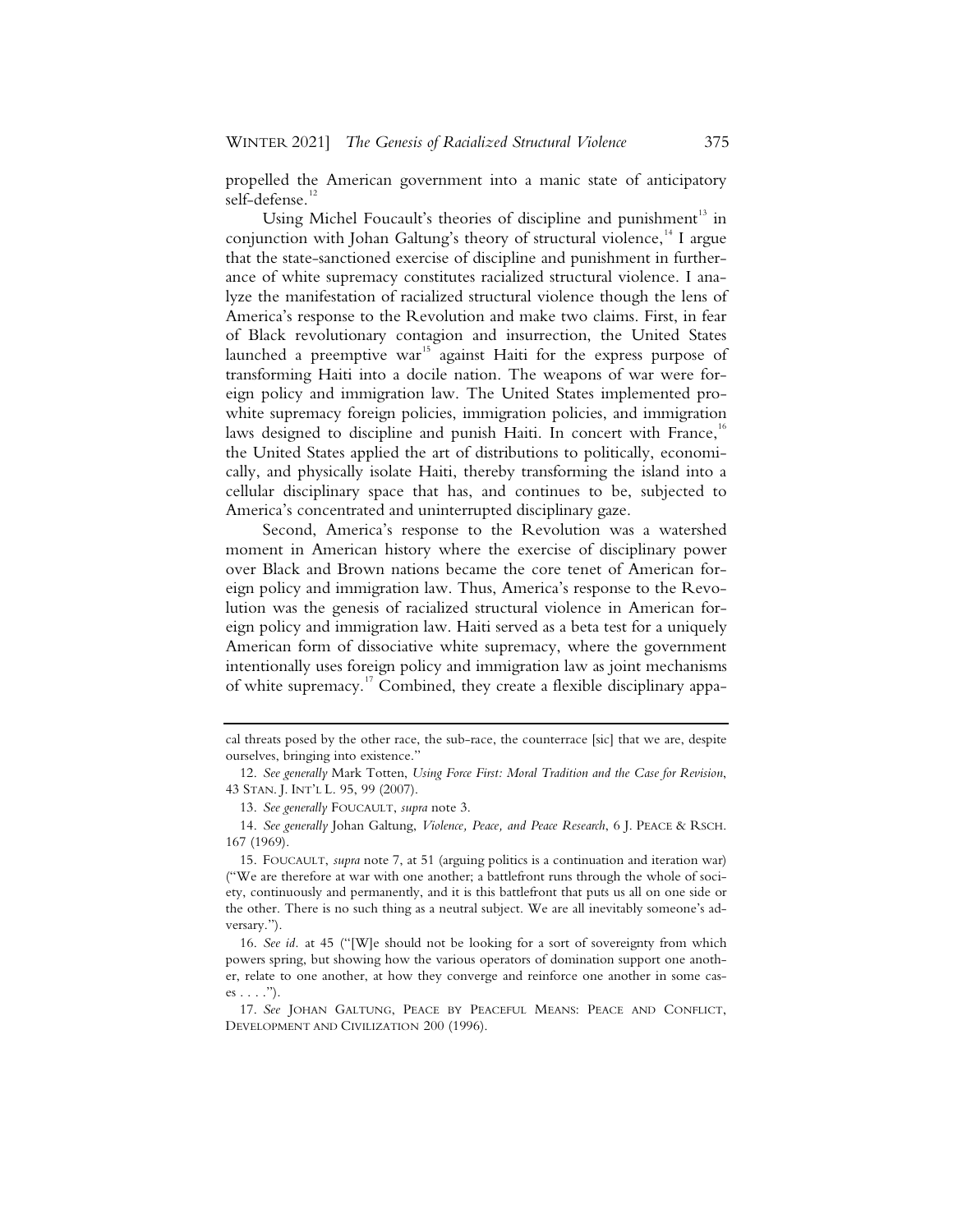propelled the American government into a manic state of anticipatory self-defense.[12]

Using Michel Foucault's theories of discipline and punishment[13] in conjunction with Johan Galtung's theory of structural violence,[14] I argue that the state-sanctioned exercise of discipline and punishment in furtherance of white supremacy constitutes racialized structural violence. I analyze the manifestation of racialized structural violence though the lens of America's response to the Revolution and make two claims. First, in fear of Black revolutionary contagion and insurrection, the United States launched a preemptive war[15] against Haiti for the express purpose of transforming Haiti into a docile nation. The weapons of war were foreign policy and immigration law. The United States implemented pro-white supremacy foreign policies, immigration policies, and immigration laws designed to discipline and punish Haiti. In concert with France,[16] the United States applied the art of distributions to politically, economically, and physically isolate Haiti, thereby transforming the island into a cellular disciplinary space that has, and continues to be, subjected to America's concentrated and uninterrupted disciplinary gaze.

Second, America's response to the Revolution was a watershed moment in American history where the exercise of disciplinary power over Black and Brown nations became the core tenet of American foreign policy and immigration law. Thus, America's response to the Revolution was the genesis of racialized structural violence in American foreign policy and immigration law. Haiti served as a beta test for a uniquely American form of dissociative white supremacy, where the government intentionally uses foreign policy and immigration law as joint mechanisms of white supremacy.[17] Combined, they create a flexible disciplinary appa-

---

cal threats posed by the other race, the sub-race, the counterrace [sic] that we are, despite ourselves, bringing into existence."

12. *See generally* Mark Totten, *Using Force First: Moral Tradition and the Case for Revision*, 43 STAN. J. INT'L L. 95, 99 (2007).

13. *See generally* FOUCAULT, *supra* note 3.

14. *See generally* Johan Galtung, *Violence, Peace, and Peace Research*, 6 J. PEACE & RSCH. 167 (1969).

15. FOUCAULT, *supra* note 7, at 51 (arguing politics is a continuation and iteration war) ("We are therefore at war with one another; a battlefront runs through the whole of society, continuously and permanently, and it is this battlefront that puts us all on one side or the other. There is no such thing as a neutral subject. We are all inevitably someone's adversary.").

16. *See id.* at 45 ("[W]e should not be looking for a sort of sovereignty from which powers spring, but showing how the various operators of domination support one another, relate to one another, at how they converge and reinforce one another in some cases . . . .").

17. *See* JOHAN GALTUNG, PEACE BY PEACEFUL MEANS: PEACE AND CONFLICT, DEVELOPMENT AND CIVILIZATION 200 (1996).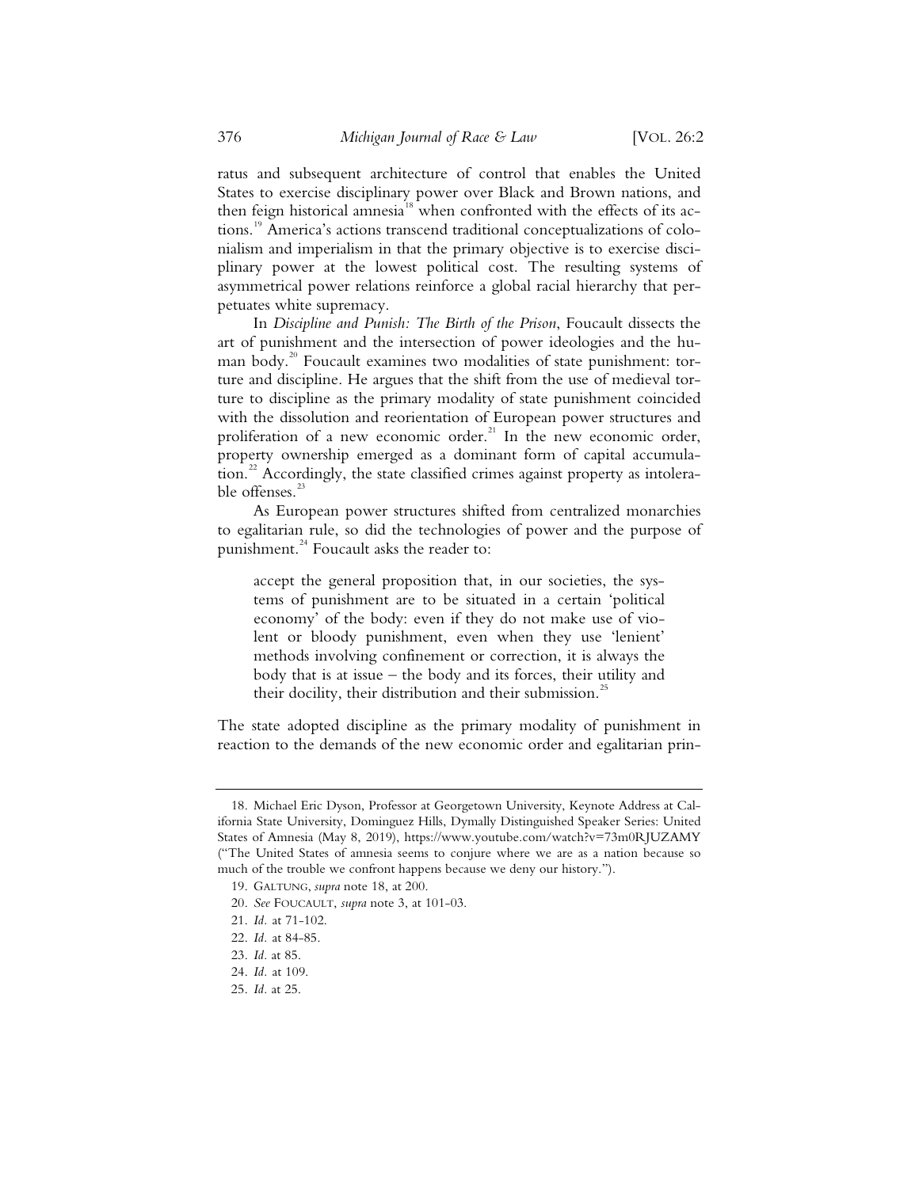ratus and subsequent architecture of control that enables the United States to exercise disciplinary power over Black and Brown nations, and then feign historical amnesia[18] when confronted with the effects of its actions.[19] America's actions transcend traditional conceptualizations of colonialism and imperialism in that the primary objective is to exercise disciplinary power at the lowest political cost. The resulting systems of asymmetrical power relations reinforce a global racial hierarchy that perpetuates white supremacy.

In *Discipline and Punish: The Birth of the Prison*, Foucault dissects the art of punishment and the intersection of power ideologies and the human body.[20] Foucault examines two modalities of state punishment: torture and discipline. He argues that the shift from the use of medieval torture to discipline as the primary modality of state punishment coincided with the dissolution and reorientation of European power structures and proliferation of a new economic order.[21] In the new economic order, property ownership emerged as a dominant form of capital accumulation.[22] Accordingly, the state classified crimes against property as intolerable offenses.[23]

As European power structures shifted from centralized monarchies to egalitarian rule, so did the technologies of power and the purpose of punishment.[24] Foucault asks the reader to:

> accept the general proposition that, in our societies, the systems of punishment are to be situated in a certain 'political economy' of the body: even if they do not make use of violent or bloody punishment, even when they use 'lenient' methods involving confinement or correction, it is always the body that is at issue – the body and its forces, their utility and their docility, their distribution and their submission.[25]

The state adopted discipline as the primary modality of punishment in reaction to the demands of the new economic order and egalitarian prin-

---

18. Michael Eric Dyson, Professor at Georgetown University, Keynote Address at California State University, Dominguez Hills, Dymally Distinguished Speaker Series: United States of Amnesia (May 8, 2019), https://www.youtube.com/watch?v=73m0RJUZAMY ("The United States of amnesia seems to conjure where we are as a nation because so much of the trouble we confront happens because we deny our history.").

19. GALTUNG, *supra* note 18, at 200.

20. *See* FOUCAULT, *supra* note 3, at 101-03.

21. *Id.* at 71-102.

22. *Id.* at 84-85.

23. *Id.* at 85.

24. *Id.* at 109.

25. *Id.* at 25.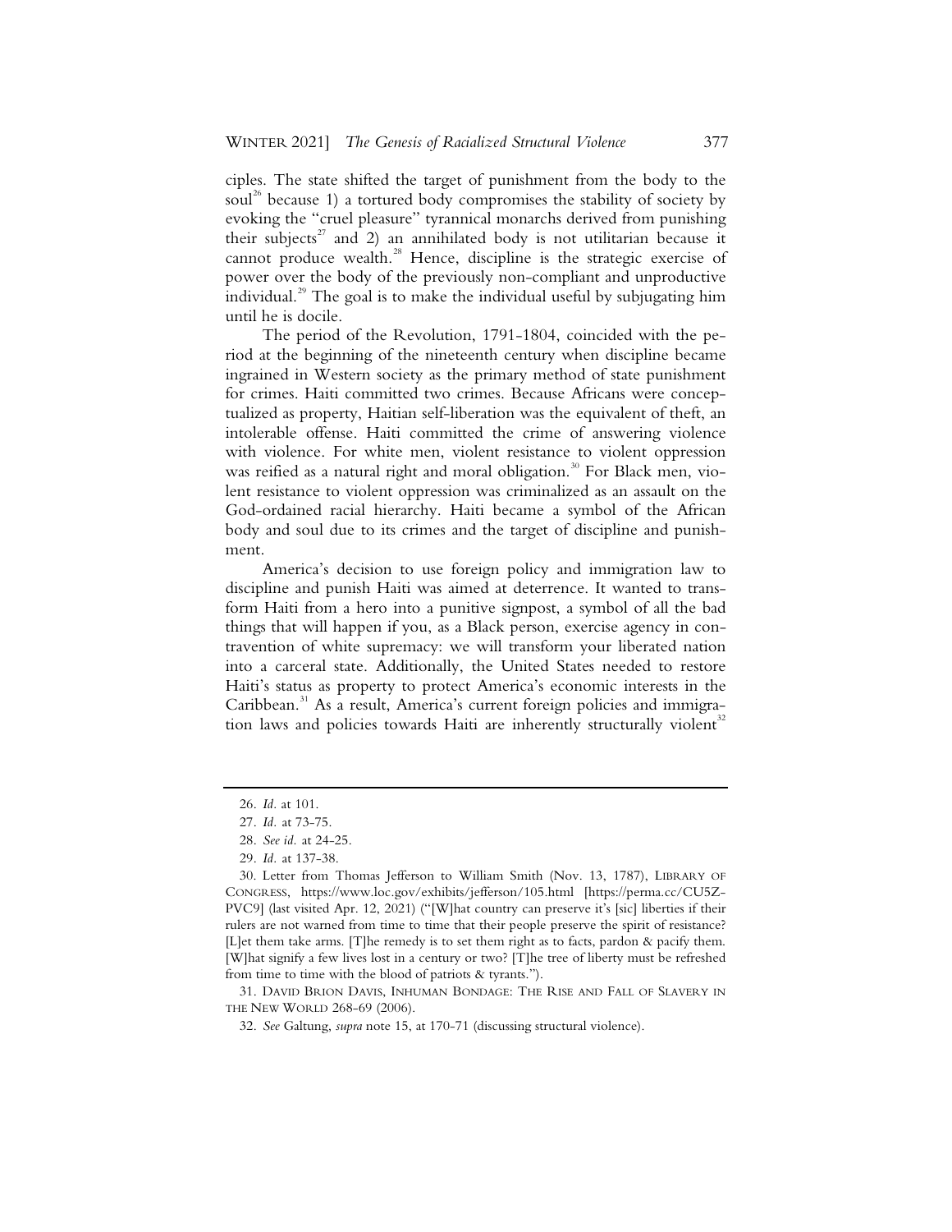ciples. The state shifted the target of punishment from the body to the soul[26] because 1) a tortured body compromises the stability of society by evoking the "cruel pleasure" tyrannical monarchs derived from punishing their subjects[27] and 2) an annihilated body is not utilitarian because it cannot produce wealth.[28] Hence, discipline is the strategic exercise of power over the body of the previously non-compliant and unproductive individual.[29] The goal is to make the individual useful by subjugating him until he is docile.

The period of the Revolution, 1791-1804, coincided with the period at the beginning of the nineteenth century when discipline became ingrained in Western society as the primary method of state punishment for crimes. Haiti committed two crimes. Because Africans were conceptualized as property, Haitian self-liberation was the equivalent of theft, an intolerable offense. Haiti committed the crime of answering violence with violence. For white men, violent resistance to violent oppression was reified as a natural right and moral obligation.[30] For Black men, violent resistance to violent oppression was criminalized as an assault on the God-ordained racial hierarchy. Haiti became a symbol of the African body and soul due to its crimes and the target of discipline and punishment.

America's decision to use foreign policy and immigration law to discipline and punish Haiti was aimed at deterrence. It wanted to transform Haiti from a hero into a punitive signpost, a symbol of all the bad things that will happen if you, as a Black person, exercise agency in contravention of white supremacy: we will transform your liberated nation into a carceral state. Additionally, the United States needed to restore Haiti's status as property to protect America's economic interests in the Caribbean.[31] As a result, America's current foreign policies and immigration laws and policies towards Haiti are inherently structurally violent[32]

---

26. *Id.* at 101.

27. *Id.* at 73-75.

28. *See id.* at 24-25.

29. *Id.* at 137-38.

30. Letter from Thomas Jefferson to William Smith (Nov. 13, 1787), LIBRARY OF CONGRESS, https://www.loc.gov/exhibits/jefferson/105.html [https://perma.cc/CU5Z-PVC9] (last visited Apr. 12, 2021) ("[W]hat country can preserve it's [sic] liberties if their rulers are not warned from time to time that their people preserve the spirit of resistance? [L]et them take arms. [T]he remedy is to set them right as to facts, pardon & pacify them. [W]hat signify a few lives lost in a century or two? [T]he tree of liberty must be refreshed from time to time with the blood of patriots & tyrants.").

31. DAVID BRION DAVIS, INHUMAN BONDAGE: THE RISE AND FALL OF SLAVERY IN THE NEW WORLD 268-69 (2006).

32. *See* Galtung, *supra* note 15, at 170-71 (discussing structural violence).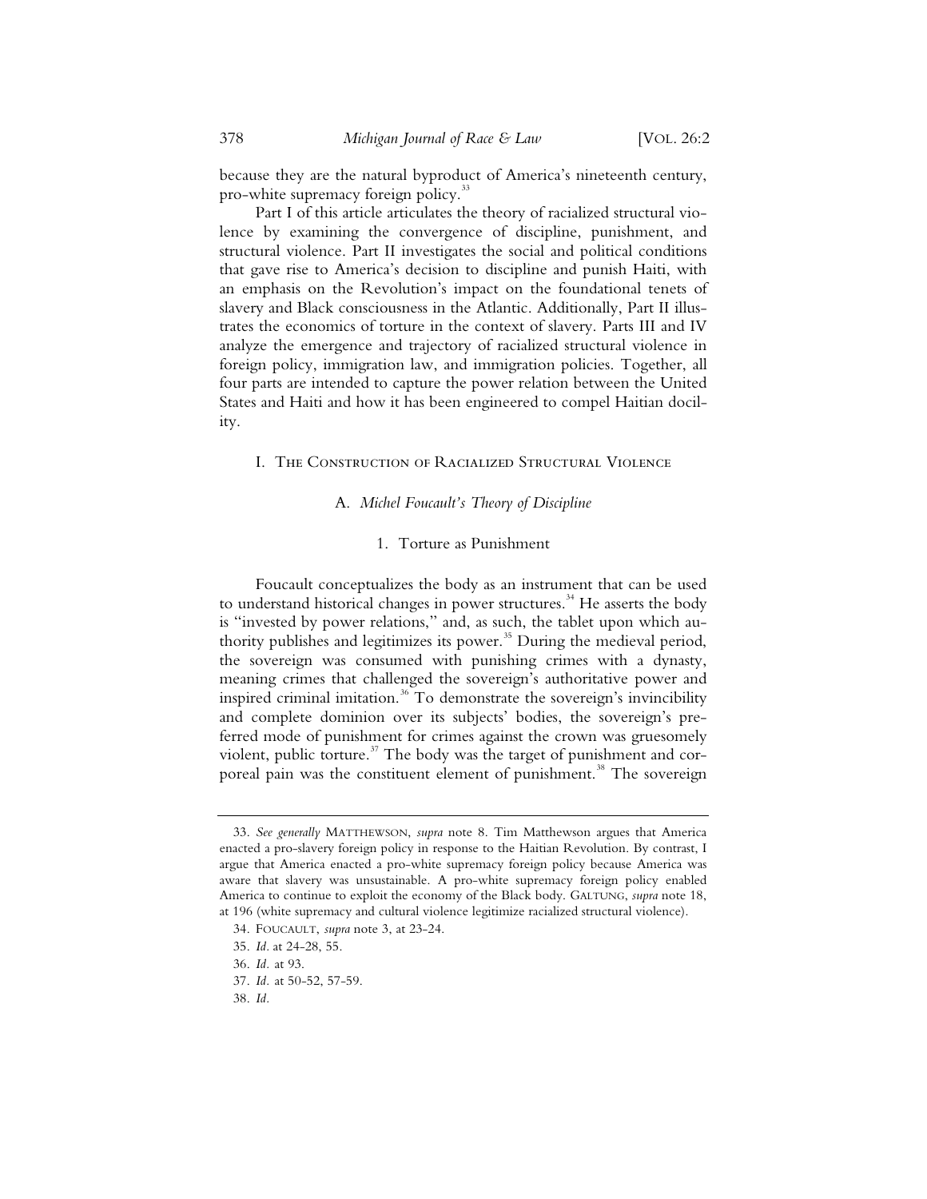because they are the natural byproduct of America's nineteenth century, pro-white supremacy foreign policy.[33]

Part I of this article articulates the theory of racialized structural violence by examining the convergence of discipline, punishment, and structural violence. Part II investigates the social and political conditions that gave rise to America's decision to discipline and punish Haiti, with an emphasis on the Revolution's impact on the foundational tenets of slavery and Black consciousness in the Atlantic. Additionally, Part II illustrates the economics of torture in the context of slavery. Parts III and IV analyze the emergence and trajectory of racialized structural violence in foreign policy, immigration law, and immigration policies. Together, all four parts are intended to capture the power relation between the United States and Haiti and how it has been engineered to compel Haitian docility.

## I. The Construction of Racialized Structural Violence

### A. *Michel Foucault's Theory of Discipline*

#### 1. Torture as Punishment

Foucault conceptualizes the body as an instrument that can be used to understand historical changes in power structures.[34] He asserts the body is "invested by power relations," and, as such, the tablet upon which authority publishes and legitimizes its power.[35] During the medieval period, the sovereign was consumed with punishing crimes with a dynasty, meaning crimes that challenged the sovereign's authoritative power and inspired criminal imitation.[36] To demonstrate the sovereign's invincibility and complete dominion over its subjects' bodies, the sovereign's preferred mode of punishment for crimes against the crown was gruesomely violent, public torture.[37] The body was the target of punishment and corporeal pain was the constituent element of punishment.[38] The sovereign

---

33. *See generally* Matthewson, *supra* note 8. Tim Matthewson argues that America enacted a pro-slavery foreign policy in response to the Haitian Revolution. By contrast, I argue that America enacted a pro-white supremacy foreign policy because America was aware that slavery was unsustainable. A pro-white supremacy foreign policy enabled America to continue to exploit the economy of the Black body. Galtung, *supra* note 18, at 196 (white supremacy and cultural violence legitimize racialized structural violence).

34. Foucault, *supra* note 3, at 23-24.

35. *Id.* at 24-28, 55.

36. *Id.* at 93.

37. *Id.* at 50-52, 57-59.

38. *Id.*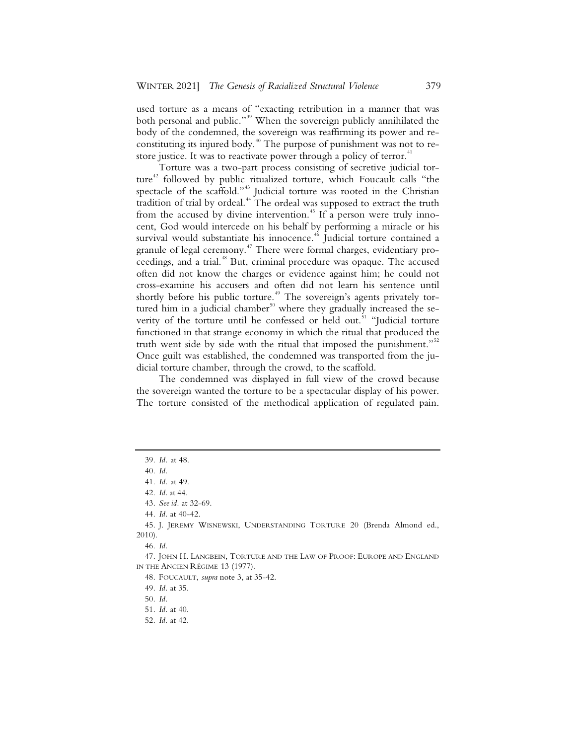used torture as a means of "exacting retribution in a manner that was both personal and public."[39] When the sovereign publicly annihilated the body of the condemned, the sovereign was reaffirming its power and reconstituting its injured body.[40] The purpose of punishment was not to restore justice. It was to reactivate power through a policy of terror.[41]

Torture was a two-part process consisting of secretive judicial torture[42] followed by public ritualized torture, which Foucault calls "the spectacle of the scaffold."[43] Judicial torture was rooted in the Christian tradition of trial by ordeal.[44] The ordeal was supposed to extract the truth from the accused by divine intervention.[45] If a person were truly innocent, God would intercede on his behalf by performing a miracle or his survival would substantiate his innocence.[46] Judicial torture contained a granule of legal ceremony.[47] There were formal charges, evidentiary proceedings, and a trial.[48] But, criminal procedure was opaque. The accused often did not know the charges or evidence against him; he could not cross-examine his accusers and often did not learn his sentence until shortly before his public torture.[49] The sovereign's agents privately tortured him in a judicial chamber[50] where they gradually increased the severity of the torture until he confessed or held out.[51] "Judicial torture functioned in that strange economy in which the ritual that produced the truth went side by side with the ritual that imposed the punishment."[52] Once guilt was established, the condemned was transported from the judicial torture chamber, through the crowd, to the scaffold.

The condemned was displayed in full view of the crowd because the sovereign wanted the torture to be a spectacular display of his power. The torture consisted of the methodical application of regulated pain.

---

39. *Id.* at 48.

40. *Id.*

41. *Id.* at 49.

42. *Id.* at 44.

43. *See id.* at 32-69.

44. *Id.* at 40-42.

45. J. JEREMY WISNEWSKI, UNDERSTANDING TORTURE 20 (Brenda Almond ed., 2010).

46. *Id.*

47. JOHN H. LANGBEIN, TORTURE AND THE LAW OF PROOF: EUROPE AND ENGLAND IN THE ANCIEN RÉGIME 13 (1977).

48. FOUCAULT, *supra* note 3, at 35-42.

49. *Id.* at 35.

50. *Id.*

51. *Id.* at 40.

52. *Id.* at 42.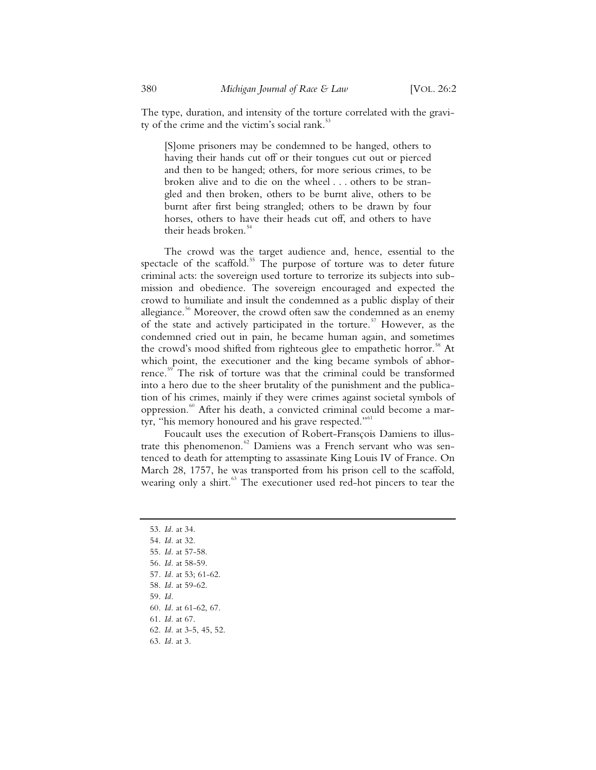The type, duration, and intensity of the torture correlated with the gravity of the crime and the victim's social rank.[53]

> [S]ome prisoners may be condemned to be hanged, others to having their hands cut off or their tongues cut out or pierced and then to be hanged; others, for more serious crimes, to be broken alive and to die on the wheel . . . others to be strangled and then broken, others to be burnt alive, others to be burnt after first being strangled; others to be drawn by four horses, others to have their heads cut off, and others to have their heads broken.[54]

The crowd was the target audience and, hence, essential to the spectacle of the scaffold.[55] The purpose of torture was to deter future criminal acts: the sovereign used torture to terrorize its subjects into submission and obedience. The sovereign encouraged and expected the crowd to humiliate and insult the condemned as a public display of their allegiance.[56] Moreover, the crowd often saw the condemned as an enemy of the state and actively participated in the torture.[57] However, as the condemned cried out in pain, he became human again, and sometimes the crowd's mood shifted from righteous glee to empathetic horror.[58] At which point, the executioner and the king became symbols of abhorrence.[59] The risk of torture was that the criminal could be transformed into a hero due to the sheer brutality of the punishment and the publication of his crimes, mainly if they were crimes against societal symbols of oppression.[60] After his death, a convicted criminal could become a martyr, "his memory honoured and his grave respected."[61]

Foucault uses the execution of Robert-Fransçois Damiens to illustrate this phenomenon.[62] Damiens was a French servant who was sentenced to death for attempting to assassinate King Louis IV of France. On March 28, 1757, he was transported from his prison cell to the scaffold, wearing only a shirt.[63] The executioner used red-hot pincers to tear the

---

53. *Id.* at 34.
54. *Id.* at 32.
55. *Id.* at 57-58.
56. *Id.* at 58-59.
57. *Id.* at 53; 61-62.
58. *Id.* at 59-62.
59. *Id.*
60. *Id.* at 61-62, 67.
61. *Id.* at 67.
62. *Id.* at 3-5, 45, 52.
63. *Id.* at 3.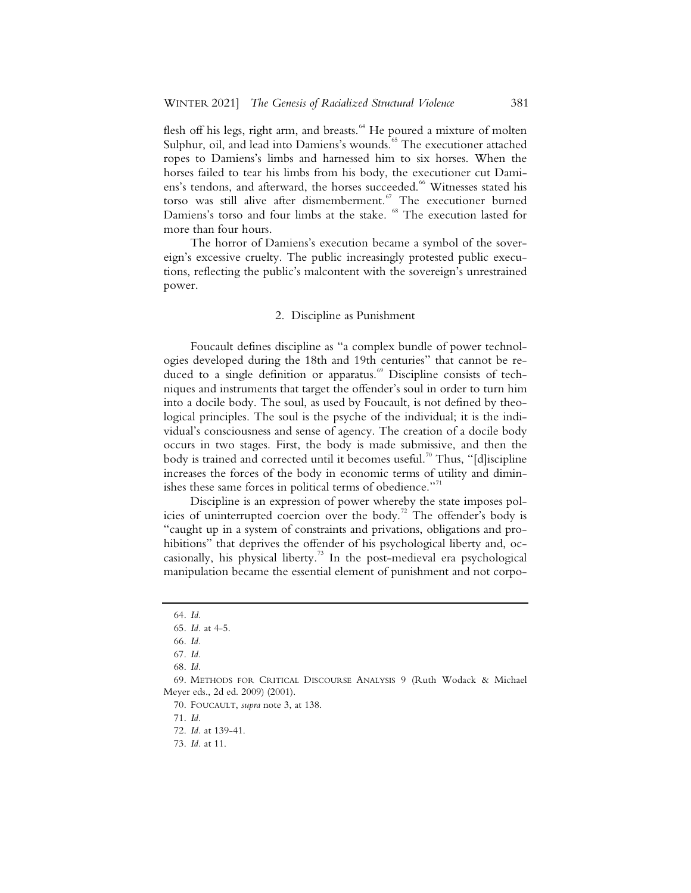flesh off his legs, right arm, and breasts.[64] He poured a mixture of molten Sulphur, oil, and lead into Damiens's wounds.[65] The executioner attached ropes to Damiens's limbs and harnessed him to six horses. When the horses failed to tear his limbs from his body, the executioner cut Damiens's tendons, and afterward, the horses succeeded.[66] Witnesses stated his torso was still alive after dismemberment.[67] The executioner burned Damiens's torso and four limbs at the stake. [68] The execution lasted for more than four hours.

The horror of Damiens's execution became a symbol of the sovereign's excessive cruelty. The public increasingly protested public executions, reflecting the public's malcontent with the sovereign's unrestrained power.

### 2. Discipline as Punishment

Foucault defines discipline as "a complex bundle of power technologies developed during the 18th and 19th centuries" that cannot be reduced to a single definition or apparatus.[69] Discipline consists of techniques and instruments that target the offender's soul in order to turn him into a docile body. The soul, as used by Foucault, is not defined by theological principles. The soul is the psyche of the individual; it is the individual's consciousness and sense of agency. The creation of a docile body occurs in two stages. First, the body is made submissive, and then the body is trained and corrected until it becomes useful.[70] Thus, "[d]iscipline increases the forces of the body in economic terms of utility and diminishes these same forces in political terms of obedience."[71]

Discipline is an expression of power whereby the state imposes policies of uninterrupted coercion over the body.[72] The offender's body is "caught up in a system of constraints and privations, obligations and prohibitions" that deprives the offender of his psychological liberty and, occasionally, his physical liberty.[73] In the post-medieval era psychological manipulation became the essential element of punishment and not corpo-

---

64. *Id.*

65. *Id.* at 4-5.

66. *Id.*

67. *Id.*

68. *Id.*

69. METHODS FOR CRITICAL DISCOURSE ANALYSIS 9 (Ruth Wodack & Michael Meyer eds., 2d ed. 2009) (2001).

70. FOUCAULT, *supra* note 3, at 138.

71. *Id.*

72. *Id.* at 139-41.

73. *Id.* at 11.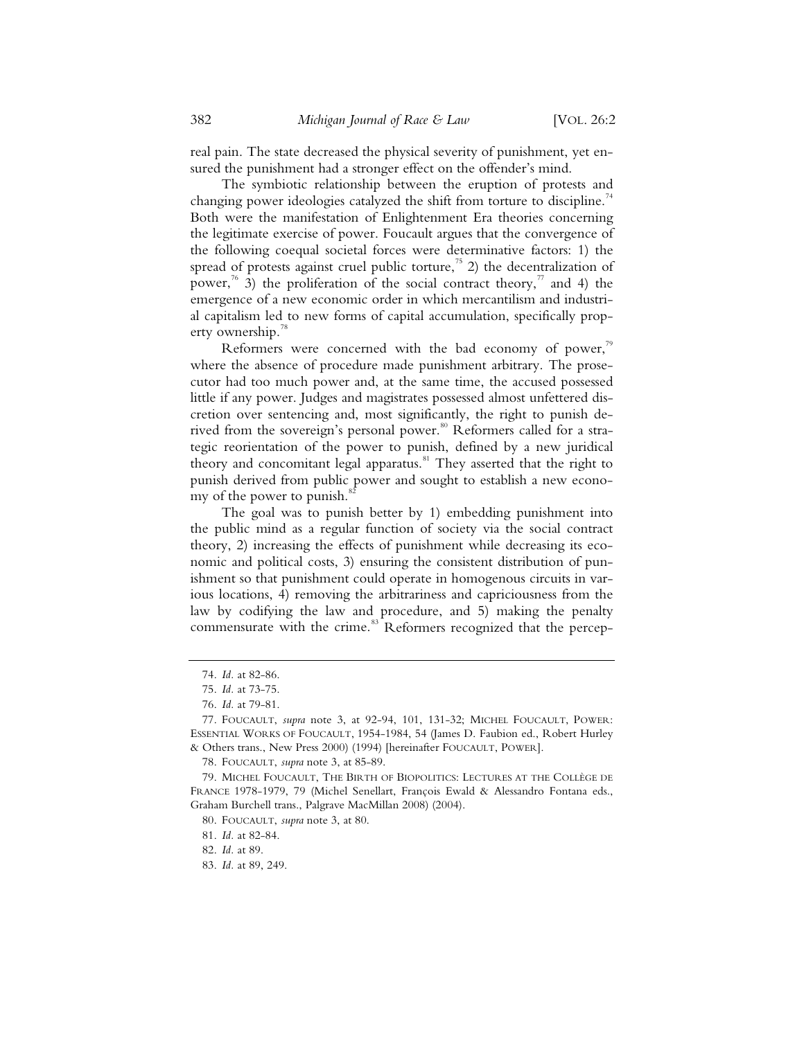real pain. The state decreased the physical severity of punishment, yet ensured the punishment had a stronger effect on the offender's mind.

The symbiotic relationship between the eruption of protests and changing power ideologies catalyzed the shift from torture to discipline.[74] Both were the manifestation of Enlightenment Era theories concerning the legitimate exercise of power. Foucault argues that the convergence of the following coequal societal forces were determinative factors: 1) the spread of protests against cruel public torture,[75] 2) the decentralization of power,[76] 3) the proliferation of the social contract theory,[77] and 4) the emergence of a new economic order in which mercantilism and industrial capitalism led to new forms of capital accumulation, specifically property ownership.[78]

Reformers were concerned with the bad economy of power,[79] where the absence of procedure made punishment arbitrary. The prosecutor had too much power and, at the same time, the accused possessed little if any power. Judges and magistrates possessed almost unfettered discretion over sentencing and, most significantly, the right to punish derived from the sovereign's personal power.[80] Reformers called for a strategic reorientation of the power to punish, defined by a new juridical theory and concomitant legal apparatus.[81] They asserted that the right to punish derived from public power and sought to establish a new economy of the power to punish.[82]

The goal was to punish better by 1) embedding punishment into the public mind as a regular function of society via the social contract theory, 2) increasing the effects of punishment while decreasing its economic and political costs, 3) ensuring the consistent distribution of punishment so that punishment could operate in homogenous circuits in various locations, 4) removing the arbitrariness and capriciousness from the law by codifying the law and procedure, and 5) making the penalty commensurate with the crime.[83] Reformers recognized that the percep-

---

74. *Id.* at 82-86.

75. *Id.* at 73-75.

76. *Id.* at 79-81.

77. FOUCAULT, *supra* note 3, at 92-94, 101, 131-32; MICHEL FOUCAULT, POWER: ESSENTIAL WORKS OF FOUCAULT, 1954-1984, 54 (James D. Faubion ed., Robert Hurley & Others trans., New Press 2000) (1994) [hereinafter FOUCAULT, POWER].

78. FOUCAULT, *supra* note 3, at 85-89.

79. MICHEL FOUCAULT, THE BIRTH OF BIOPOLITICS: LECTURES AT THE COLLÈGE DE FRANCE 1978-1979, 79 (Michel Senellart, François Ewald & Alessandro Fontana eds., Graham Burchell trans., Palgrave MacMillan 2008) (2004).

80. FOUCAULT, *supra* note 3, at 80.

81. *Id.* at 82-84.

82. *Id.* at 89.

83. *Id.* at 89, 249.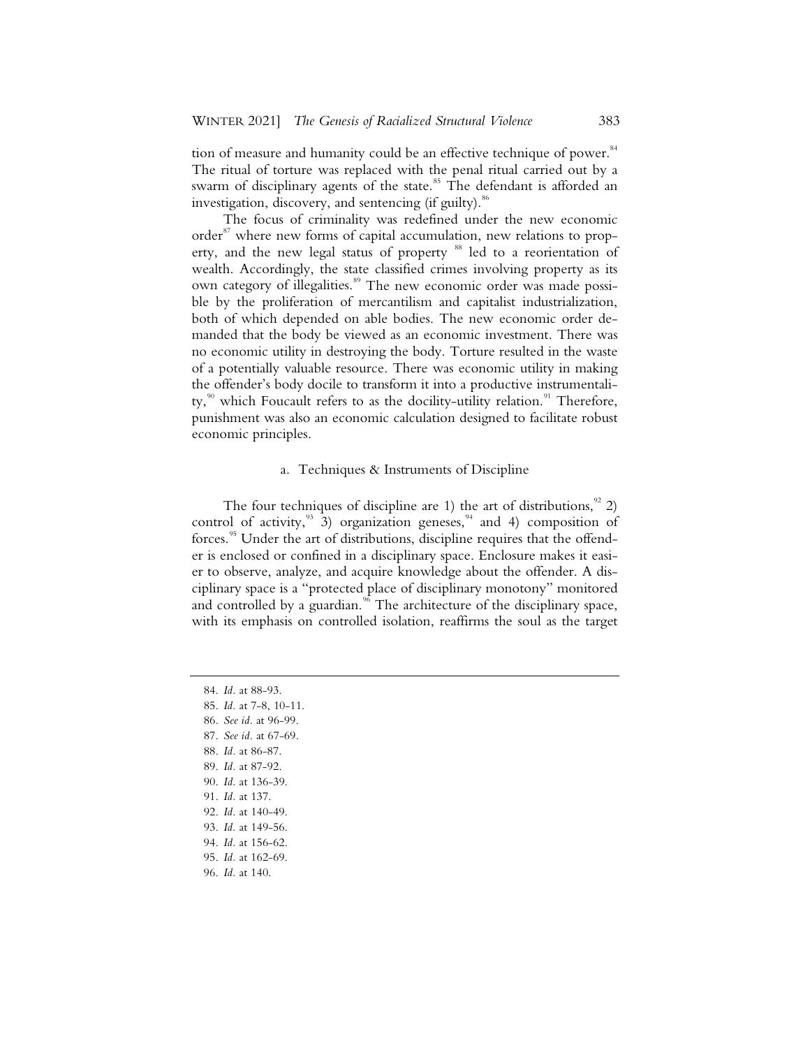tion of measure and humanity could be an effective technique of power.[84] The ritual of torture was replaced with the penal ritual carried out by a swarm of disciplinary agents of the state.[85] The defendant is afforded an investigation, discovery, and sentencing (if guilty).[86]

The focus of criminality was redefined under the new economic order[87] where new forms of capital accumulation, new relations to property, and the new legal status of property [88] led to a reorientation of wealth. Accordingly, the state classified crimes involving property as its own category of illegalities.[89] The new economic order was made possible by the proliferation of mercantilism and capitalist industrialization, both of which depended on able bodies. The new economic order demanded that the body be viewed as an economic investment. There was no economic utility in destroying the body. Torture resulted in the waste of a potentially valuable resource. There was economic utility in making the offender's body docile to transform it into a productive instrumentality,[90] which Foucault refers to as the docility-utility relation.[91] Therefore, punishment was also an economic calculation designed to facilitate robust economic principles.

### a. Techniques & Instruments of Discipline

The four techniques of discipline are 1) the art of distributions,[92] 2) control of activity,[93] 3) organization geneses,[94] and 4) composition of forces.[95] Under the art of distributions, discipline requires that the offender is enclosed or confined in a disciplinary space. Enclosure makes it easier to observe, analyze, and acquire knowledge about the offender. A disciplinary space is a "protected place of disciplinary monotony" monitored and controlled by a guardian.[96] The architecture of the disciplinary space, with its emphasis on controlled isolation, reaffirms the soul as the target

---

84. *Id.* at 88-93.
85. *Id.* at 7-8, 10-11.
86. *See id.* at 96-99.
87. *See id.* at 67-69.
88. *Id.* at 86-87.
89. *Id.* at 87-92.
90. *Id.* at 136-39.
91. *Id.* at 137.
92. *Id.* at 140-49.
93. *Id.* at 149-56.
94. *Id.* at 156-62.
95. *Id.* at 162-69.
96. *Id.* at 140.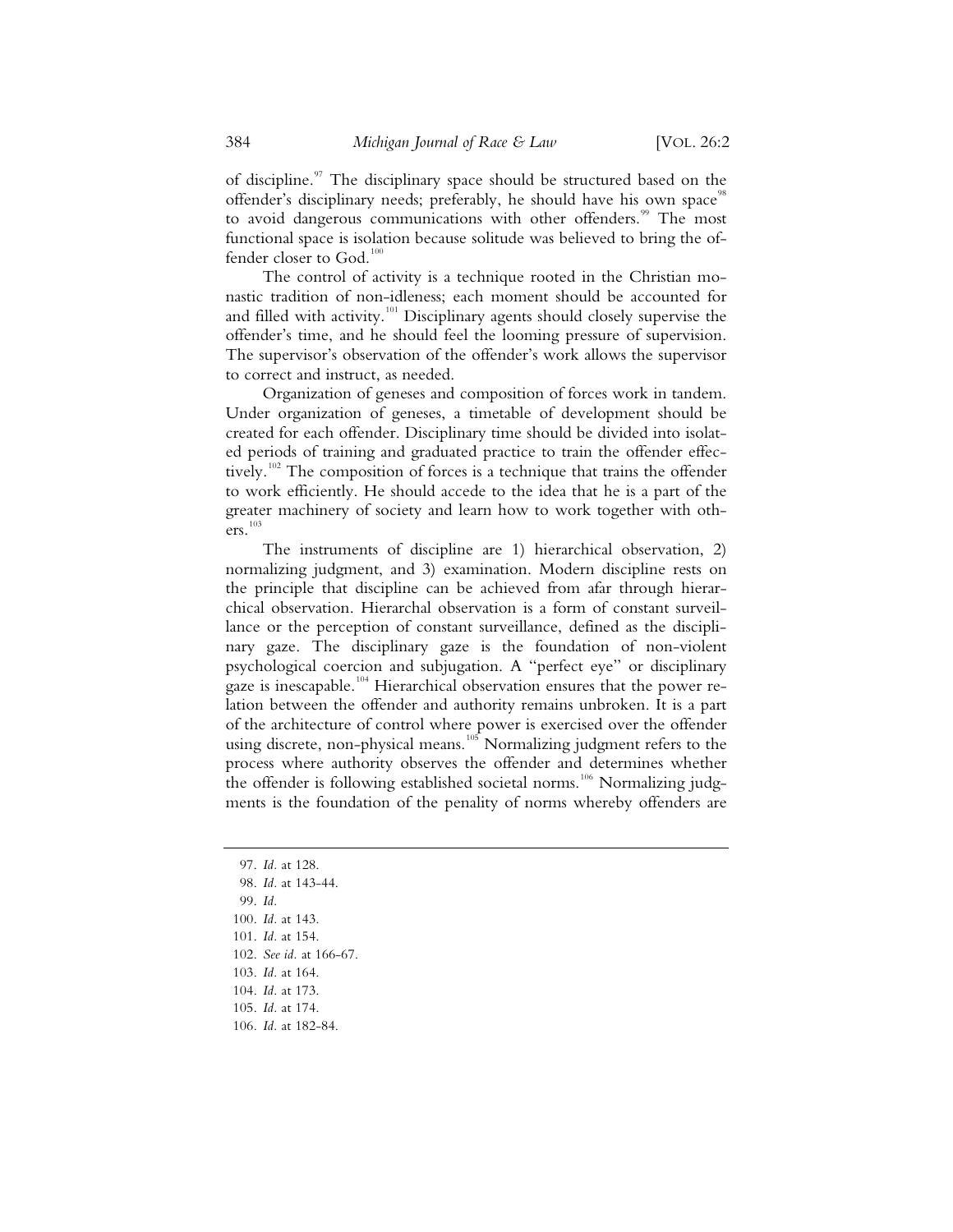of discipline.[97] The disciplinary space should be structured based on the offender's disciplinary needs; preferably, he should have his own space[98] to avoid dangerous communications with other offenders.[99] The most functional space is isolation because solitude was believed to bring the offender closer to God.[100]

The control of activity is a technique rooted in the Christian monastic tradition of non-idleness; each moment should be accounted for and filled with activity.[101] Disciplinary agents should closely supervise the offender's time, and he should feel the looming pressure of supervision. The supervisor's observation of the offender's work allows the supervisor to correct and instruct, as needed.

Organization of geneses and composition of forces work in tandem. Under organization of geneses, a timetable of development should be created for each offender. Disciplinary time should be divided into isolated periods of training and graduated practice to train the offender effectively.[102] The composition of forces is a technique that trains the offender to work efficiently. He should accede to the idea that he is a part of the greater machinery of society and learn how to work together with others.[103]

The instruments of discipline are 1) hierarchical observation, 2) normalizing judgment, and 3) examination. Modern discipline rests on the principle that discipline can be achieved from afar through hierarchical observation. Hierarchal observation is a form of constant surveillance or the perception of constant surveillance, defined as the disciplinary gaze. The disciplinary gaze is the foundation of non-violent psychological coercion and subjugation. A "perfect eye" or disciplinary gaze is inescapable.[104] Hierarchical observation ensures that the power relation between the offender and authority remains unbroken. It is a part of the architecture of control where power is exercised over the offender using discrete, non-physical means.[105] Normalizing judgment refers to the process where authority observes the offender and determines whether the offender is following established societal norms.[106] Normalizing judgments is the foundation of the penality of norms whereby offenders are

---

97. *Id.* at 128.
98. *Id.* at 143-44.
99. *Id.*
100. *Id.* at 143.
101. *Id.* at 154.
102. *See id.* at 166-67.
103. *Id.* at 164.
104. *Id.* at 173.
105. *Id.* at 174.
106. *Id.* at 182-84.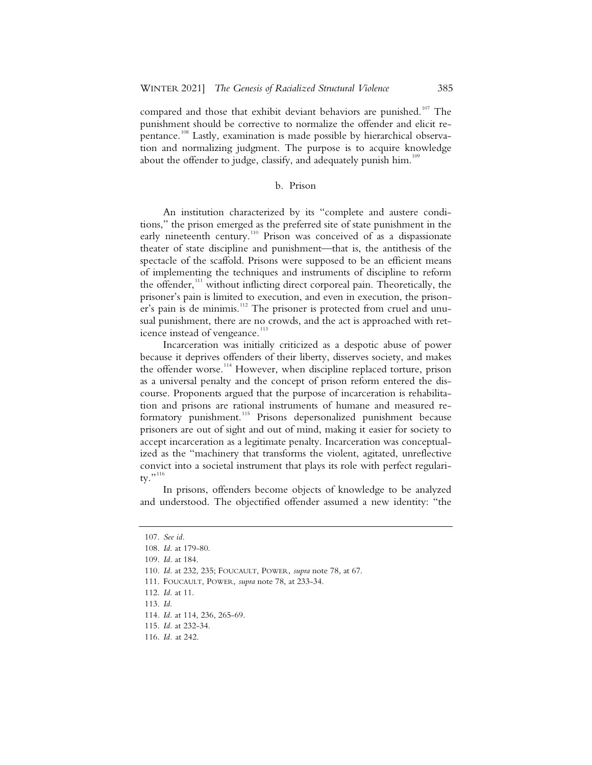compared and those that exhibit deviant behaviors are punished.[107] The punishment should be corrective to normalize the offender and elicit repentance.[108] Lastly, examination is made possible by hierarchical observation and normalizing judgment. The purpose is to acquire knowledge about the offender to judge, classify, and adequately punish him.[109]

### b. Prison

An institution characterized by its "complete and austere conditions," the prison emerged as the preferred site of state punishment in the early nineteenth century.[110] Prison was conceived of as a dispassionate theater of state discipline and punishment—that is, the antithesis of the spectacle of the scaffold. Prisons were supposed to be an efficient means of implementing the techniques and instruments of discipline to reform the offender,[111] without inflicting direct corporeal pain. Theoretically, the prisoner's pain is limited to execution, and even in execution, the prisoner's pain is de minimis.[112] The prisoner is protected from cruel and unusual punishment, there are no crowds, and the act is approached with reticence instead of vengeance.[113]

Incarceration was initially criticized as a despotic abuse of power because it deprives offenders of their liberty, disserves society, and makes the offender worse.[114] However, when discipline replaced torture, prison as a universal penalty and the concept of prison reform entered the discourse. Proponents argued that the purpose of incarceration is rehabilitation and prisons are rational instruments of humane and measured reformatory punishment.[115] Prisons depersonalized punishment because prisoners are out of sight and out of mind, making it easier for society to accept incarceration as a legitimate penalty. Incarceration was conceptualized as the "machinery that transforms the violent, agitated, unreflective convict into a societal instrument that plays its role with perfect regularity."[116]

In prisons, offenders become objects of knowledge to be analyzed and understood. The objectified offender assumed a new identity: "the

---

107. *See id.*

108. *Id.* at 179-80.

109. *Id.* at 184.

110. *Id.* at 232, 235; FOUCAULT, POWER, *supra* note 78, at 67.

111. FOUCAULT, POWER, *supra* note 78, at 233-34.

112. *Id.* at 11.

113. *Id.*

114. *Id.* at 114, 236, 265-69.

115. *Id.* at 232-34.

116. *Id.* at 242.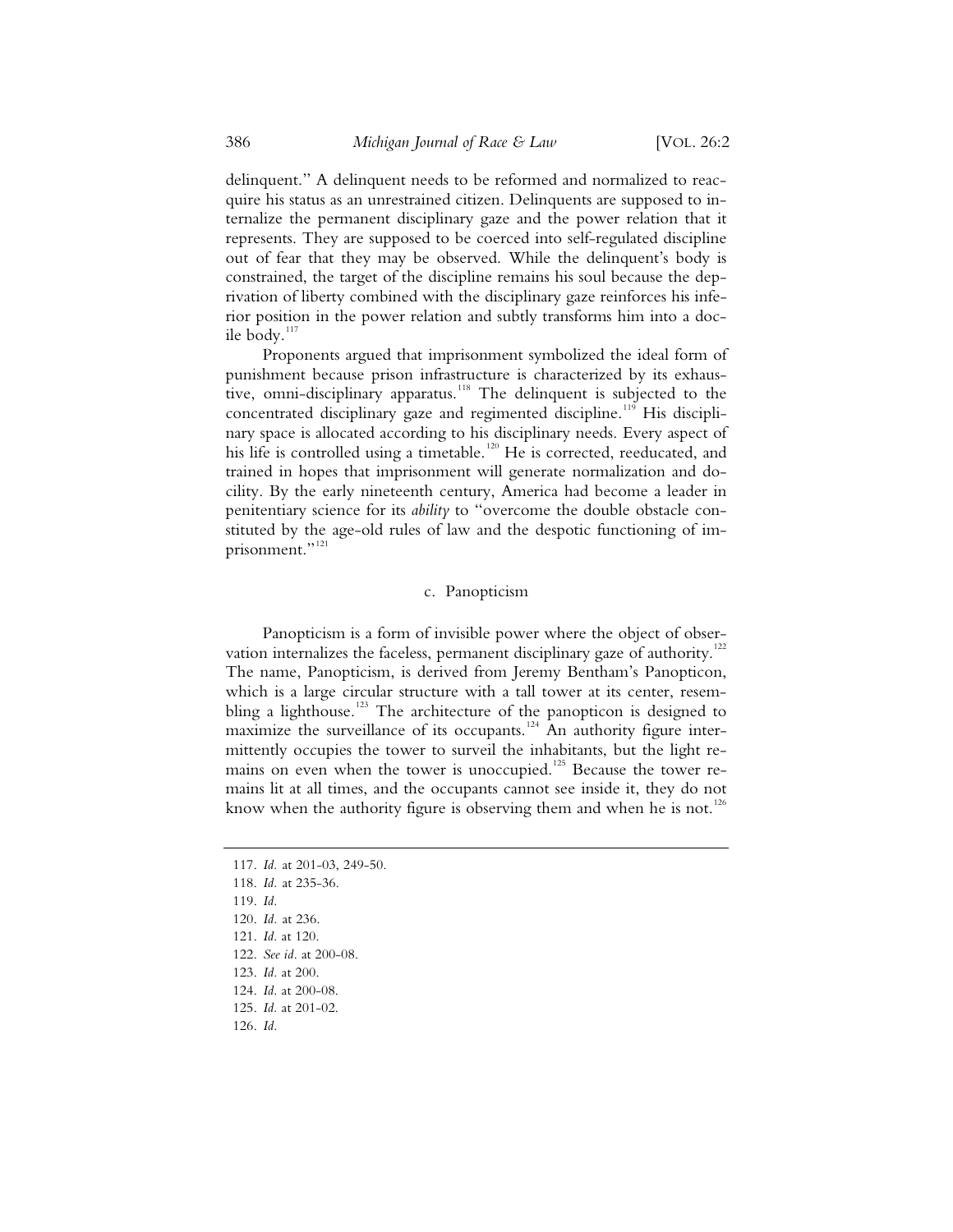delinquent." A delinquent needs to be reformed and normalized to reacquire his status as an unrestrained citizen. Delinquents are supposed to internalize the permanent disciplinary gaze and the power relation that it represents. They are supposed to be coerced into self-regulated discipline out of fear that they may be observed. While the delinquent's body is constrained, the target of the discipline remains his soul because the deprivation of liberty combined with the disciplinary gaze reinforces his inferior position in the power relation and subtly transforms him into a docile body.[117]

Proponents argued that imprisonment symbolized the ideal form of punishment because prison infrastructure is characterized by its exhaustive, omni-disciplinary apparatus.[118] The delinquent is subjected to the concentrated disciplinary gaze and regimented discipline.[119] His disciplinary space is allocated according to his disciplinary needs. Every aspect of his life is controlled using a timetable.[120] He is corrected, reeducated, and trained in hopes that imprisonment will generate normalization and docility. By the early nineteenth century, America had become a leader in penitentiary science for its *ability* to "overcome the double obstacle constituted by the age-old rules of law and the despotic functioning of imprisonment."[121]

### c. Panopticism

Panopticism is a form of invisible power where the object of observation internalizes the faceless, permanent disciplinary gaze of authority.[122] The name, Panopticism, is derived from Jeremy Bentham's Panopticon, which is a large circular structure with a tall tower at its center, resembling a lighthouse.[123] The architecture of the panopticon is designed to maximize the surveillance of its occupants.[124] An authority figure intermittently occupies the tower to surveil the inhabitants, but the light remains on even when the tower is unoccupied.[125] Because the tower remains lit at all times, and the occupants cannot see inside it, they do not know when the authority figure is observing them and when he is not.[126]

---

117. *Id.* at 201-03, 249-50.
118. *Id.* at 235-36.
119. *Id.*
120. *Id.* at 236.
121. *Id.* at 120.
122. *See id.* at 200-08.
123. *Id.* at 200.
124. *Id.* at 200-08.
125. *Id.* at 201-02.
126. *Id.*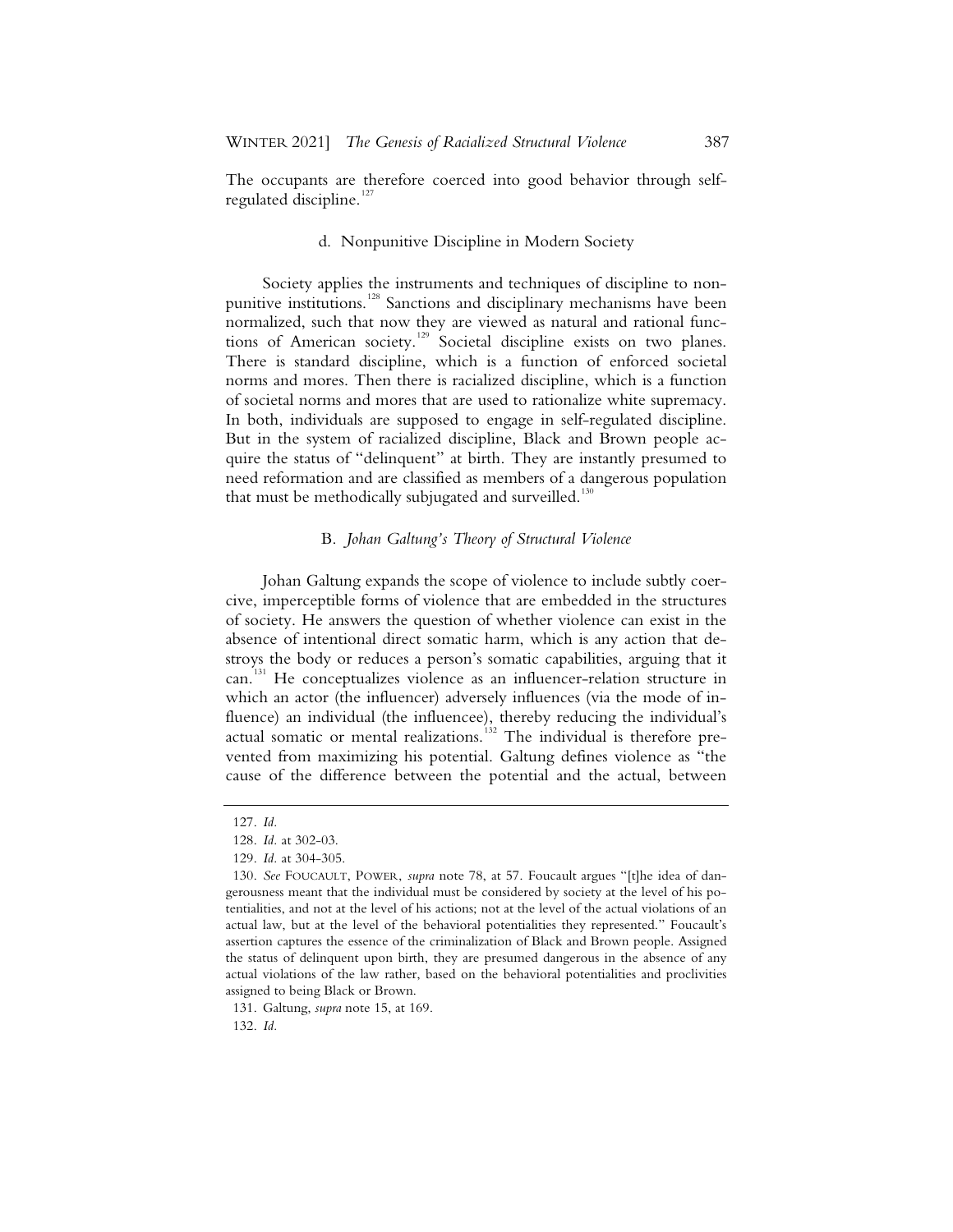The occupants are therefore coerced into good behavior through self-regulated discipline.[127]

#### d. Nonpunitive Discipline in Modern Society

Society applies the instruments and techniques of discipline to nonpunitive institutions.[128] Sanctions and disciplinary mechanisms have been normalized, such that now they are viewed as natural and rational functions of American society.[129] Societal discipline exists on two planes. There is standard discipline, which is a function of enforced societal norms and mores. Then there is racialized discipline, which is a function of societal norms and mores that are used to rationalize white supremacy. In both, individuals are supposed to engage in self-regulated discipline. But in the system of racialized discipline, Black and Brown people acquire the status of "delinquent" at birth. They are instantly presumed to need reformation and are classified as members of a dangerous population that must be methodically subjugated and surveilled.[130]

### B. *Johan Galtung's Theory of Structural Violence*

Johan Galtung expands the scope of violence to include subtly coercive, imperceptible forms of violence that are embedded in the structures of society. He answers the question of whether violence can exist in the absence of intentional direct somatic harm, which is any action that destroys the body or reduces a person's somatic capabilities, arguing that it can.[131] He conceptualizes violence as an influencer-relation structure in which an actor (the influencer) adversely influences (via the mode of influence) an individual (the influencee), thereby reducing the individual's actual somatic or mental realizations.[132] The individual is therefore prevented from maximizing his potential. Galtung defines violence as "the cause of the difference between the potential and the actual, between

---

127. *Id.*

128. *Id.* at 302-03.

129. *Id.* at 304-305.

130. *See* FOUCAULT, POWER, *supra* note 78, at 57. Foucault argues "[t]he idea of dangerousness meant that the individual must be considered by society at the level of his potentialities, and not at the level of his actions; not at the level of the actual violations of an actual law, but at the level of the behavioral potentialities they represented." Foucault's assertion captures the essence of the criminalization of Black and Brown people. Assigned the status of delinquent upon birth, they are presumed dangerous in the absence of any actual violations of the law rather, based on the behavioral potentialities and proclivities assigned to being Black or Brown.

131. Galtung, *supra* note 15, at 169.

132. *Id.*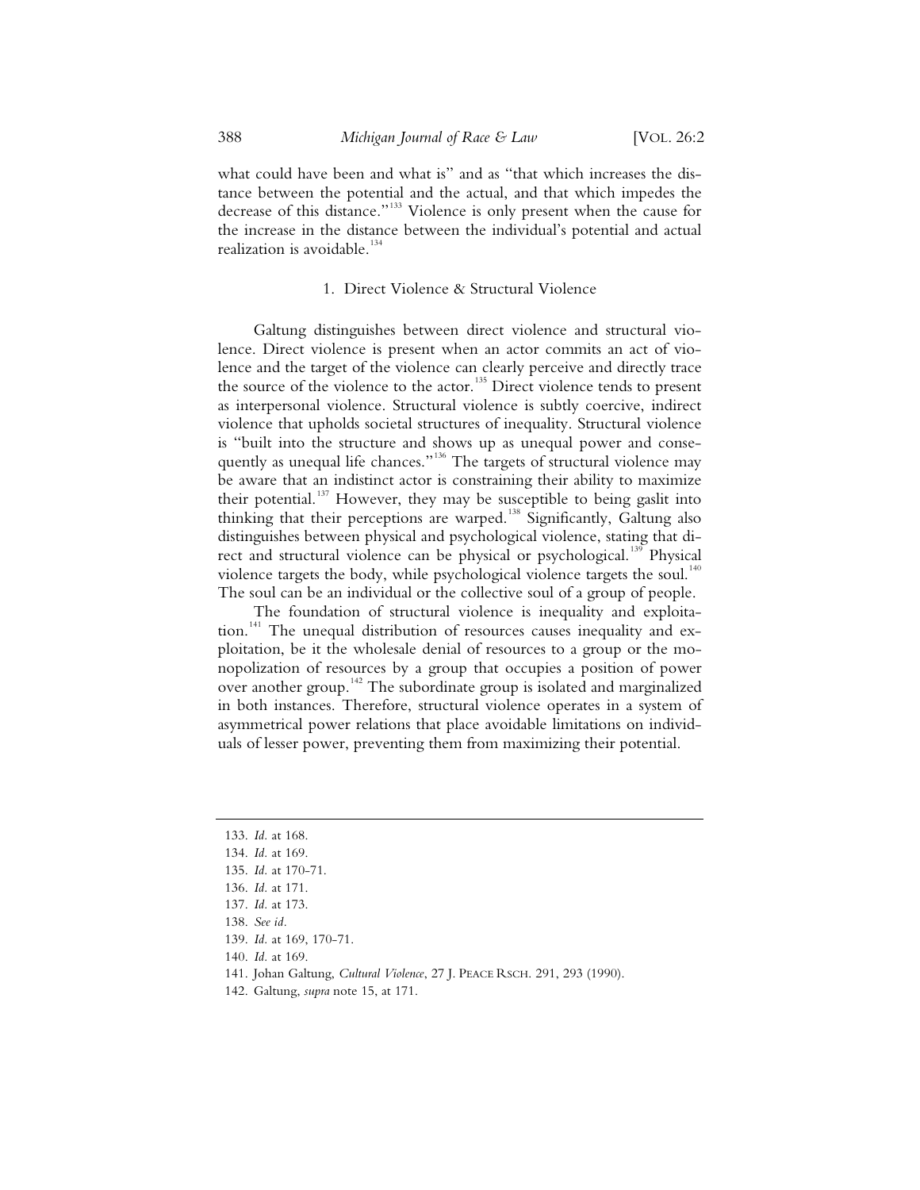what could have been and what is" and as "that which increases the distance between the potential and the actual, and that which impedes the decrease of this distance."[133] Violence is only present when the cause for the increase in the distance between the individual's potential and actual realization is avoidable.[134]

### 1. Direct Violence & Structural Violence

Galtung distinguishes between direct violence and structural violence. Direct violence is present when an actor commits an act of violence and the target of the violence can clearly perceive and directly trace the source of the violence to the actor.[135] Direct violence tends to present as interpersonal violence. Structural violence is subtly coercive, indirect violence that upholds societal structures of inequality. Structural violence is "built into the structure and shows up as unequal power and consequently as unequal life chances."[136] The targets of structural violence may be aware that an indistinct actor is constraining their ability to maximize their potential.[137] However, they may be susceptible to being gaslit into thinking that their perceptions are warped.[138] Significantly, Galtung also distinguishes between physical and psychological violence, stating that direct and structural violence can be physical or psychological.[139] Physical violence targets the body, while psychological violence targets the soul.[140] The soul can be an individual or the collective soul of a group of people.

The foundation of structural violence is inequality and exploitation.[141] The unequal distribution of resources causes inequality and exploitation, be it the wholesale denial of resources to a group or the monopolization of resources by a group that occupies a position of power over another group.[142] The subordinate group is isolated and marginalized in both instances. Therefore, structural violence operates in a system of asymmetrical power relations that place avoidable limitations on individuals of lesser power, preventing them from maximizing their potential.

---

133. *Id.* at 168.
134. *Id.* at 169.
135. *Id.* at 170-71.
136. *Id.* at 171.
137. *Id.* at 173.
138. *See id.*
139. *Id.* at 169, 170-71.
140. *Id.* at 169.
141. Johan Galtung, *Cultural Violence*, 27 J. PEACE RSCH. 291, 293 (1990).
142. Galtung, *supra* note 15, at 171.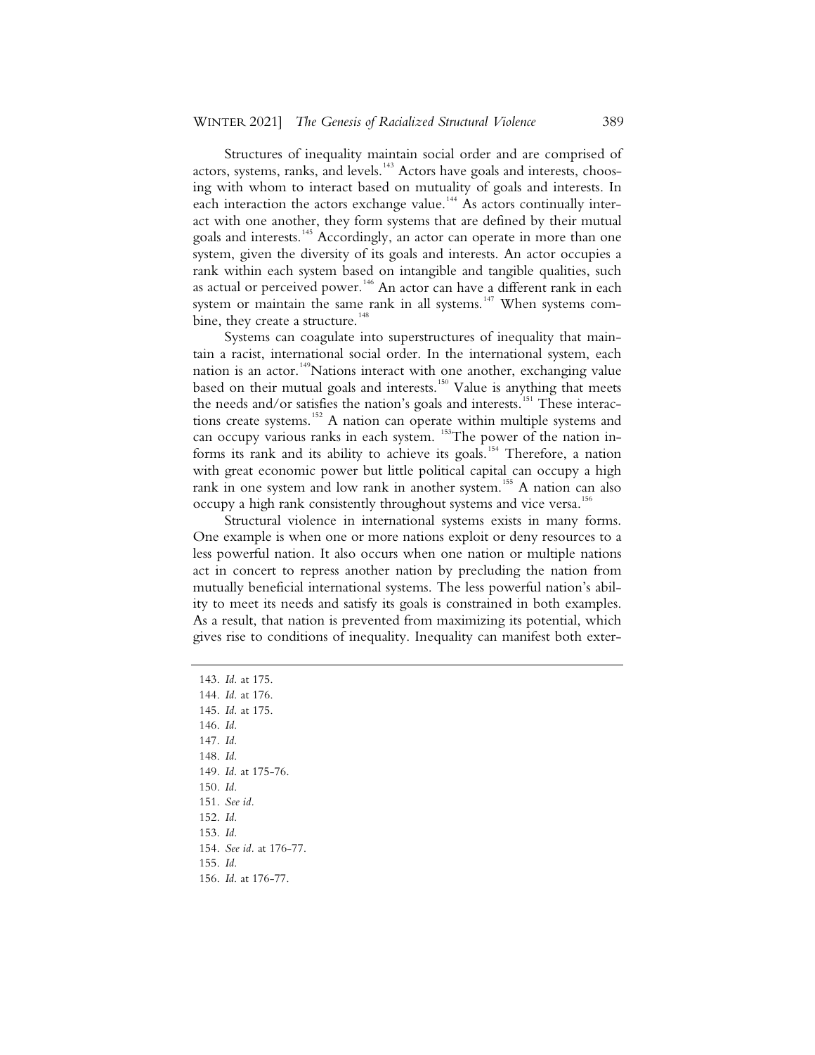Structures of inequality maintain social order and are comprised of actors, systems, ranks, and levels.[143] Actors have goals and interests, choosing with whom to interact based on mutuality of goals and interests. In each interaction the actors exchange value.[144] As actors continually interact with one another, they form systems that are defined by their mutual goals and interests.[145] Accordingly, an actor can operate in more than one system, given the diversity of its goals and interests. An actor occupies a rank within each system based on intangible and tangible qualities, such as actual or perceived power.[146] An actor can have a different rank in each system or maintain the same rank in all systems.[147] When systems combine, they create a structure.[148]

Systems can coagulate into superstructures of inequality that maintain a racist, international social order. In the international system, each nation is an actor.[149] Nations interact with one another, exchanging value based on their mutual goals and interests.[150] Value is anything that meets the needs and/or satisfies the nation's goals and interests.[151] These interactions create systems.[152] A nation can operate within multiple systems and can occupy various ranks in each system. [153] The power of the nation informs its rank and its ability to achieve its goals.[154] Therefore, a nation with great economic power but little political capital can occupy a high rank in one system and low rank in another system.[155] A nation can also occupy a high rank consistently throughout systems and vice versa.[156]

Structural violence in international systems exists in many forms. One example is when one or more nations exploit or deny resources to a less powerful nation. It also occurs when one nation or multiple nations act in concert to repress another nation by precluding the nation from mutually beneficial international systems. The less powerful nation's ability to meet its needs and satisfy its goals is constrained in both examples. As a result, that nation is prevented from maximizing its potential, which gives rise to conditions of inequality. Inequality can manifest both exter-

---

143. *Id.* at 175.
144. *Id.* at 176.
145. *Id.* at 175.
146. *Id.*
147. *Id.*
148. *Id.*
149. *Id.* at 175-76.
150. *Id.*
151. *See id.*
152. *Id.*
153. *Id.*
154. *See id.* at 176-77.
155. *Id.*
156. *Id.* at 176-77.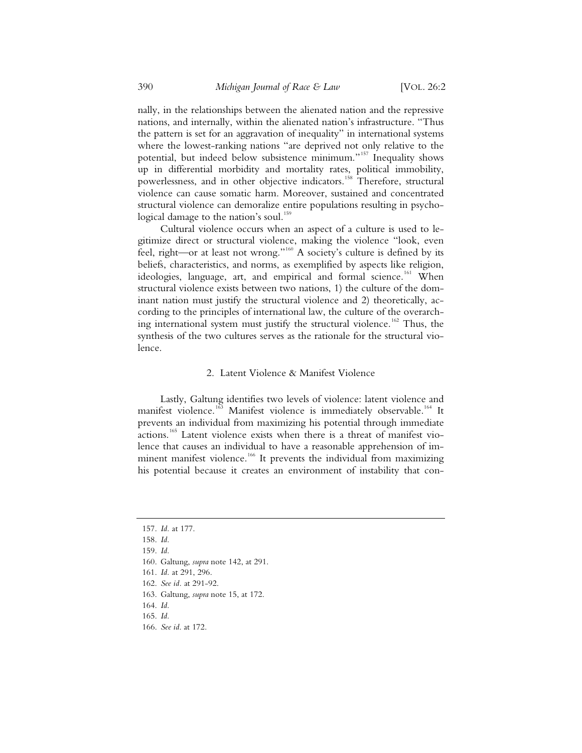nally, in the relationships between the alienated nation and the repressive nations, and internally, within the alienated nation's infrastructure. "Thus the pattern is set for an aggravation of inequality" in international systems where the lowest-ranking nations "are deprived not only relative to the potential, but indeed below subsistence minimum."[157] Inequality shows up in differential morbidity and mortality rates, political immobility, powerlessness, and in other objective indicators.[158] Therefore, structural violence can cause somatic harm. Moreover, sustained and concentrated structural violence can demoralize entire populations resulting in psychological damage to the nation's soul.[159]

Cultural violence occurs when an aspect of a culture is used to legitimize direct or structural violence, making the violence "look, even feel, right—or at least not wrong."[160] A society's culture is defined by its beliefs, characteristics, and norms, as exemplified by aspects like religion, ideologies, language, art, and empirical and formal science.[161] When structural violence exists between two nations, 1) the culture of the dominant nation must justify the structural violence and 2) theoretically, according to the principles of international law, the culture of the overarching international system must justify the structural violence.[162] Thus, the synthesis of the two cultures serves as the rationale for the structural violence.

### 2. Latent Violence & Manifest Violence

Lastly, Galtung identifies two levels of violence: latent violence and manifest violence.[163] Manifest violence is immediately observable.[164] It prevents an individual from maximizing his potential through immediate actions.[165] Latent violence exists when there is a threat of manifest violence that causes an individual to have a reasonable apprehension of imminent manifest violence.[166] It prevents the individual from maximizing his potential because it creates an environment of instability that con-

---

157. *Id.* at 177.
158. *Id.*
159. *Id.*
160. Galtung, *supra* note 142, at 291.
161. *Id.* at 291, 296.
162. *See id.* at 291-92.
163. Galtung, *supra* note 15, at 172.
164. *Id.*
165. *Id.*
166. *See id.* at 172.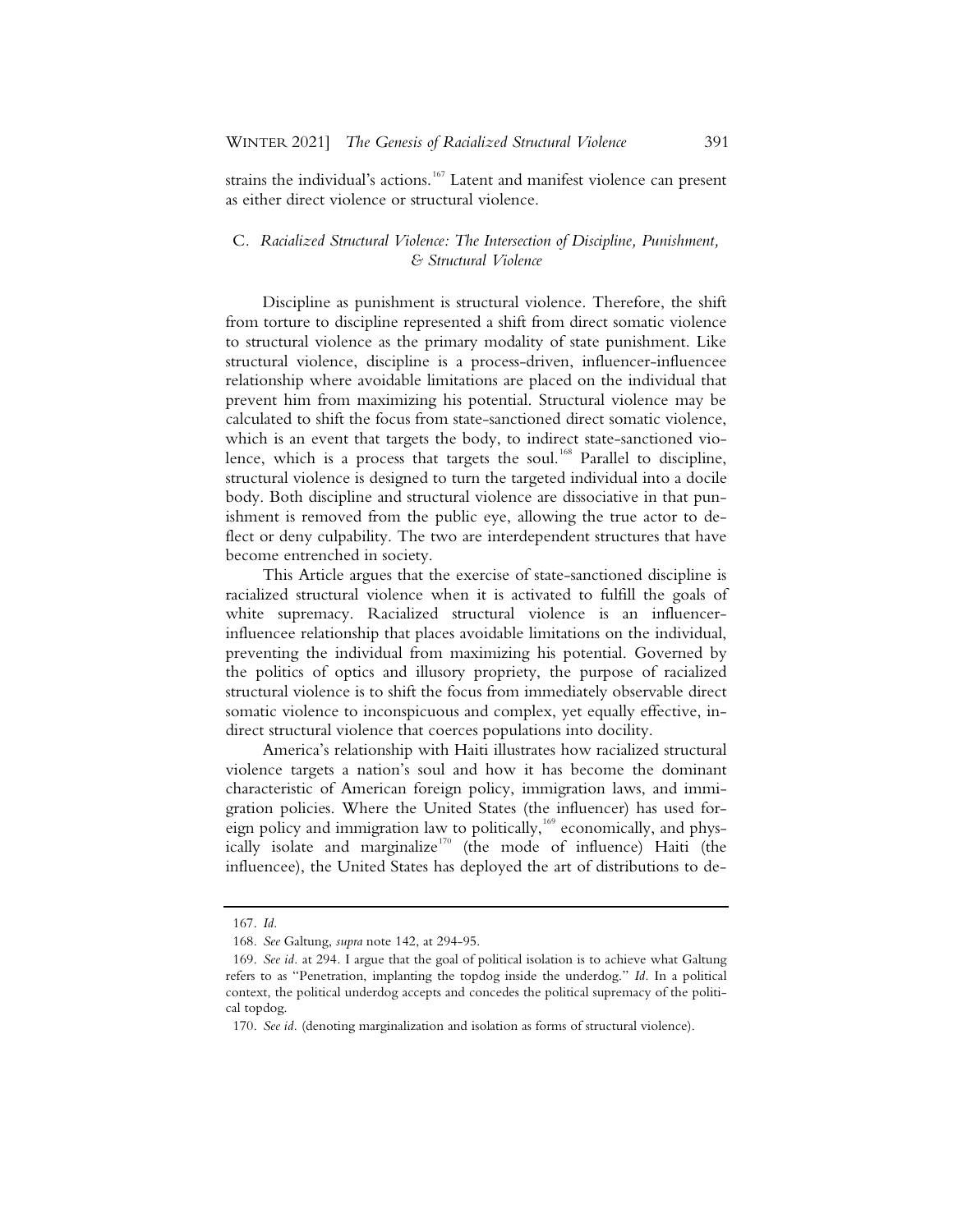strains the individual's actions.[167] Latent and manifest violence can present as either direct violence or structural violence.

### C. *Racialized Structural Violence: The Intersection of Discipline, Punishment, & Structural Violence*

Discipline as punishment is structural violence. Therefore, the shift from torture to discipline represented a shift from direct somatic violence to structural violence as the primary modality of state punishment. Like structural violence, discipline is a process-driven, influencer-influencee relationship where avoidable limitations are placed on the individual that prevent him from maximizing his potential. Structural violence may be calculated to shift the focus from state-sanctioned direct somatic violence, which is an event that targets the body, to indirect state-sanctioned violence, which is a process that targets the soul.[168] Parallel to discipline, structural violence is designed to turn the targeted individual into a docile body. Both discipline and structural violence are dissociative in that punishment is removed from the public eye, allowing the true actor to deflect or deny culpability. The two are interdependent structures that have become entrenched in society.

This Article argues that the exercise of state-sanctioned discipline is racialized structural violence when it is activated to fulfill the goals of white supremacy. Racialized structural violence is an influencer-influencee relationship that places avoidable limitations on the individual, preventing the individual from maximizing his potential. Governed by the politics of optics and illusory propriety, the purpose of racialized structural violence is to shift the focus from immediately observable direct somatic violence to inconspicuous and complex, yet equally effective, indirect structural violence that coerces populations into docility.

America's relationship with Haiti illustrates how racialized structural violence targets a nation's soul and how it has become the dominant characteristic of American foreign policy, immigration laws, and immigration policies. Where the United States (the influencer) has used foreign policy and immigration law to politically,[169] economically, and physically isolate and marginalize[170] (the mode of influence) Haiti (the influencee), the United States has deployed the art of distributions to de-

---

167. *Id.*

168. *See* Galtung, *supra* note 142, at 294-95.

169. *See id.* at 294. I argue that the goal of political isolation is to achieve what Galtung refers to as "Penetration, implanting the topdog inside the underdog." *Id.* In a political context, the political underdog accepts and concedes the political supremacy of the political topdog.

170. *See id.* (denoting marginalization and isolation as forms of structural violence).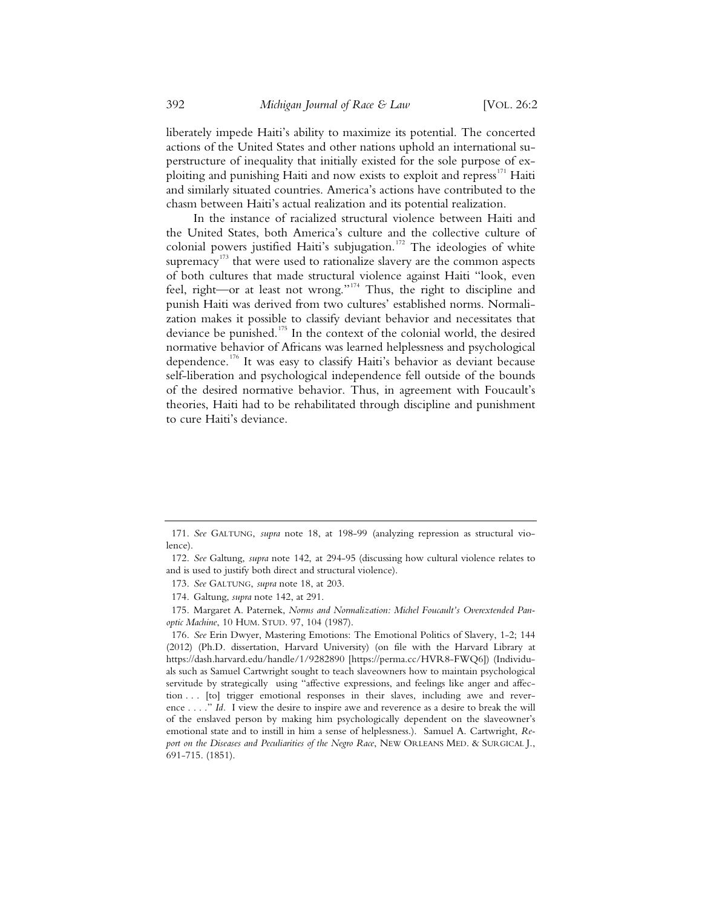liberately impede Haiti's ability to maximize its potential. The concerted actions of the United States and other nations uphold an international superstructure of inequality that initially existed for the sole purpose of exploiting and punishing Haiti and now exists to exploit and repress[171] Haiti and similarly situated countries. America's actions have contributed to the chasm between Haiti's actual realization and its potential realization.

In the instance of racialized structural violence between Haiti and the United States, both America's culture and the collective culture of colonial powers justified Haiti's subjugation.[172] The ideologies of white supremacy[173] that were used to rationalize slavery are the common aspects of both cultures that made structural violence against Haiti "look, even feel, right—or at least not wrong."[174] Thus, the right to discipline and punish Haiti was derived from two cultures' established norms. Normalization makes it possible to classify deviant behavior and necessitates that deviance be punished.[175] In the context of the colonial world, the desired normative behavior of Africans was learned helplessness and psychological dependence.[176] It was easy to classify Haiti's behavior as deviant because self-liberation and psychological independence fell outside of the bounds of the desired normative behavior. Thus, in agreement with Foucault's theories, Haiti had to be rehabilitated through discipline and punishment to cure Haiti's deviance.

---

171. *See* GALTUNG, *supra* note 18, at 198-99 (analyzing repression as structural violence).

172. *See* Galtung, *supra* note 142, at 294-95 (discussing how cultural violence relates to and is used to justify both direct and structural violence).

173. *See* GALTUNG, *supra* note 18, at 203.

174. Galtung, *supra* note 142, at 291.

175. Margaret A. Paternek, *Norms and Normalization: Michel Foucault's Overextended Panoptic Machine*, 10 HUM. STUD. 97, 104 (1987).

176. *See* Erin Dwyer, Mastering Emotions: The Emotional Politics of Slavery, 1-2; 144 (2012) (Ph.D. dissertation, Harvard University) (on file with the Harvard Library at https://dash.harvard.edu/handle/1/9282890 [https://perma.cc/HVR8-FWQ6]) (Individuals such as Samuel Cartwright sought to teach slaveowners how to maintain psychological servitude by strategically using "affective expressions, and feelings like anger and affection . . . [to] trigger emotional responses in their slaves, including awe and reverence . . . ." *Id*. I view the desire to inspire awe and reverence as a desire to break the will of the enslaved person by making him psychologically dependent on the slaveowner's emotional state and to instill in him a sense of helplessness.). Samuel A. Cartwright, *Report on the Diseases and Peculiarities of the Negro Race*, NEW ORLEANS MED. & SURGICAL J., 691-715. (1851).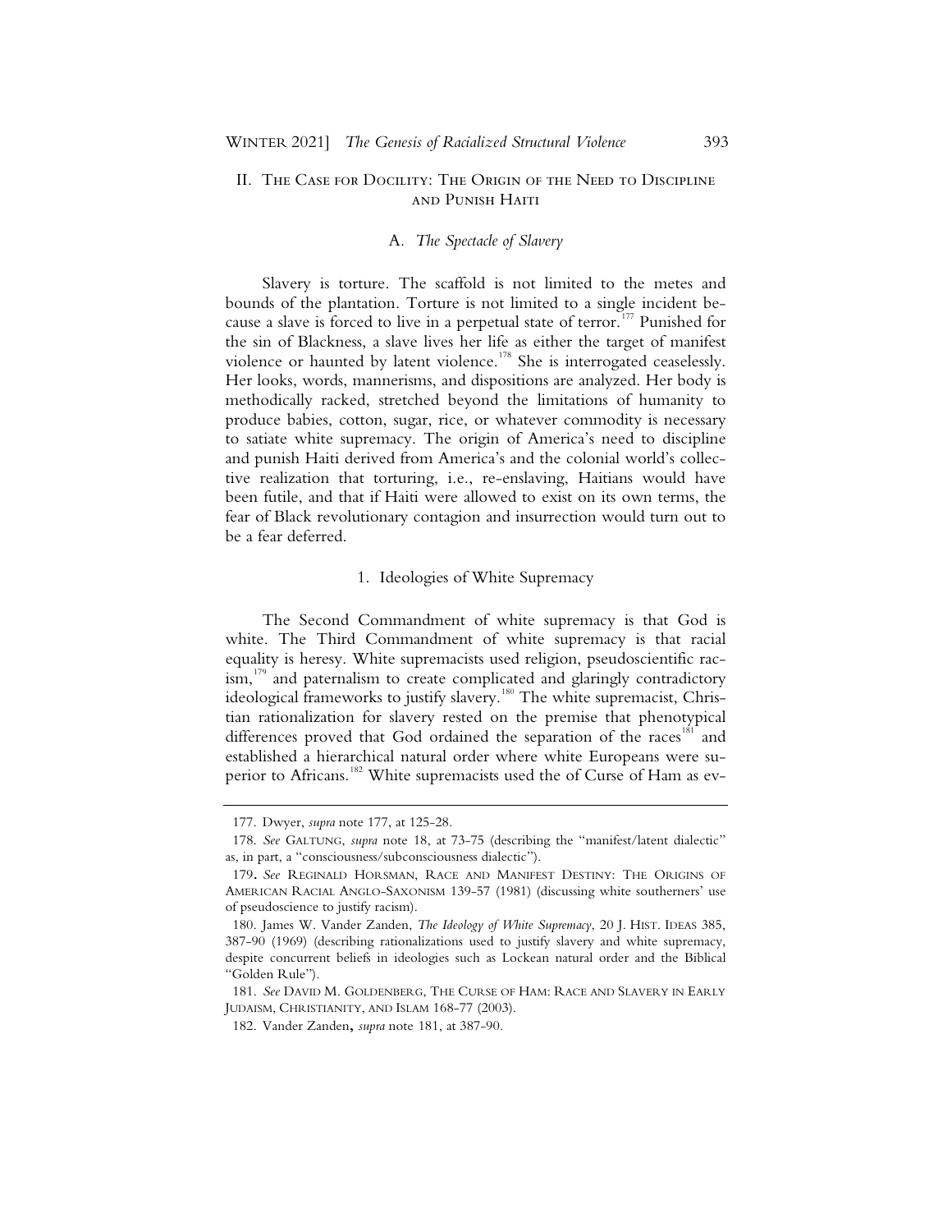## II. The Case for Docility: The Origin of the Need to Discipline and Punish Haiti

### A. *The Spectacle of Slavery*

Slavery is torture. The scaffold is not limited to the metes and bounds of the plantation. Torture is not limited to a single incident because a slave is forced to live in a perpetual state of terror.[177] Punished for the sin of Blackness, a slave lives her life as either the target of manifest violence or haunted by latent violence.[178] She is interrogated ceaselessly. Her looks, words, mannerisms, and dispositions are analyzed. Her body is methodically racked, stretched beyond the limitations of humanity to produce babies, cotton, sugar, rice, or whatever commodity is necessary to satiate white supremacy. The origin of America's need to discipline and punish Haiti derived from America's and the colonial world's collective realization that torturing, i.e., re-enslaving, Haitians would have been futile, and that if Haiti were allowed to exist on its own terms, the fear of Black revolutionary contagion and insurrection would turn out to be a fear deferred.

#### 1. Ideologies of White Supremacy

The Second Commandment of white supremacy is that God is white. The Third Commandment of white supremacy is that racial equality is heresy. White supremacists used religion, pseudoscientific racism,[179] and paternalism to create complicated and glaringly contradictory ideological frameworks to justify slavery.[180] The white supremacist, Christian rationalization for slavery rested on the premise that phenotypical differences proved that God ordained the separation of the races[181] and established a hierarchical natural order where white Europeans were superior to Africans.[182] White supremacists used the of Curse of Ham as ev-

---

177. Dwyer, *supra* note 177, at 125-28.

178. *See* Galtung, *supra* note 18, at 73-75 (describing the "manifest/latent dialectic" as, in part, a "consciousness/subconsciousness dialectic").

179. *See* Reginald Horsman, Race and Manifest Destiny: The Origins of American Racial Anglo-Saxonism 139-57 (1981) (discussing white southerners' use of pseudoscience to justify racism).

180. James W. Vander Zanden, *The Ideology of White Supremacy*, 20 J. Hist. Ideas 385, 387-90 (1969) (describing rationalizations used to justify slavery and white supremacy, despite concurrent beliefs in ideologies such as Lockean natural order and the Biblical "Golden Rule").

181. *See* David M. Goldenberg, The Curse of Ham: Race and Slavery in Early Judaism, Christianity, and Islam 168-77 (2003).

182. Vander Zanden, *supra* note 181, at 387-90.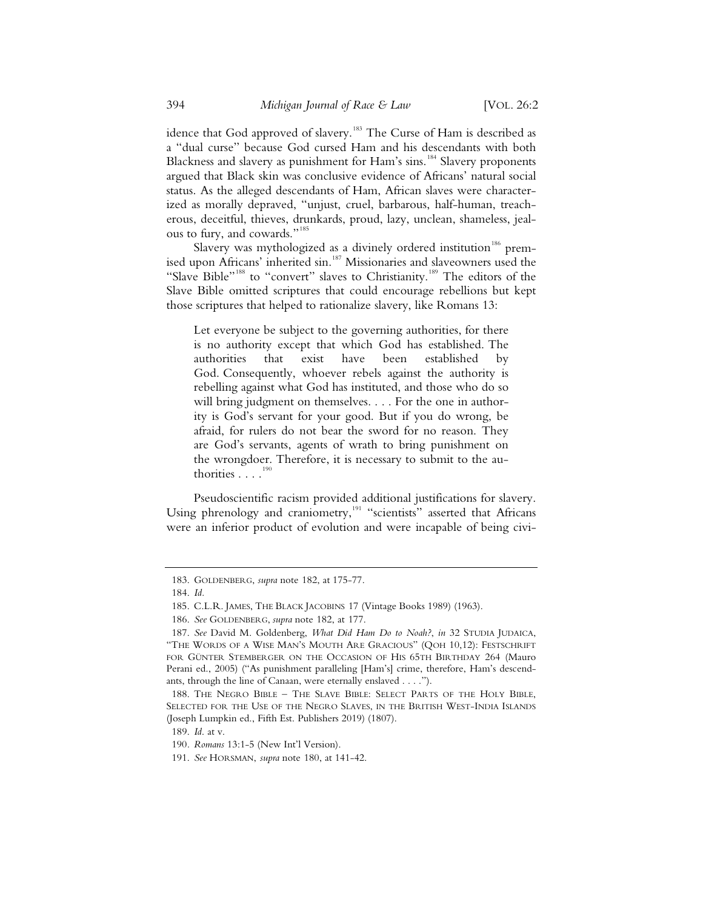idence that God approved of slavery.[183] The Curse of Ham is described as a "dual curse" because God cursed Ham and his descendants with both Blackness and slavery as punishment for Ham's sins.[184] Slavery proponents argued that Black skin was conclusive evidence of Africans' natural social status. As the alleged descendants of Ham, African slaves were characterized as morally depraved, "unjust, cruel, barbarous, half-human, treacherous, deceitful, thieves, drunkards, proud, lazy, unclean, shameless, jealous to fury, and cowards."[185]

Slavery was mythologized as a divinely ordered institution[186] premised upon Africans' inherited sin.[187] Missionaries and slaveowners used the "Slave Bible"[188] to "convert" slaves to Christianity.[189] The editors of the Slave Bible omitted scriptures that could encourage rebellions but kept those scriptures that helped to rationalize slavery, like Romans 13:

> Let everyone be subject to the governing authorities, for there is no authority except that which God has established. The authorities that exist have been established by God. Consequently, whoever rebels against the authority is rebelling against what God has instituted, and those who do so will bring judgment on themselves. . . . For the one in authority is God's servant for your good. But if you do wrong, be afraid, for rulers do not bear the sword for no reason. They are God's servants, agents of wrath to bring punishment on the wrongdoer. Therefore, it is necessary to submit to the authorities . . . .[190]

Pseudoscientific racism provided additional justifications for slavery. Using phrenology and craniometry,[191] "scientists" asserted that Africans were an inferior product of evolution and were incapable of being civi-

---

183. GOLDENBERG, *supra* note 182, at 175-77.

184. *Id.*

185. C.L.R. JAMES, THE BLACK JACOBINS 17 (Vintage Books 1989) (1963).

186. *See* GOLDENBERG, *supra* note 182, at 177.

187. *See* David M. Goldenberg, *What Did Ham Do to Noah?*, *in* 32 STUDIA JUDAICA, "THE WORDS OF A WISE MAN'S MOUTH ARE GRACIOUS" (QOH 10,12): FESTSCHRIFT FOR GÜNTER STEMBERGER ON THE OCCASION OF HIS 65TH BIRTHDAY 264 (Mauro Perani ed., 2005) ("As punishment paralleling [Ham's] crime, therefore, Ham's descendants, through the line of Canaan, were eternally enslaved . . . .").

188. THE NEGRO BIBLE – THE SLAVE BIBLE: SELECT PARTS OF THE HOLY BIBLE, SELECTED FOR THE USE OF THE NEGRO SLAVES, IN THE BRITISH WEST-INDIA ISLANDS (Joseph Lumpkin ed., Fifth Est. Publishers 2019) (1807).

189. *Id.* at v.

190. *Romans* 13:1-5 (New Int'l Version).

191. *See* HORSMAN, *supra* note 180, at 141-42.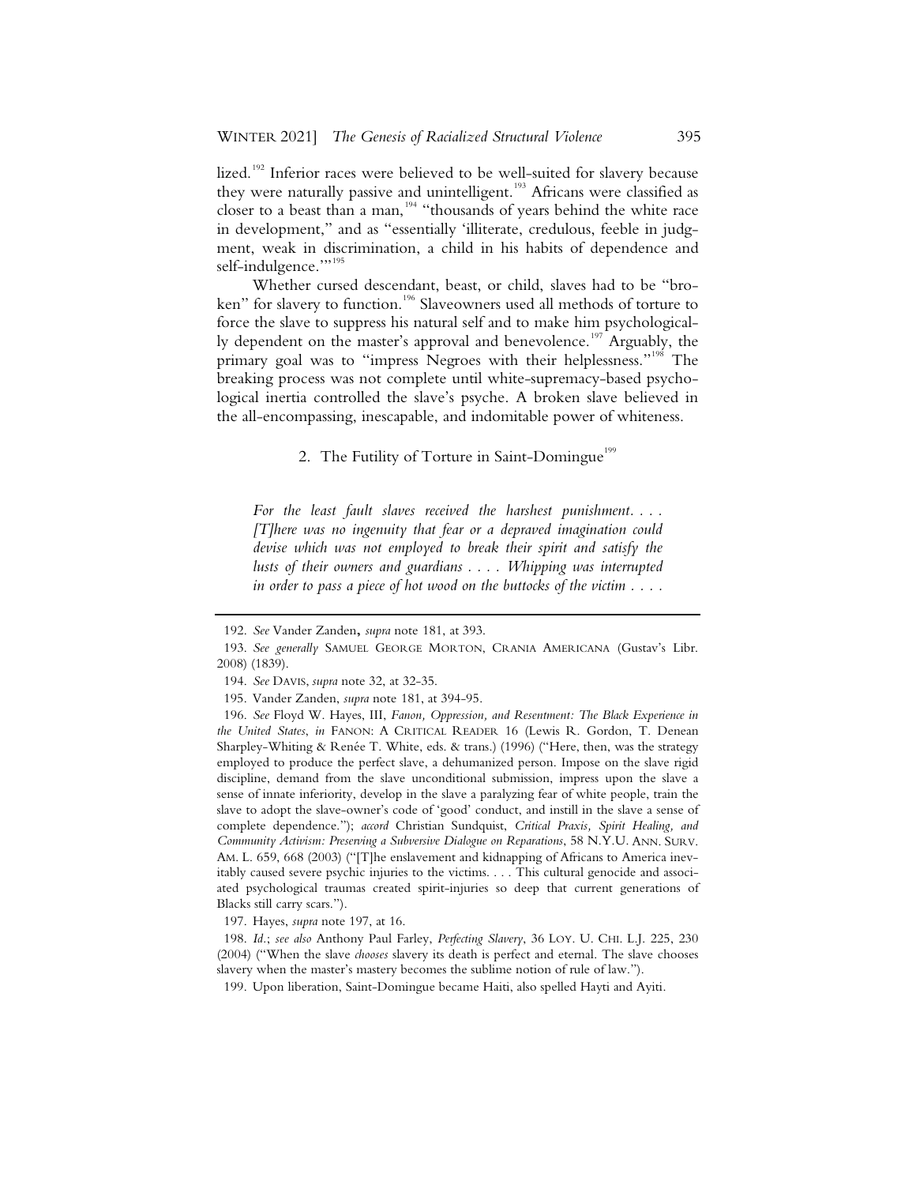lized.[192] Inferior races were believed to be well-suited for slavery because they were naturally passive and unintelligent.[193] Africans were classified as closer to a beast than a man,[194] "thousands of years behind the white race in development," and as "essentially 'illiterate, credulous, feeble in judgment, weak in discrimination, a child in his habits of dependence and self-indulgence.'"[195]

Whether cursed descendant, beast, or child, slaves had to be "broken" for slavery to function.[196] Slaveowners used all methods of torture to force the slave to suppress his natural self and to make him psychologically dependent on the master's approval and benevolence.[197] Arguably, the primary goal was to "impress Negroes with their helplessness."[198] The breaking process was not complete until white-supremacy-based psychological inertia controlled the slave's psyche. A broken slave believed in the all-encompassing, inescapable, and indomitable power of whiteness.

### 2. The Futility of Torture in Saint-Domingue[199]

> *For the least fault slaves received the harshest punishment. . . . [T]here was no ingenuity that fear or a depraved imagination could devise which was not employed to break their spirit and satisfy the lusts of their owners and guardians . . . . Whipping was interrupted in order to pass a piece of hot wood on the buttocks of the victim . . . .*

---

192. *See* Vander Zanden**,** *supra* note 181, at 393.

193. *See generally* SAMUEL GEORGE MORTON, CRANIA AMERICANA (Gustav's Libr. 2008) (1839).

194. *See* DAVIS, *supra* note 32, at 32-35.

195. Vander Zanden, *supra* note 181, at 394-95.

196. *See* Floyd W. Hayes, III, *Fanon, Oppression, and Resentment: The Black Experience in the United States*, *in* FANON: A CRITICAL READER 16 (Lewis R. Gordon, T. Denean Sharpley-Whiting & Renée T. White, eds. & trans.) (1996) ("Here, then, was the strategy employed to produce the perfect slave, a dehumanized person. Impose on the slave rigid discipline, demand from the slave unconditional submission, impress upon the slave a sense of innate inferiority, develop in the slave a paralyzing fear of white people, train the slave to adopt the slave-owner's code of 'good' conduct, and instill in the slave a sense of complete dependence."); *accord* Christian Sundquist, *Critical Praxis, Spirit Healing, and Community Activism: Preserving a Subversive Dialogue on Reparations*, 58 N.Y.U. ANN. SURV. AM. L. 659, 668 (2003) ("[T]he enslavement and kidnapping of Africans to America inevitably caused severe psychic injuries to the victims. . . . This cultural genocide and associated psychological traumas created spirit-injuries so deep that current generations of Blacks still carry scars.").

197. Hayes, *supra* note 197, at 16.

198. *Id*.; *see also* Anthony Paul Farley, *Perfecting Slavery*, 36 LOY. U. CHI. L.J. 225, 230 (2004) ("When the slave *chooses* slavery its death is perfect and eternal. The slave chooses slavery when the master's mastery becomes the sublime notion of rule of law.").

199. Upon liberation, Saint-Domingue became Haiti, also spelled Hayti and Ayiti.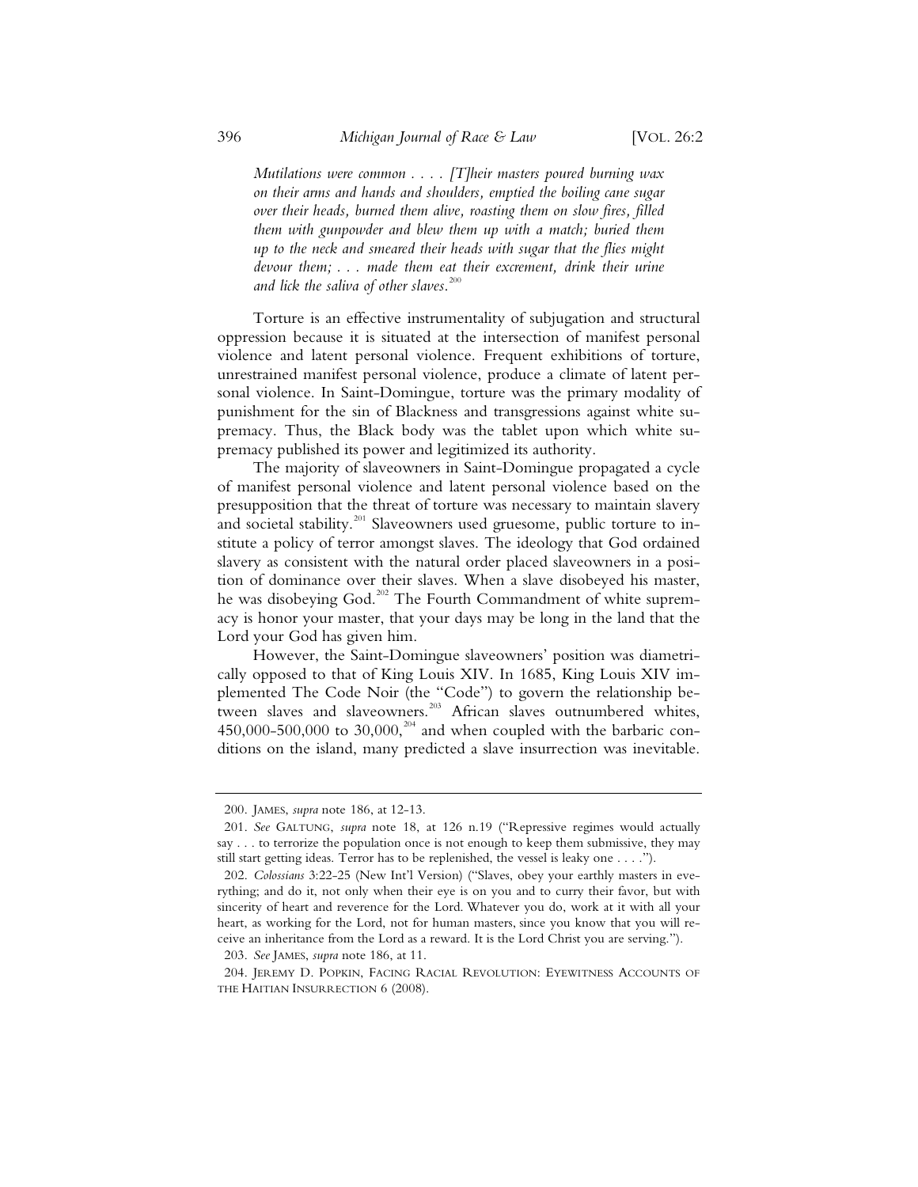*Mutilations were common . . . . [T]heir masters poured burning wax on their arms and hands and shoulders, emptied the boiling cane sugar over their heads, burned them alive, roasting them on slow fires, filled them with gunpowder and blew them up with a match; buried them up to the neck and smeared their heads with sugar that the flies might devour them; . . . made them eat their excrement, drink their urine and lick the saliva of other slaves.*[200]

Torture is an effective instrumentality of subjugation and structural oppression because it is situated at the intersection of manifest personal violence and latent personal violence. Frequent exhibitions of torture, unrestrained manifest personal violence, produce a climate of latent personal violence. In Saint-Domingue, torture was the primary modality of punishment for the sin of Blackness and transgressions against white supremacy. Thus, the Black body was the tablet upon which white supremacy published its power and legitimized its authority.

The majority of slaveowners in Saint-Domingue propagated a cycle of manifest personal violence and latent personal violence based on the presupposition that the threat of torture was necessary to maintain slavery and societal stability.[201] Slaveowners used gruesome, public torture to institute a policy of terror amongst slaves. The ideology that God ordained slavery as consistent with the natural order placed slaveowners in a position of dominance over their slaves. When a slave disobeyed his master, he was disobeying God.[202] The Fourth Commandment of white supremacy is honor your master, that your days may be long in the land that the Lord your God has given him.

However, the Saint-Domingue slaveowners' position was diametrically opposed to that of King Louis XIV. In 1685, King Louis XIV implemented The Code Noir (the "Code") to govern the relationship between slaves and slaveowners.[203] African slaves outnumbered whites, 450,000-500,000 to 30,000,[204] and when coupled with the barbaric conditions on the island, many predicted a slave insurrection was inevitable.

---

200. JAMES, *supra* note 186, at 12-13.

201. *See* GALTUNG, *supra* note 18, at 126 n.19 ("Repressive regimes would actually say . . . to terrorize the population once is not enough to keep them submissive, they may still start getting ideas. Terror has to be replenished, the vessel is leaky one . . . .").

202. *Colossians* 3:22-25 (New Int'l Version) ("Slaves, obey your earthly masters in everything; and do it, not only when their eye is on you and to curry their favor, but with sincerity of heart and reverence for the Lord. Whatever you do, work at it with all your heart, as working for the Lord, not for human masters, since you know that you will receive an inheritance from the Lord as a reward. It is the Lord Christ you are serving.").

203. *See* JAMES, *supra* note 186, at 11.

204. JEREMY D. POPKIN, FACING RACIAL REVOLUTION: EYEWITNESS ACCOUNTS OF THE HAITIAN INSURRECTION 6 (2008).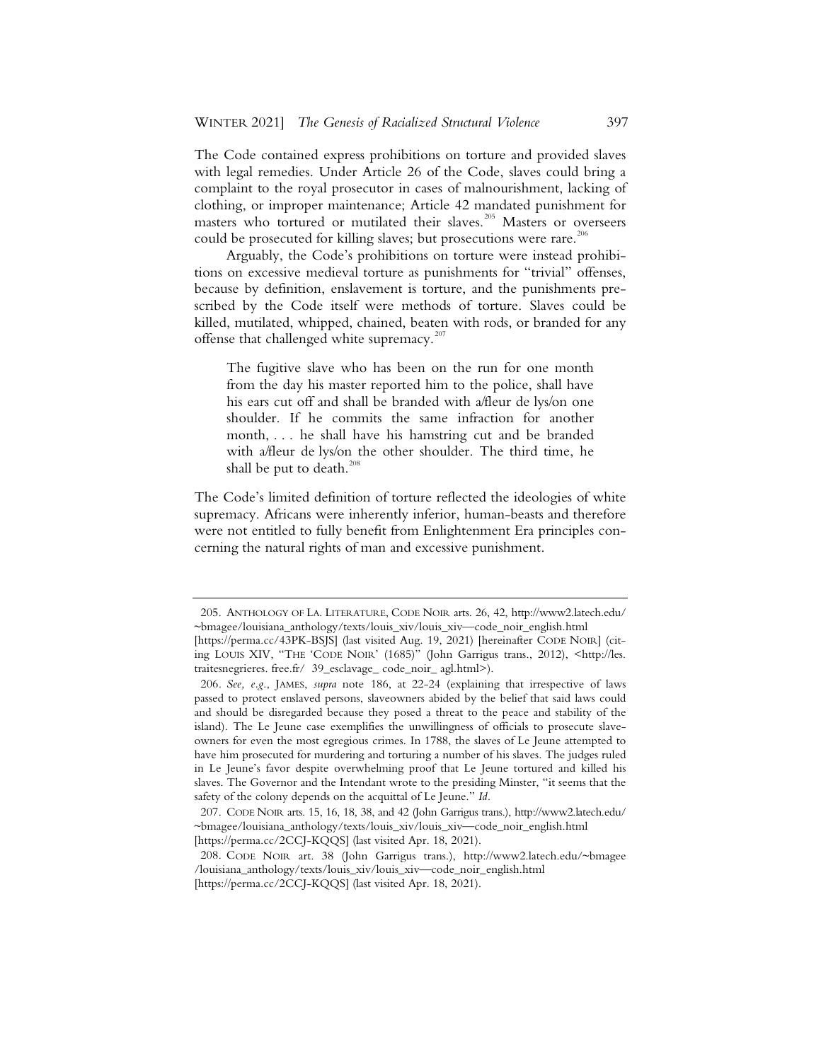The Code contained express prohibitions on torture and provided slaves with legal remedies. Under Article 26 of the Code, slaves could bring a complaint to the royal prosecutor in cases of malnourishment, lacking of clothing, or improper maintenance; Article 42 mandated punishment for masters who tortured or mutilated their slaves.[205] Masters or overseers could be prosecuted for killing slaves; but prosecutions were rare.[206]

Arguably, the Code's prohibitions on torture were instead prohibitions on excessive medieval torture as punishments for "trivial" offenses, because by definition, enslavement is torture, and the punishments prescribed by the Code itself were methods of torture. Slaves could be killed, mutilated, whipped, chained, beaten with rods, or branded for any offense that challenged white supremacy.[207]

> The fugitive slave who has been on the run for one month from the day his master reported him to the police, shall have his ears cut off and shall be branded with a/fleur de lys/on one shoulder. If he commits the same infraction for another month, . . . he shall have his hamstring cut and be branded with a/fleur de lys/on the other shoulder. The third time, he shall be put to death.[208]

The Code's limited definition of torture reflected the ideologies of white supremacy. Africans were inherently inferior, human-beasts and therefore were not entitled to fully benefit from Enlightenment Era principles concerning the natural rights of man and excessive punishment.

---

205. ANTHOLOGY OF LA. LITERATURE, CODE NOIR arts. 26, 42, http://www2.latech.edu/~bmagee/louisiana_anthology/texts/louis_xiv/louis_xiv—code_noir_english.html [https://perma.cc/43PK-BSJS] (last visited Aug. 19, 2021) [hereinafter CODE NOIR] (citing LOUIS XIV, "THE 'CODE NOIR' (1685)" (John Garrigus trans., 2012), <http://les.traitesnegrieres. free.fr/ 39_esclavage_ code_noir_ agl.html>).

206. *See, e.g.*, JAMES, *supra* note 186, at 22-24 (explaining that irrespective of laws passed to protect enslaved persons, slaveowners abided by the belief that said laws could and should be disregarded because they posed a threat to the peace and stability of the island). The Le Jeune case exemplifies the unwillingness of officials to prosecute slave-owners for even the most egregious crimes. In 1788, the slaves of Le Jeune attempted to have him prosecuted for murdering and torturing a number of his slaves. The judges ruled in Le Jeune's favor despite overwhelming proof that Le Jeune tortured and killed his slaves. The Governor and the Intendant wrote to the presiding Minster, "it seems that the safety of the colony depends on the acquittal of Le Jeune." *Id*.

207. CODE NOIR arts. 15, 16, 18, 38, and 42 (John Garrigus trans.), http://www2.latech.edu/~bmagee/louisiana_anthology/texts/louis_xiv/louis_xiv—code_noir_english.html [https://perma.cc/2CCJ-KQQS] (last visited Apr. 18, 2021).

208. CODE NOIR art. 38 (John Garrigus trans.), http://www2.latech.edu/~bmagee/louisiana_anthology/texts/louis_xiv/louis_xiv—code_noir_english.html [https://perma.cc/2CCJ-KQQS] (last visited Apr. 18, 2021).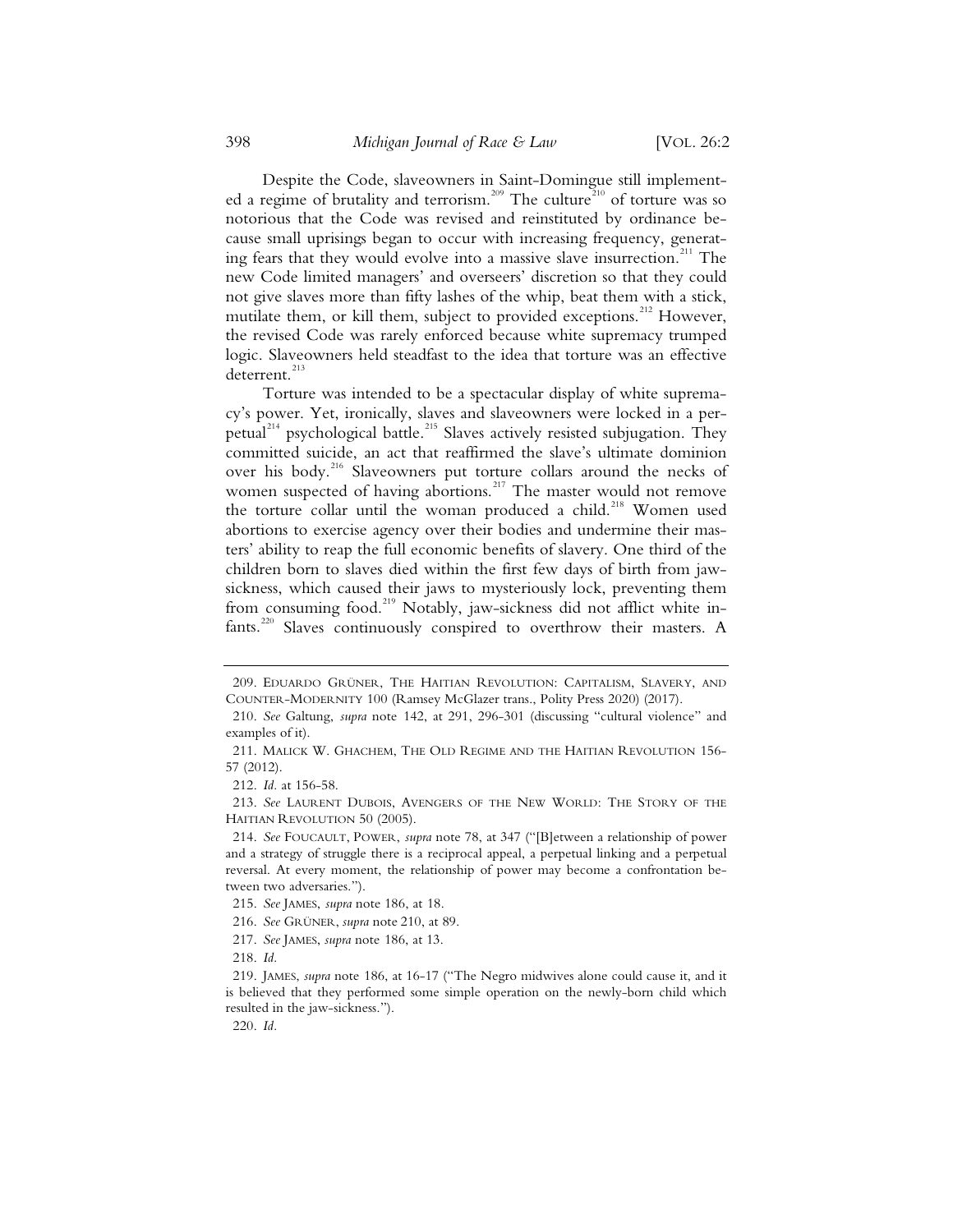Despite the Code, slaveowners in Saint-Domingue still implemented a regime of brutality and terrorism.[209] The culture[210] of torture was so notorious that the Code was revised and reinstituted by ordinance because small uprisings began to occur with increasing frequency, generating fears that they would evolve into a massive slave insurrection.[211] The new Code limited managers' and overseers' discretion so that they could not give slaves more than fifty lashes of the whip, beat them with a stick, mutilate them, or kill them, subject to provided exceptions.[212] However, the revised Code was rarely enforced because white supremacy trumped logic. Slaveowners held steadfast to the idea that torture was an effective deterrent.[213]

Torture was intended to be a spectacular display of white supremacy's power. Yet, ironically, slaves and slaveowners were locked in a perpetual[214] psychological battle.[215] Slaves actively resisted subjugation. They committed suicide, an act that reaffirmed the slave's ultimate dominion over his body.[216] Slaveowners put torture collars around the necks of women suspected of having abortions.[217] The master would not remove the torture collar until the woman produced a child.[218] Women used abortions to exercise agency over their bodies and undermine their masters' ability to reap the full economic benefits of slavery. One third of the children born to slaves died within the first few days of birth from jaw-sickness, which caused their jaws to mysteriously lock, preventing them from consuming food.[219] Notably, jaw-sickness did not afflict white infants.[220] Slaves continuously conspired to overthrow their masters. A

---

209. EDUARDO GRÜNER, THE HAITIAN REVOLUTION: CAPITALISM, SLAVERY, AND COUNTER-MODERNITY 100 (Ramsey McGlazer trans., Polity Press 2020) (2017).

210. *See* Galtung, *supra* note 142, at 291, 296-301 (discussing "cultural violence" and examples of it).

211. MALICK W. GHACHEM, THE OLD REGIME AND THE HAITIAN REVOLUTION 156-57 (2012).

212. *Id.* at 156-58.

213. *See* LAURENT DUBOIS, AVENGERS OF THE NEW WORLD: THE STORY OF THE HAITIAN REVOLUTION 50 (2005).

214. *See* FOUCAULT, POWER, *supra* note 78, at 347 ("[B]etween a relationship of power and a strategy of struggle there is a reciprocal appeal, a perpetual linking and a perpetual reversal. At every moment, the relationship of power may become a confrontation between two adversaries.").

215. *See* JAMES, *supra* note 186, at 18.

216. *See* GRÜNER, *supra* note 210, at 89.

217. *See* JAMES, *supra* note 186, at 13.

218. *Id.*

219. JAMES, *supra* note 186, at 16-17 ("The Negro midwives alone could cause it, and it is believed that they performed some simple operation on the newly-born child which resulted in the jaw-sickness.").

220. *Id.*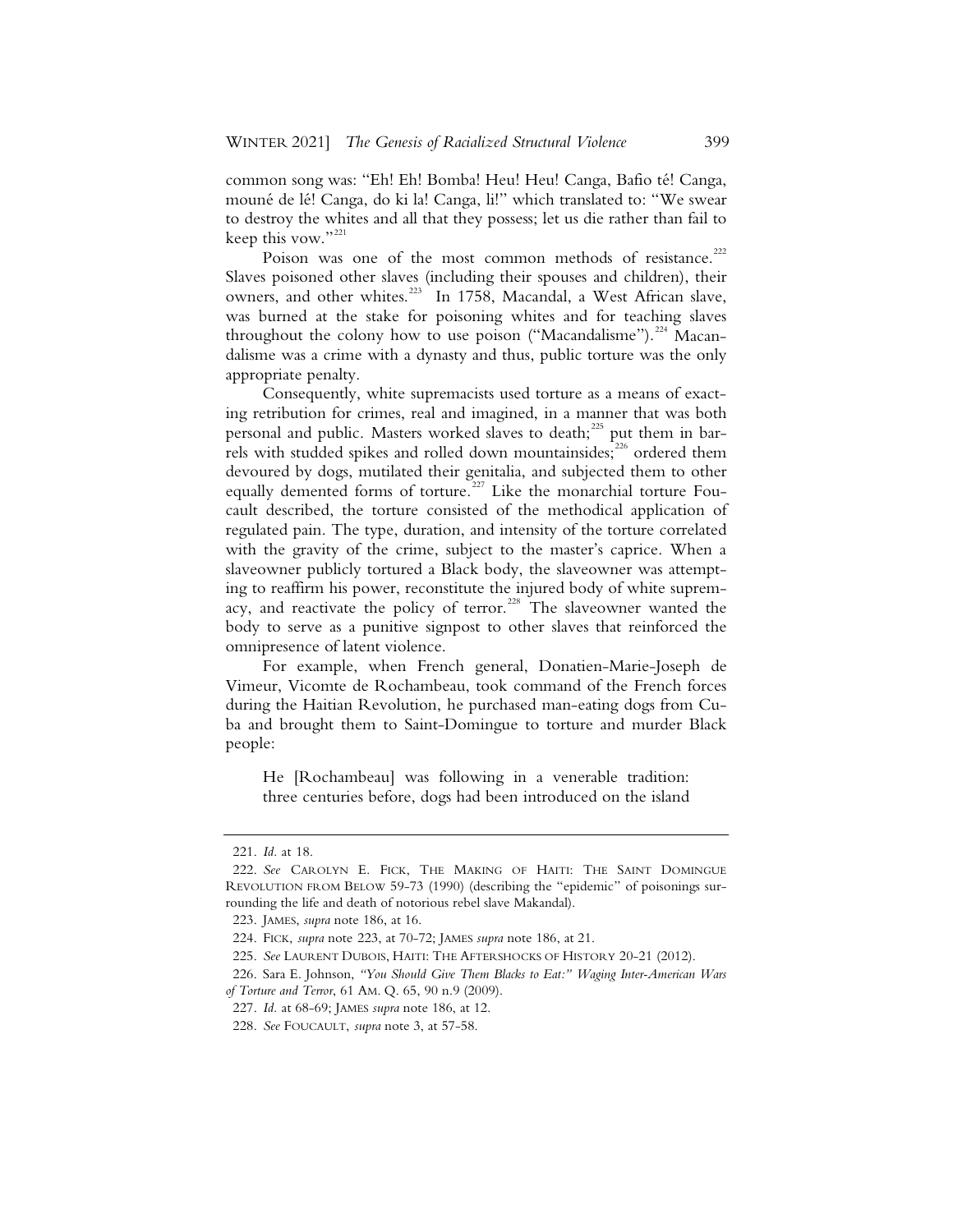common song was: "Eh! Eh! Bomba! Heu! Heu! Canga, Bafio té! Canga, mouné de lé! Canga, do ki la! Canga, li!" which translated to: "We swear to destroy the whites and all that they possess; let us die rather than fail to keep this vow."[221]

Poison was one of the most common methods of resistance.[222] Slaves poisoned other slaves (including their spouses and children), their owners, and other whites.[223] In 1758, Macandal, a West African slave, was burned at the stake for poisoning whites and for teaching slaves throughout the colony how to use poison ("Macandalisme").[224] Macandalisme was a crime with a dynasty and thus, public torture was the only appropriate penalty.

Consequently, white supremacists used torture as a means of exacting retribution for crimes, real and imagined, in a manner that was both personal and public. Masters worked slaves to death;[225] put them in barrels with studded spikes and rolled down mountainsides;[226] ordered them devoured by dogs, mutilated their genitalia, and subjected them to other equally demented forms of torture.[227] Like the monarchial torture Foucault described, the torture consisted of the methodical application of regulated pain. The type, duration, and intensity of the torture correlated with the gravity of the crime, subject to the master's caprice. When a slaveowner publicly tortured a Black body, the slaveowner was attempting to reaffirm his power, reconstitute the injured body of white supremacy, and reactivate the policy of terror.[228] The slaveowner wanted the body to serve as a punitive signpost to other slaves that reinforced the omnipresence of latent violence.

For example, when French general, Donatien-Marie-Joseph de Vimeur, Vicomte de Rochambeau, took command of the French forces during the Haitian Revolution, he purchased man-eating dogs from Cuba and brought them to Saint-Domingue to torture and murder Black people:

> He [Rochambeau] was following in a venerable tradition: three centuries before, dogs had been introduced on the island

---

221. *Id.* at 18.

222. *See* CAROLYN E. FICK, THE MAKING OF HAITI: THE SAINT DOMINGUE REVOLUTION FROM BELOW 59-73 (1990) (describing the "epidemic" of poisonings surrounding the life and death of notorious rebel slave Makandal).

223. JAMES, *supra* note 186, at 16.

224. FICK, *supra* note 223, at 70-72; JAMES *supra* note 186, at 21.

225. *See* LAURENT DUBOIS, HAITI: THE AFTERSHOCKS OF HISTORY 20-21 (2012).

226. Sara E. Johnson, *"You Should Give Them Blacks to Eat:" Waging Inter-American Wars of Torture and Terror*, 61 AM. Q. 65, 90 n.9 (2009).

227. *Id.* at 68-69; JAMES *supra* note 186, at 12.

228. *See* FOUCAULT, *supra* note 3, at 57-58.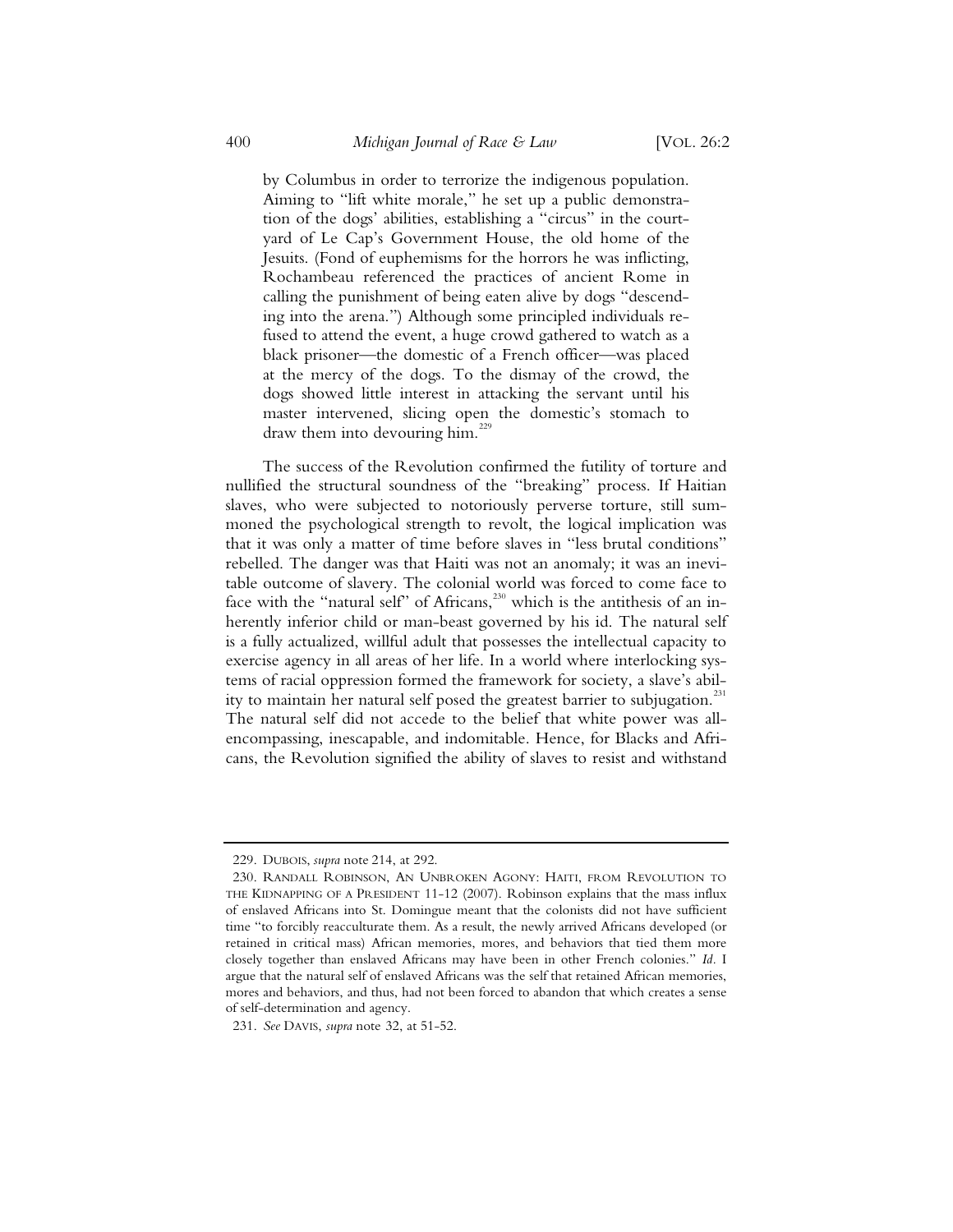> by Columbus in order to terrorize the indigenous population. Aiming to "lift white morale," he set up a public demonstration of the dogs' abilities, establishing a "circus" in the courtyard of Le Cap's Government House, the old home of the Jesuits. (Fond of euphemisms for the horrors he was inflicting, Rochambeau referenced the practices of ancient Rome in calling the punishment of being eaten alive by dogs "descending into the arena.") Although some principled individuals refused to attend the event, a huge crowd gathered to watch as a black prisoner—the domestic of a French officer—was placed at the mercy of the dogs. To the dismay of the crowd, the dogs showed little interest in attacking the servant until his master intervened, slicing open the domestic's stomach to draw them into devouring him.[229]

The success of the Revolution confirmed the futility of torture and nullified the structural soundness of the "breaking" process. If Haitian slaves, who were subjected to notoriously perverse torture, still summoned the psychological strength to revolt, the logical implication was that it was only a matter of time before slaves in "less brutal conditions" rebelled. The danger was that Haiti was not an anomaly; it was an inevitable outcome of slavery. The colonial world was forced to come face to face with the "natural self" of Africans,[230] which is the antithesis of an inherently inferior child or man-beast governed by his id. The natural self is a fully actualized, willful adult that possesses the intellectual capacity to exercise agency in all areas of her life. In a world where interlocking systems of racial oppression formed the framework for society, a slave's ability to maintain her natural self posed the greatest barrier to subjugation.[231] The natural self did not accede to the belief that white power was all-encompassing, inescapable, and indomitable. Hence, for Blacks and Africans, the Revolution signified the ability of slaves to resist and withstand

---

229. DUBOIS, *supra* note 214, at 292.

230. RANDALL ROBINSON, AN UNBROKEN AGONY: HAITI, FROM REVOLUTION TO THE KIDNAPPING OF A PRESIDENT 11-12 (2007). Robinson explains that the mass influx of enslaved Africans into St. Domingue meant that the colonists did not have sufficient time "to forcibly reacculturate them. As a result, the newly arrived Africans developed (or retained in critical mass) African memories, mores, and behaviors that tied them more closely together than enslaved Africans may have been in other French colonies." *Id.* I argue that the natural self of enslaved Africans was the self that retained African memories, mores and behaviors, and thus, had not been forced to abandon that which creates a sense of self-determination and agency.

231. *See* DAVIS, *supra* note 32, at 51-52.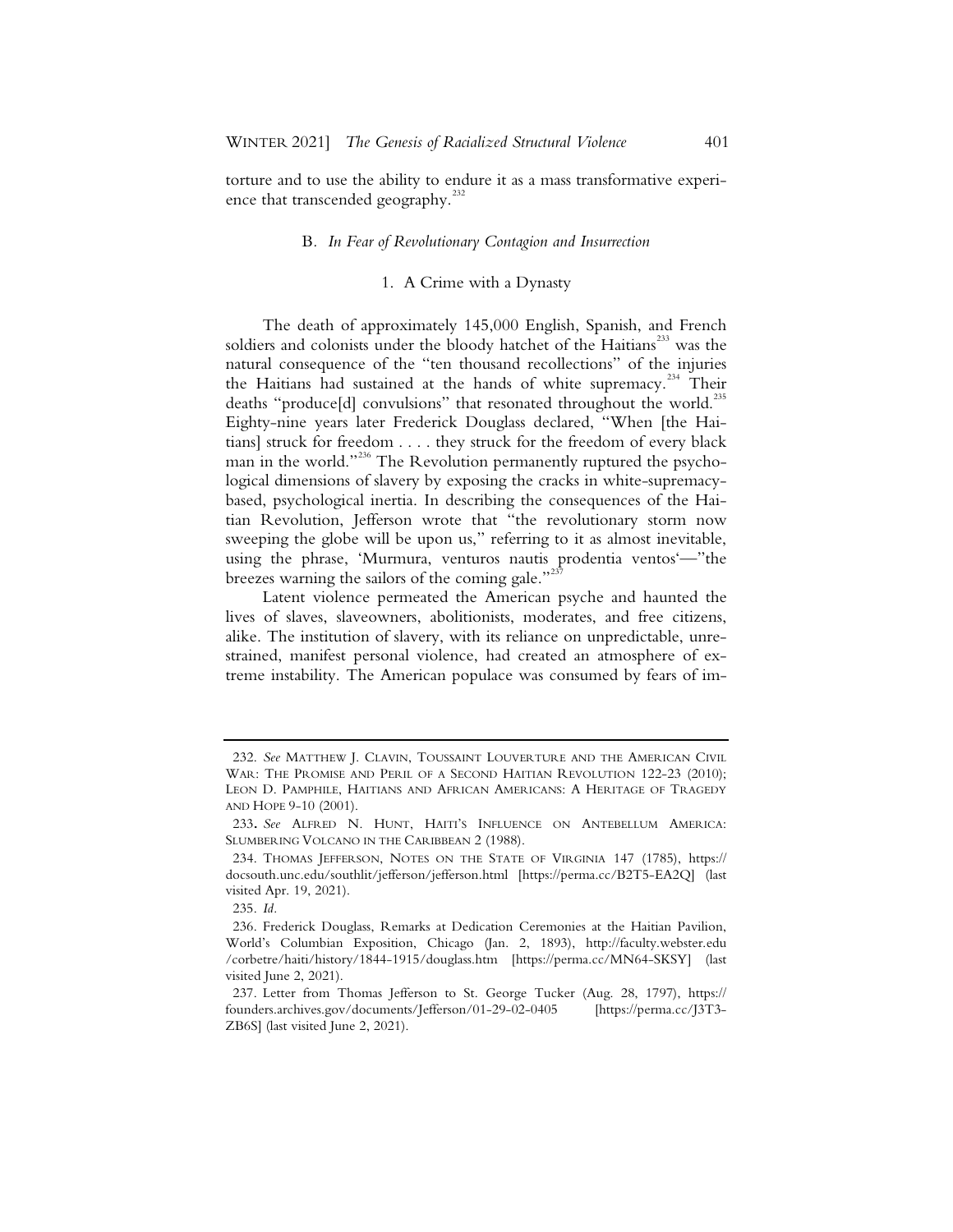torture and to use the ability to endure it as a mass transformative experience that transcended geography.[232]

### B. *In Fear of Revolutionary Contagion and Insurrection*

#### 1. A Crime with a Dynasty

The death of approximately 145,000 English, Spanish, and French soldiers and colonists under the bloody hatchet of the Haitians[233] was the natural consequence of the "ten thousand recollections" of the injuries the Haitians had sustained at the hands of white supremacy.[234] Their deaths "produce[d] convulsions" that resonated throughout the world.[235] Eighty-nine years later Frederick Douglass declared, "When [the Haitians] struck for freedom . . . . they struck for the freedom of every black man in the world."[236] The Revolution permanently ruptured the psychological dimensions of slavery by exposing the cracks in white-supremacy-based, psychological inertia. In describing the consequences of the Haitian Revolution, Jefferson wrote that "the revolutionary storm now sweeping the globe will be upon us," referring to it as almost inevitable, using the phrase, 'Murmura, venturos nautis prodentia ventos'—"the breezes warning the sailors of the coming gale."[237]

Latent violence permeated the American psyche and haunted the lives of slaves, slaveowners, abolitionists, moderates, and free citizens, alike. The institution of slavery, with its reliance on unpredictable, unrestrained, manifest personal violence, had created an atmosphere of extreme instability. The American populace was consumed by fears of im-

---

232. *See* MATTHEW J. CLAVIN, TOUSSAINT LOUVERTURE AND THE AMERICAN CIVIL WAR: THE PROMISE AND PERIL OF A SECOND HAITIAN REVOLUTION 122-23 (2010); LEON D. PAMPHILE, HAITIANS AND AFRICAN AMERICANS: A HERITAGE OF TRAGEDY AND HOPE 9-10 (2001).

233. *See* ALFRED N. HUNT, HAITI'S INFLUENCE ON ANTEBELLUM AMERICA: SLUMBERING VOLCANO IN THE CARIBBEAN 2 (1988).

234. THOMAS JEFFERSON, NOTES ON THE STATE OF VIRGINIA 147 (1785), https://docsouth.unc.edu/southlit/jefferson/jefferson.html [https://perma.cc/B2T5-EA2Q] (last visited Apr. 19, 2021).

235. *Id.*

236. Frederick Douglass, Remarks at Dedication Ceremonies at the Haitian Pavilion, World's Columbian Exposition, Chicago (Jan. 2, 1893), http://faculty.webster.edu/corbetre/haiti/history/1844-1915/douglass.htm [https://perma.cc/MN64-SKSY] (last visited June 2, 2021).

237. Letter from Thomas Jefferson to St. George Tucker (Aug. 28, 1797), https://founders.archives.gov/documents/Jefferson/01-29-02-0405 [https://perma.cc/J3T3-ZB6S] (last visited June 2, 2021).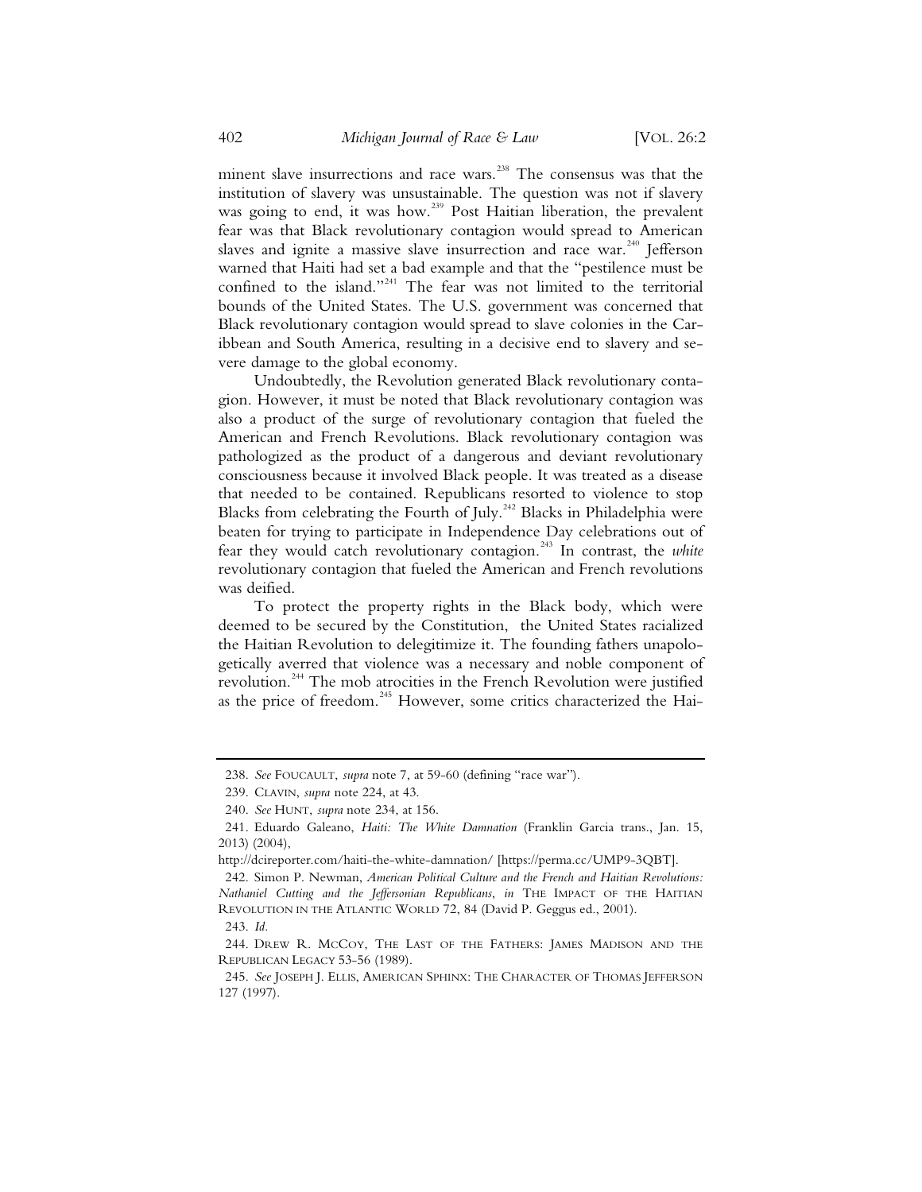minent slave insurrections and race wars.[238] The consensus was that the institution of slavery was unsustainable. The question was not if slavery was going to end, it was how.[239] Post Haitian liberation, the prevalent fear was that Black revolutionary contagion would spread to American slaves and ignite a massive slave insurrection and race war.[240] Jefferson warned that Haiti had set a bad example and that the "pestilence must be confined to the island."[241] The fear was not limited to the territorial bounds of the United States. The U.S. government was concerned that Black revolutionary contagion would spread to slave colonies in the Caribbean and South America, resulting in a decisive end to slavery and severe damage to the global economy.

Undoubtedly, the Revolution generated Black revolutionary contagion. However, it must be noted that Black revolutionary contagion was also a product of the surge of revolutionary contagion that fueled the American and French Revolutions. Black revolutionary contagion was pathologized as the product of a dangerous and deviant revolutionary consciousness because it involved Black people. It was treated as a disease that needed to be contained. Republicans resorted to violence to stop Blacks from celebrating the Fourth of July.[242] Blacks in Philadelphia were beaten for trying to participate in Independence Day celebrations out of fear they would catch revolutionary contagion.[243] In contrast, the *white* revolutionary contagion that fueled the American and French revolutions was deified.

To protect the property rights in the Black body, which were deemed to be secured by the Constitution, the United States racialized the Haitian Revolution to delegitimize it. The founding fathers unapologetically averred that violence was a necessary and noble component of revolution.[244] The mob atrocities in the French Revolution were justified as the price of freedom.[245] However, some critics characterized the Hai-

---

238. *See* FOUCAULT, *supra* note 7, at 59-60 (defining "race war").

239. CLAVIN, *supra* note 224, at 43.

240. *See* HUNT, *supra* note 234, at 156.

241. Eduardo Galeano, *Haiti: The White Damnation* (Franklin Garcia trans., Jan. 15, 2013) (2004), http://dcireporter.com/haiti-the-white-damnation/ [https://perma.cc/UMP9-3QBT].

242. Simon P. Newman, *American Political Culture and the French and Haitian Revolutions: Nathaniel Cutting and the Jeffersonian Republicans*, *in* THE IMPACT OF THE HAITIAN REVOLUTION IN THE ATLANTIC WORLD 72, 84 (David P. Geggus ed., 2001).

243. *Id.*

244. DREW R. MCCOY, THE LAST OF THE FATHERS: JAMES MADISON AND THE REPUBLICAN LEGACY 53-56 (1989).

245. *See* JOSEPH J. ELLIS, AMERICAN SPHINX: THE CHARACTER OF THOMAS JEFFERSON 127 (1997).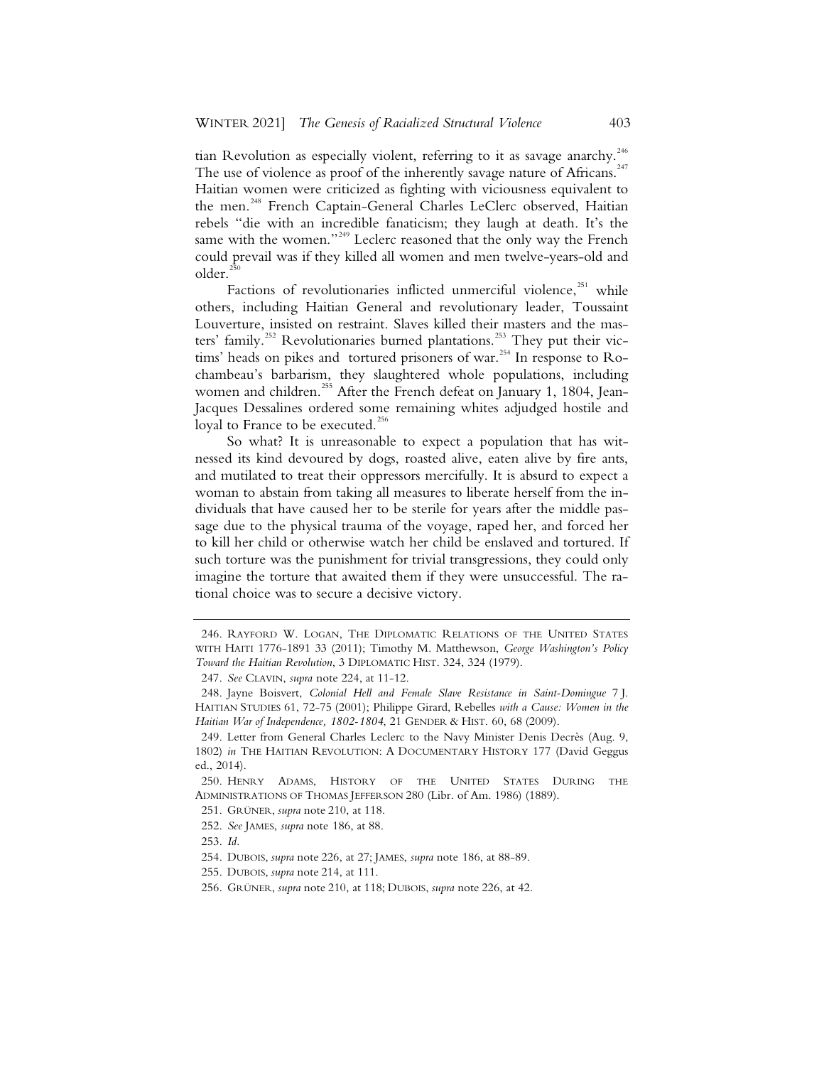tian Revolution as especially violent, referring to it as savage anarchy.[246] The use of violence as proof of the inherently savage nature of Africans.[247] Haitian women were criticized as fighting with viciousness equivalent to the men.[248] French Captain-General Charles LeClerc observed, Haitian rebels "die with an incredible fanaticism; they laugh at death. It's the same with the women."[249] Leclerc reasoned that the only way the French could prevail was if they killed all women and men twelve-years-old and older.[250]

Factions of revolutionaries inflicted unmerciful violence,[251] while others, including Haitian General and revolutionary leader, Toussaint Louverture, insisted on restraint. Slaves killed their masters and the masters' family.[252] Revolutionaries burned plantations.[253] They put their victims' heads on pikes and tortured prisoners of war.[254] In response to Rochambeau's barbarism, they slaughtered whole populations, including women and children.[255] After the French defeat on January 1, 1804, Jean-Jacques Dessalines ordered some remaining whites adjudged hostile and loyal to France to be executed.[256]

So what? It is unreasonable to expect a population that has witnessed its kind devoured by dogs, roasted alive, eaten alive by fire ants, and mutilated to treat their oppressors mercifully. It is absurd to expect a woman to abstain from taking all measures to liberate herself from the individuals that have caused her to be sterile for years after the middle passage due to the physical trauma of the voyage, raped her, and forced her to kill her child or otherwise watch her child be enslaved and tortured. If such torture was the punishment for trivial transgressions, they could only imagine the torture that awaited them if they were unsuccessful. The rational choice was to secure a decisive victory.

---

246. RAYFORD W. LOGAN, THE DIPLOMATIC RELATIONS OF THE UNITED STATES WITH HAITI 1776-1891 33 (2011); Timothy M. Matthewson, *George Washington's Policy Toward the Haitian Revolution*, 3 DIPLOMATIC HIST. 324, 324 (1979).

247. *See* CLAVIN, *supra* note 224, at 11-12.

248. Jayne Boisvert, *Colonial Hell and Female Slave Resistance in Saint-Domingue* 7 J. HAITIAN STUDIES 61, 72-75 (2001); Philippe Girard, Rebelles *with a Cause: Women in the Haitian War of Independence, 1802-1804*, 21 GENDER & HIST. 60, 68 (2009).

249. Letter from General Charles Leclerc to the Navy Minister Denis Decrès (Aug. 9, 1802) *in* THE HAITIAN REVOLUTION: A DOCUMENTARY HISTORY 177 (David Geggus ed., 2014).

250. HENRY ADAMS, HISTORY OF THE UNITED STATES DURING THE ADMINISTRATIONS OF THOMAS JEFFERSON 280 (Libr. of Am. 1986) (1889).

251. GRÜNER, *supra* note 210, at 118.

252. *See* JAMES, *supra* note 186, at 88.

253. *Id.*

254. DUBOIS, *supra* note 226, at 27; JAMES, *supra* note 186, at 88-89.

255. DUBOIS, *supra* note 214, at 111.

256. GRÜNER, *supra* note 210, at 118; DUBOIS, *supra* note 226, at 42.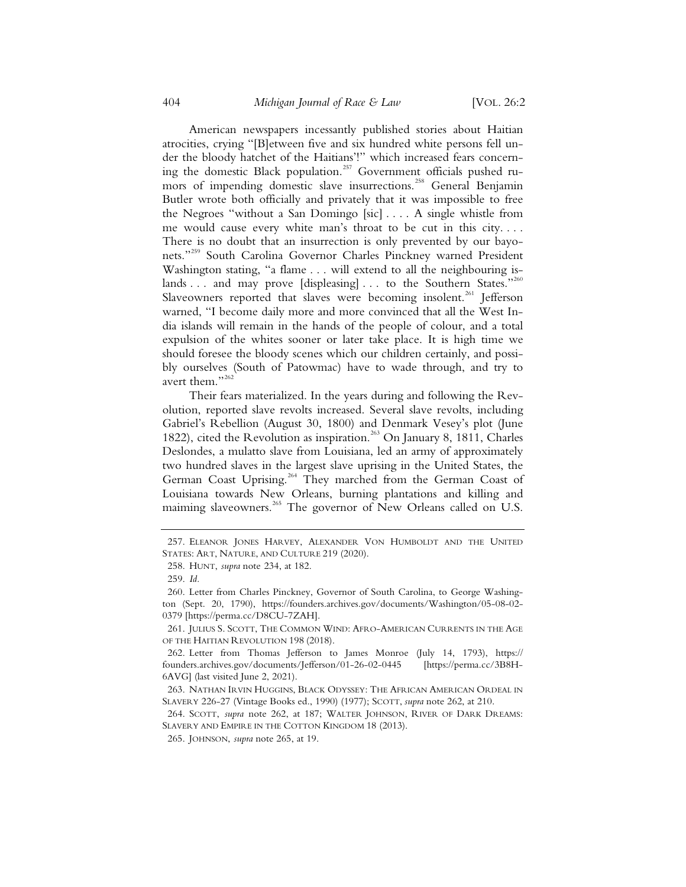American newspapers incessantly published stories about Haitian atrocities, crying "[B]etween five and six hundred white persons fell under the bloody hatchet of the Haitians'!" which increased fears concerning the domestic Black population.[257] Government officials pushed rumors of impending domestic slave insurrections.[258] General Benjamin Butler wrote both officially and privately that it was impossible to free the Negroes "without a San Domingo [sic] . . . . A single whistle from me would cause every white man's throat to be cut in this city. . . . There is no doubt that an insurrection is only prevented by our bayonets."[259] South Carolina Governor Charles Pinckney warned President Washington stating, "a flame . . . will extend to all the neighbouring islands . . . and may prove [displeasing] . . . to the Southern States."[260] Slaveowners reported that slaves were becoming insolent.[261] Jefferson warned, "I become daily more and more convinced that all the West India islands will remain in the hands of the people of colour, and a total expulsion of the whites sooner or later take place. It is high time we should foresee the bloody scenes which our children certainly, and possibly ourselves (South of Patowmac) have to wade through, and try to avert them."[262]

Their fears materialized. In the years during and following the Revolution, reported slave revolts increased. Several slave revolts, including Gabriel's Rebellion (August 30, 1800) and Denmark Vesey's plot (June 1822), cited the Revolution as inspiration.[263] On January 8, 1811, Charles Deslondes, a mulatto slave from Louisiana, led an army of approximately two hundred slaves in the largest slave uprising in the United States, the German Coast Uprising.[264] They marched from the German Coast of Louisiana towards New Orleans, burning plantations and killing and maiming slaveowners.[265] The governor of New Orleans called on U.S.

---

257. Eleanor Jones Harvey, Alexander Von Humboldt and the United States: Art, Nature, and Culture 219 (2020).

258. Hunt, *supra* note 234, at 182.

259. *Id.*

260. Letter from Charles Pinckney, Governor of South Carolina, to George Washington (Sept. 20, 1790), https://founders.archives.gov/documents/Washington/05-08-02-0379 [https://perma.cc/D8CU-7ZAH].

261. Julius S. Scott, The Common Wind: Afro-American Currents in the Age of the Haitian Revolution 198 (2018).

262. Letter from Thomas Jefferson to James Monroe (July 14, 1793), https://founders.archives.gov/documents/Jefferson/01-26-02-0445 [https://perma.cc/3B8H-6AVG] (last visited June 2, 2021).

263. Nathan Irvin Huggins, Black Odyssey: The African American Ordeal in Slavery 226-27 (Vintage Books ed., 1990) (1977); Scott, *supra* note 262, at 210.

264. Scott, *supra* note 262, at 187; Walter Johnson, River of Dark Dreams: Slavery and Empire in the Cotton Kingdom 18 (2013).

265. Johnson, *supra* note 265, at 19.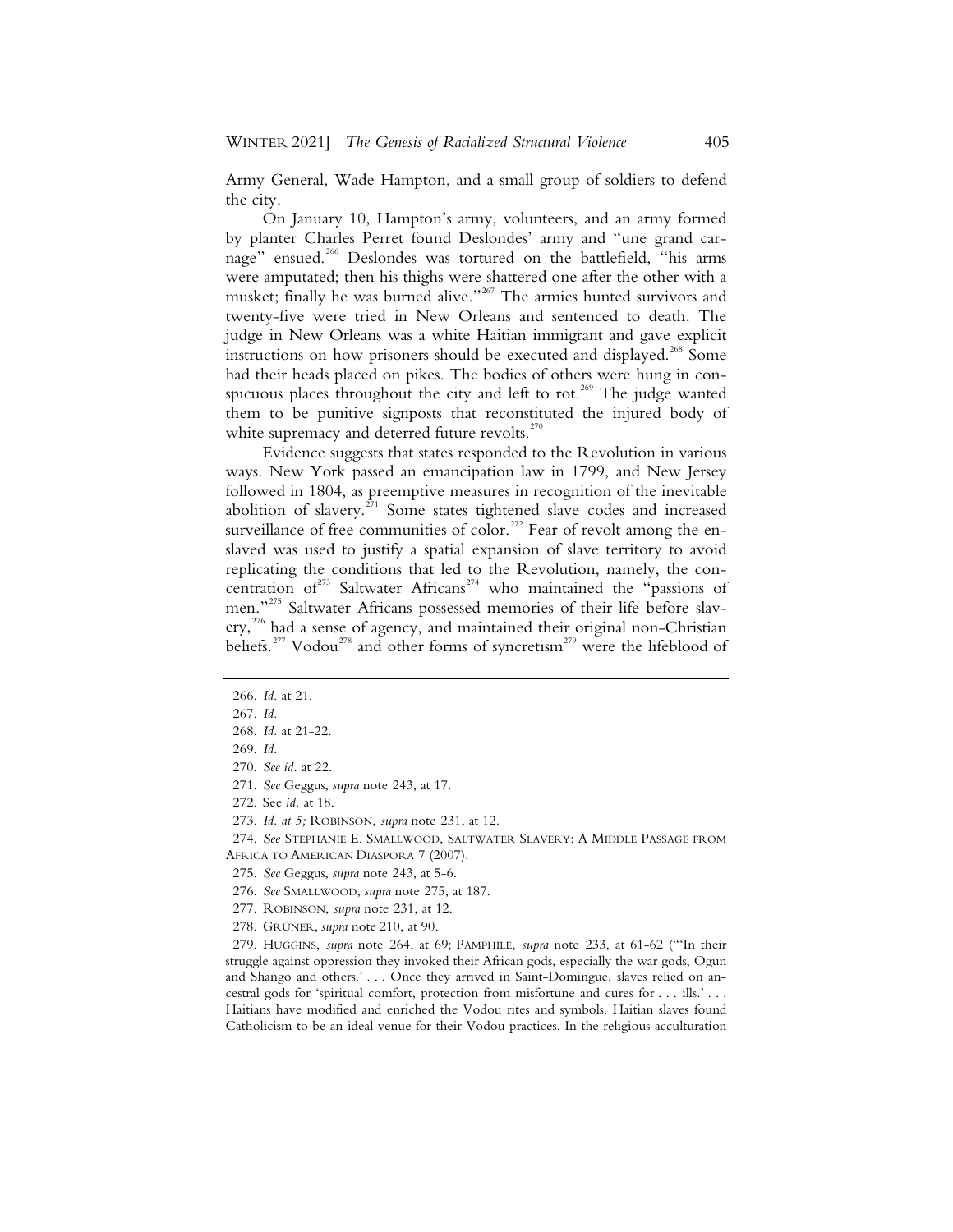Army General, Wade Hampton, and a small group of soldiers to defend the city.

On January 10, Hampton's army, volunteers, and an army formed by planter Charles Perret found Deslondes' army and "une grand carnage" ensued.[266] Deslondes was tortured on the battlefield, "his arms were amputated; then his thighs were shattered one after the other with a musket; finally he was burned alive."[267] The armies hunted survivors and twenty-five were tried in New Orleans and sentenced to death. The judge in New Orleans was a white Haitian immigrant and gave explicit instructions on how prisoners should be executed and displayed.[268] Some had their heads placed on pikes. The bodies of others were hung in conspicuous places throughout the city and left to rot.[269] The judge wanted them to be punitive signposts that reconstituted the injured body of white supremacy and deterred future revolts.[270]

Evidence suggests that states responded to the Revolution in various ways. New York passed an emancipation law in 1799, and New Jersey followed in 1804, as preemptive measures in recognition of the inevitable abolition of slavery.[271] Some states tightened slave codes and increased surveillance of free communities of color.[272] Fear of revolt among the enslaved was used to justify a spatial expansion of slave territory to avoid replicating the conditions that led to the Revolution, namely, the concentration of[273] Saltwater Africans[274] who maintained the "passions of men."[275] Saltwater Africans possessed memories of their life before slavery,[276] had a sense of agency, and maintained their original non-Christian beliefs.[277] Vodou[278] and other forms of syncretism[279] were the lifeblood of

---

266. *Id.* at 21.

267. *Id.*

268. *Id.* at 21-22.

269. *Id.*

270. *See id.* at 22.

271. *See* Geggus, *supra* note 243, at 17.

272. See *id.* at 18.

273. *Id. at 5;* ROBINSON, *supra* note 231, at 12.

274. *See* STEPHANIE E. SMALLWOOD, SALTWATER SLAVERY: A MIDDLE PASSAGE FROM AFRICA TO AMERICAN DIASPORA 7 (2007).

275. *See* Geggus, *supra* note 243, at 5-6.

276. *See* SMALLWOOD, *supra* note 275, at 187.

277. ROBINSON, *supra* note 231, at 12.

278. GRÜNER, *supra* note 210, at 90.

279. HUGGINS, *supra* note 264, at 69; PAMPHILE, *supra* note 233, at 61-62 ("'In their struggle against oppression they invoked their African gods, especially the war gods, Ogun and Shango and others.' . . . Once they arrived in Saint-Domingue, slaves relied on ancestral gods for 'spiritual comfort, protection from misfortune and cures for . . . ills.' . . . Haitians have modified and enriched the Vodou rites and symbols. Haitian slaves found Catholicism to be an ideal venue for their Vodou practices. In the religious acculturation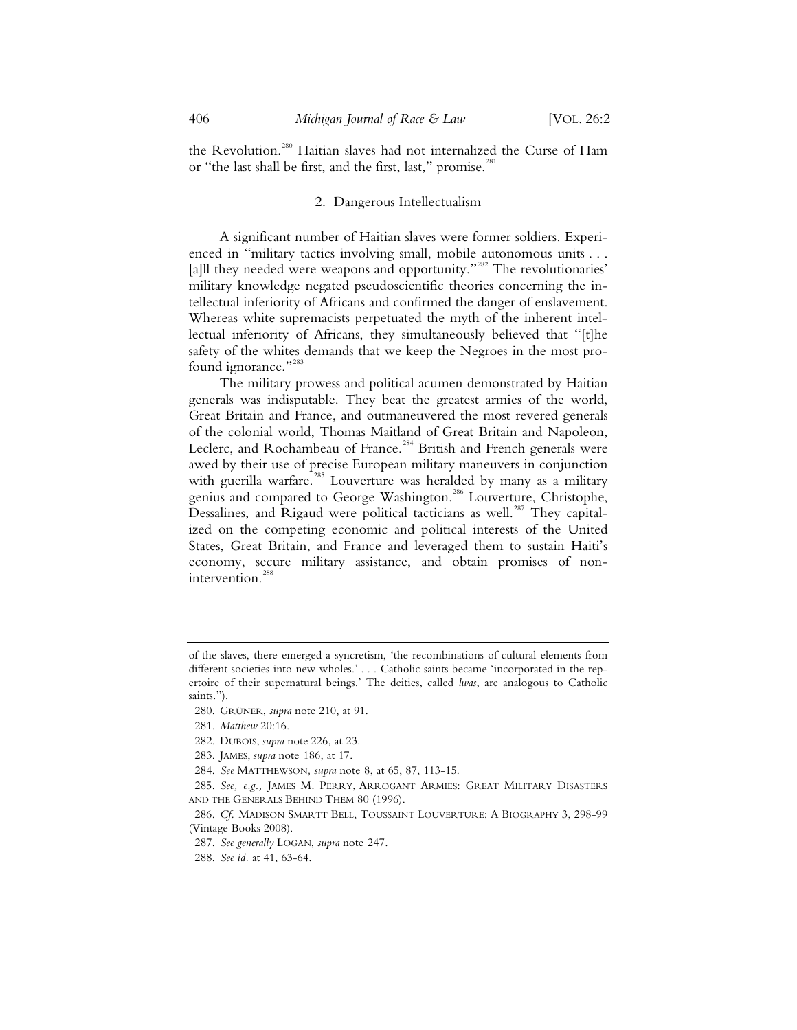the Revolution.[280] Haitian slaves had not internalized the Curse of Ham or "the last shall be first, and the first, last," promise.[281]

### 2. Dangerous Intellectualism

A significant number of Haitian slaves were former soldiers. Experienced in "military tactics involving small, mobile autonomous units . . . [a]ll they needed were weapons and opportunity."[282] The revolutionaries' military knowledge negated pseudoscientific theories concerning the intellectual inferiority of Africans and confirmed the danger of enslavement. Whereas white supremacists perpetuated the myth of the inherent intellectual inferiority of Africans, they simultaneously believed that "[t]he safety of the whites demands that we keep the Negroes in the most profound ignorance."[283]

The military prowess and political acumen demonstrated by Haitian generals was indisputable. They beat the greatest armies of the world, Great Britain and France, and outmaneuvered the most revered generals of the colonial world, Thomas Maitland of Great Britain and Napoleon, Leclerc, and Rochambeau of France.[284] British and French generals were awed by their use of precise European military maneuvers in conjunction with guerilla warfare.[285] Louverture was heralded by many as a military genius and compared to George Washington.[286] Louverture, Christophe, Dessalines, and Rigaud were political tacticians as well.[287] They capitalized on the competing economic and political interests of the United States, Great Britain, and France and leveraged them to sustain Haiti's economy, secure military assistance, and obtain promises of non-intervention.[288]

---

of the slaves, there emerged a syncretism, 'the recombinations of cultural elements from different societies into new wholes.' . . . Catholic saints became 'incorporated in the repertoire of their supernatural beings.' The deities, called *lwas*, are analogous to Catholic saints.").

280. GRÜNER, *supra* note 210, at 91.

281. *Matthew* 20:16.

282. DUBOIS, *supra* note 226, at 23.

283. JAMES, *supra* note 186, at 17.

284. *See* MATTHEWSON*, supra* note 8, at 65, 87, 113-15.

285. *See, e.g.,* JAMES M. PERRY, ARROGANT ARMIES: GREAT MILITARY DISASTERS AND THE GENERALS BEHIND THEM 80 (1996).

286. *Cf.* MADISON SMARTT BELL, TOUSSAINT LOUVERTURE: A BIOGRAPHY 3, 298-99 (Vintage Books 2008).

287. *See generally* LOGAN, *supra* note 247.

288. *See id.* at 41, 63-64.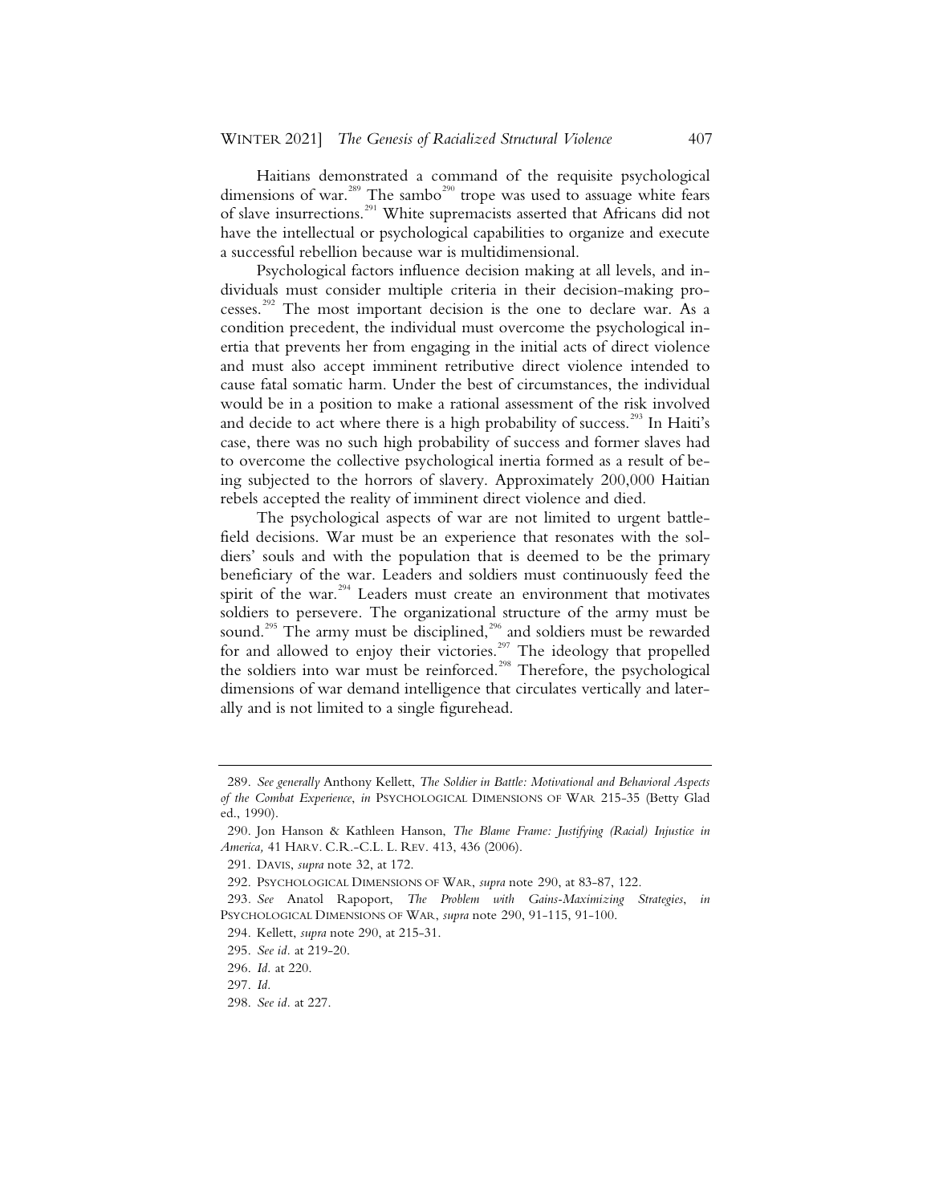Haitians demonstrated a command of the requisite psychological dimensions of war.[289] The sambo[290] trope was used to assuage white fears of slave insurrections.[291] White supremacists asserted that Africans did not have the intellectual or psychological capabilities to organize and execute a successful rebellion because war is multidimensional.

Psychological factors influence decision making at all levels, and individuals must consider multiple criteria in their decision-making processes.[292] The most important decision is the one to declare war. As a condition precedent, the individual must overcome the psychological inertia that prevents her from engaging in the initial acts of direct violence and must also accept imminent retributive direct violence intended to cause fatal somatic harm. Under the best of circumstances, the individual would be in a position to make a rational assessment of the risk involved and decide to act where there is a high probability of success.[293] In Haiti's case, there was no such high probability of success and former slaves had to overcome the collective psychological inertia formed as a result of being subjected to the horrors of slavery. Approximately 200,000 Haitian rebels accepted the reality of imminent direct violence and died.

The psychological aspects of war are not limited to urgent battlefield decisions. War must be an experience that resonates with the soldiers' souls and with the population that is deemed to be the primary beneficiary of the war. Leaders and soldiers must continuously feed the spirit of the war.[294] Leaders must create an environment that motivates soldiers to persevere. The organizational structure of the army must be sound.[295] The army must be disciplined,[296] and soldiers must be rewarded for and allowed to enjoy their victories.[297] The ideology that propelled the soldiers into war must be reinforced.[298] Therefore, the psychological dimensions of war demand intelligence that circulates vertically and laterally and is not limited to a single figurehead.

---

289. *See generally* Anthony Kellett, *The Soldier in Battle: Motivational and Behavioral Aspects of the Combat Experience*, *in* PSYCHOLOGICAL DIMENSIONS OF WAR 215-35 (Betty Glad ed., 1990).

290. Jon Hanson & Kathleen Hanson, *The Blame Frame: Justifying (Racial) Injustice in America,* 41 HARV. C.R.-C.L. L. REV. 413, 436 (2006).

291. DAVIS, *supra* note 32, at 172.

292. PSYCHOLOGICAL DIMENSIONS OF WAR, *supra* note 290, at 83-87, 122.

293. *See* Anatol Rapoport, *The Problem with Gains-Maximizing Strategies*, *in* PSYCHOLOGICAL DIMENSIONS OF WAR, *supra* note 290, 91-115, 91-100.

294. Kellett, *supra* note 290, at 215-31.

295. *See id.* at 219-20.

296. *Id.* at 220.

297. *Id.*

298. *See id.* at 227.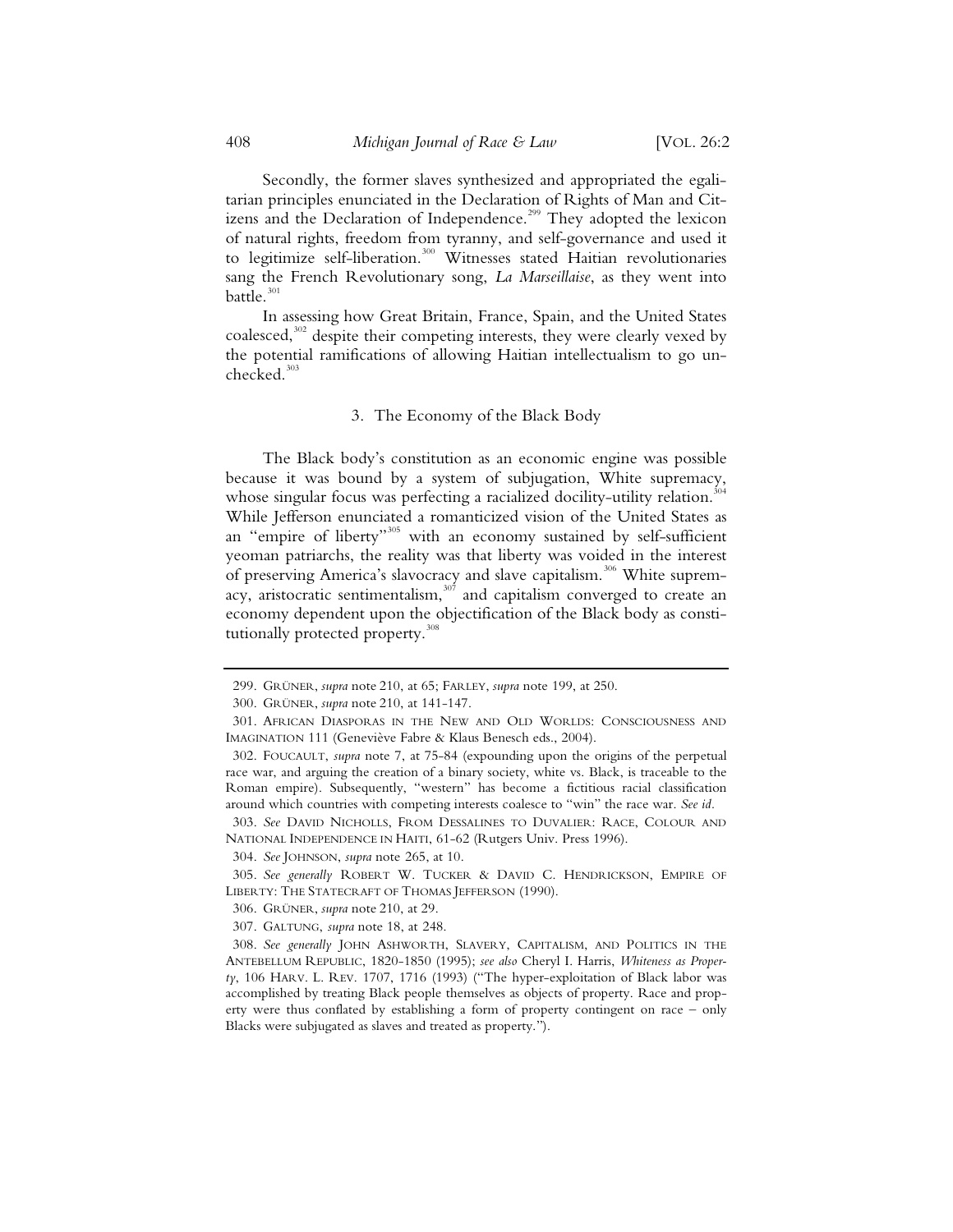Secondly, the former slaves synthesized and appropriated the egalitarian principles enunciated in the Declaration of Rights of Man and Citizens and the Declaration of Independence.[299] They adopted the lexicon of natural rights, freedom from tyranny, and self-governance and used it to legitimize self-liberation.[300] Witnesses stated Haitian revolutionaries sang the French Revolutionary song, *La Marseillaise*, as they went into battle.[301]

In assessing how Great Britain, France, Spain, and the United States coalesced,[302] despite their competing interests, they were clearly vexed by the potential ramifications of allowing Haitian intellectualism to go unchecked.[303]

### 3. The Economy of the Black Body

The Black body's constitution as an economic engine was possible because it was bound by a system of subjugation, White supremacy, whose singular focus was perfecting a racialized docility-utility relation.[304] While Jefferson enunciated a romanticized vision of the United States as an "empire of liberty"[305] with an economy sustained by self-sufficient yeoman patriarchs, the reality was that liberty was voided in the interest of preserving America's slavocracy and slave capitalism.[306] White supremacy, aristocratic sentimentalism,[307] and capitalism converged to create an economy dependent upon the objectification of the Black body as constitutionally protected property.[308]

---

299. GRÜNER, *supra* note 210, at 65; FARLEY, *supra* note 199, at 250.

300. GRÜNER, *supra* note 210, at 141-147.

301. AFRICAN DIASPORAS IN THE NEW AND OLD WORLDS: CONSCIOUSNESS AND IMAGINATION 111 (Geneviève Fabre & Klaus Benesch eds., 2004).

302. FOUCAULT, *supra* note 7, at 75-84 (expounding upon the origins of the perpetual race war, and arguing the creation of a binary society, white vs. Black, is traceable to the Roman empire). Subsequently, "western" has become a fictitious racial classification around which countries with competing interests coalesce to "win" the race war. *See id.*

303. *See* DAVID NICHOLLS, FROM DESSALINES TO DUVALIER: RACE, COLOUR AND NATIONAL INDEPENDENCE IN HAITI, 61-62 (Rutgers Univ. Press 1996).

304. *See* JOHNSON, *supra* note 265, at 10.

305. *See generally* ROBERT W. TUCKER & DAVID C. HENDRICKSON, EMPIRE OF LIBERTY: THE STATECRAFT OF THOMAS JEFFERSON (1990).

306. GRÜNER, *supra* note 210, at 29.

307. GALTUNG, *supra* note 18, at 248.

308. *See generally* JOHN ASHWORTH, SLAVERY, CAPITALISM, AND POLITICS IN THE ANTEBELLUM REPUBLIC, 1820-1850 (1995); *see also* Cheryl I. Harris, *Whiteness as Property*, 106 HARV. L. REV. 1707, 1716 (1993) ("The hyper-exploitation of Black labor was accomplished by treating Black people themselves as objects of property. Race and property were thus conflated by establishing a form of property contingent on race – only Blacks were subjugated as slaves and treated as property.").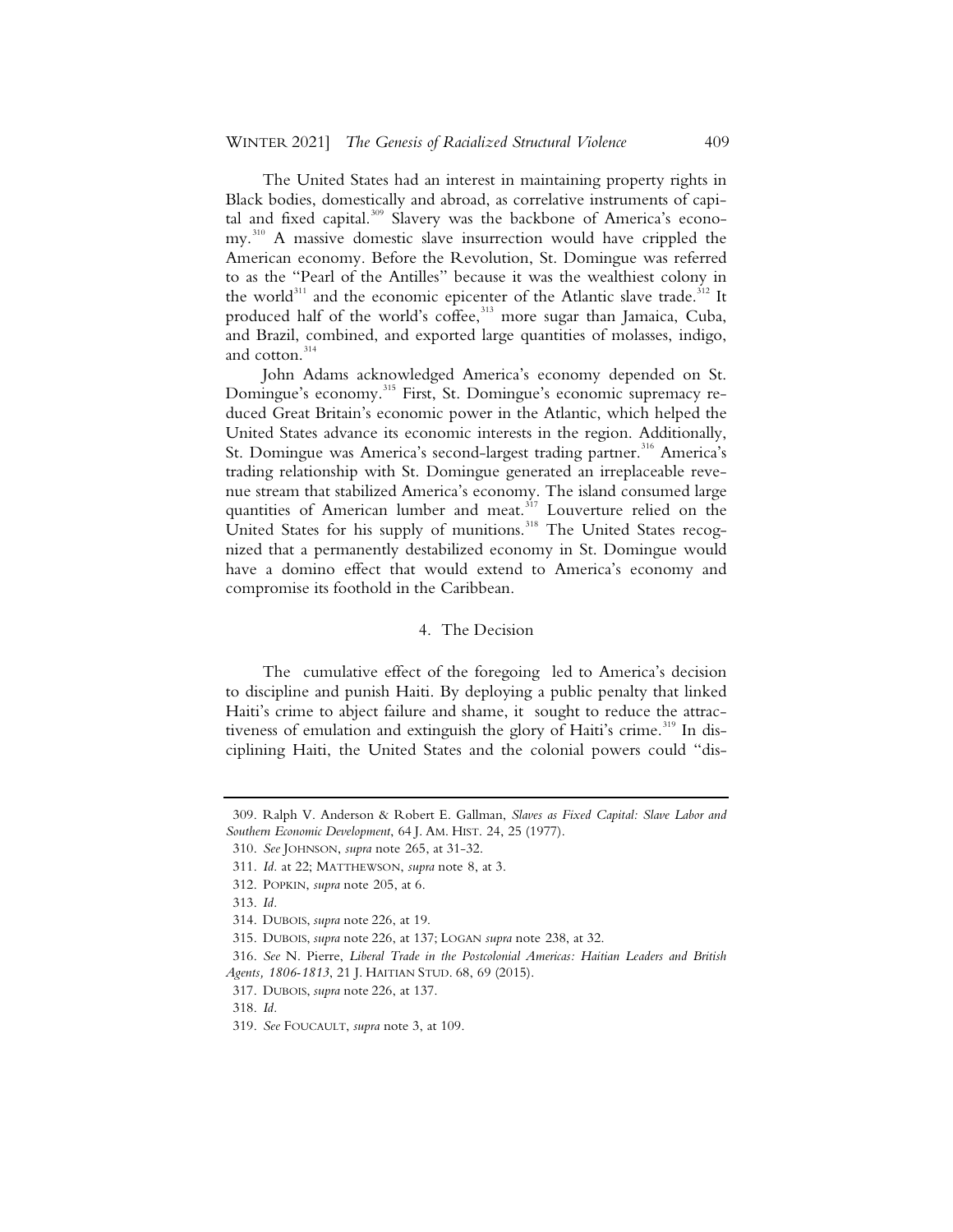The United States had an interest in maintaining property rights in Black bodies, domestically and abroad, as correlative instruments of capital and fixed capital.[309] Slavery was the backbone of America's economy.[310] A massive domestic slave insurrection would have crippled the American economy. Before the Revolution, St. Domingue was referred to as the "Pearl of the Antilles" because it was the wealthiest colony in the world[311] and the economic epicenter of the Atlantic slave trade.[312] It produced half of the world's coffee,[313] more sugar than Jamaica, Cuba, and Brazil, combined, and exported large quantities of molasses, indigo, and cotton.[314]

John Adams acknowledged America's economy depended on St. Domingue's economy.[315] First, St. Domingue's economic supremacy reduced Great Britain's economic power in the Atlantic, which helped the United States advance its economic interests in the region. Additionally, St. Domingue was America's second-largest trading partner.[316] America's trading relationship with St. Domingue generated an irreplaceable revenue stream that stabilized America's economy. The island consumed large quantities of American lumber and meat.[317] Louverture relied on the United States for his supply of munitions.[318] The United States recognized that a permanently destabilized economy in St. Domingue would have a domino effect that would extend to America's economy and compromise its foothold in the Caribbean.

#### 4. The Decision

The cumulative effect of the foregoing led to America's decision to discipline and punish Haiti. By deploying a public penalty that linked Haiti's crime to abject failure and shame, it sought to reduce the attractiveness of emulation and extinguish the glory of Haiti's crime.[319] In disciplining Haiti, the United States and the colonial powers could "dis-

---

309. Ralph V. Anderson & Robert E. Gallman, *Slaves as Fixed Capital: Slave Labor and Southern Economic Development*, 64 J. AM. HIST. 24, 25 (1977).

310. *See* JOHNSON, *supra* note 265, at 31-32.

311. *Id.* at 22; MATTHEWSON, *supra* note 8, at 3.

312. POPKIN, *supra* note 205, at 6.

313. *Id.*

314. DUBOIS, *supra* note 226, at 19.

315. DUBOIS, *supra* note 226, at 137; LOGAN *supra* note 238, at 32.

316. *See* N. Pierre, *Liberal Trade in the Postcolonial Americas: Haitian Leaders and British Agents, 1806-1813*, 21 J. HAITIAN STUD. 68, 69 (2015).

317. DUBOIS, *supra* note 226, at 137.

318. *Id.*

319. *See* FOUCAULT, *supra* note 3, at 109.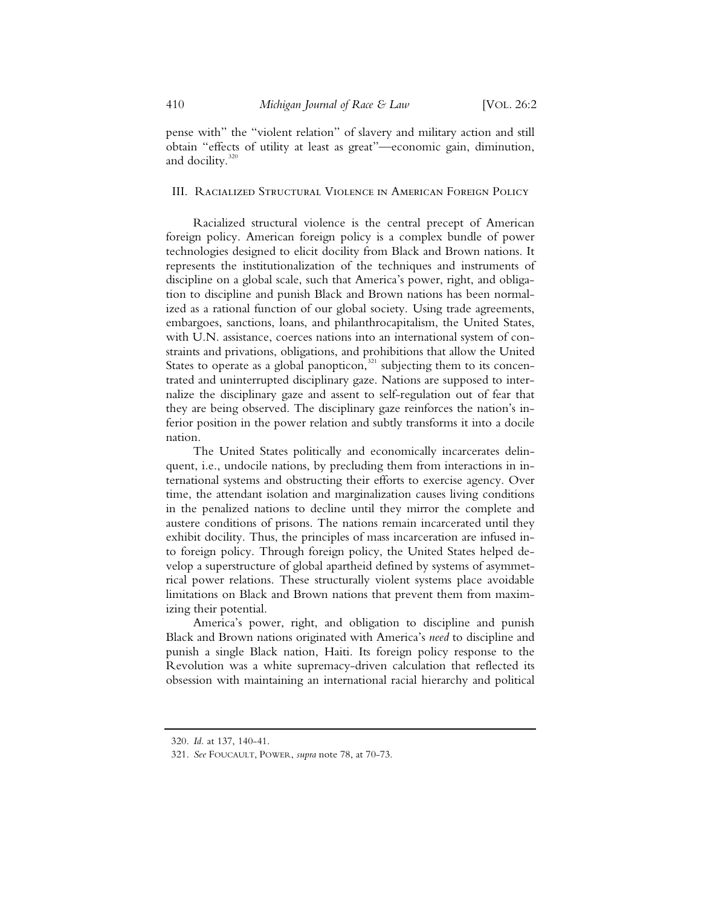pense with" the "violent relation" of slavery and military action and still obtain "effects of utility at least as great"—economic gain, diminution, and docility.[320]

## III. Racialized Structural Violence in American Foreign Policy

Racialized structural violence is the central precept of American foreign policy. American foreign policy is a complex bundle of power technologies designed to elicit docility from Black and Brown nations. It represents the institutionalization of the techniques and instruments of discipline on a global scale, such that America's power, right, and obligation to discipline and punish Black and Brown nations has been normalized as a rational function of our global society. Using trade agreements, embargoes, sanctions, loans, and philanthrocapitalism, the United States, with U.N. assistance, coerces nations into an international system of constraints and privations, obligations, and prohibitions that allow the United States to operate as a global panopticon,[321] subjecting them to its concentrated and uninterrupted disciplinary gaze. Nations are supposed to internalize the disciplinary gaze and assent to self-regulation out of fear that they are being observed. The disciplinary gaze reinforces the nation's inferior position in the power relation and subtly transforms it into a docile nation.

The United States politically and economically incarcerates delinquent, i.e., undocile nations, by precluding them from interactions in international systems and obstructing their efforts to exercise agency. Over time, the attendant isolation and marginalization causes living conditions in the penalized nations to decline until they mirror the complete and austere conditions of prisons. The nations remain incarcerated until they exhibit docility. Thus, the principles of mass incarceration are infused into foreign policy. Through foreign policy, the United States helped develop a superstructure of global apartheid defined by systems of asymmetrical power relations. These structurally violent systems place avoidable limitations on Black and Brown nations that prevent them from maximizing their potential.

America's power, right, and obligation to discipline and punish Black and Brown nations originated with America's *need* to discipline and punish a single Black nation, Haiti. Its foreign policy response to the Revolution was a white supremacy-driven calculation that reflected its obsession with maintaining an international racial hierarchy and political

---

320. *Id.* at 137, 140-41.

321. *See* Foucault, Power, *supra* note 78, at 70-73.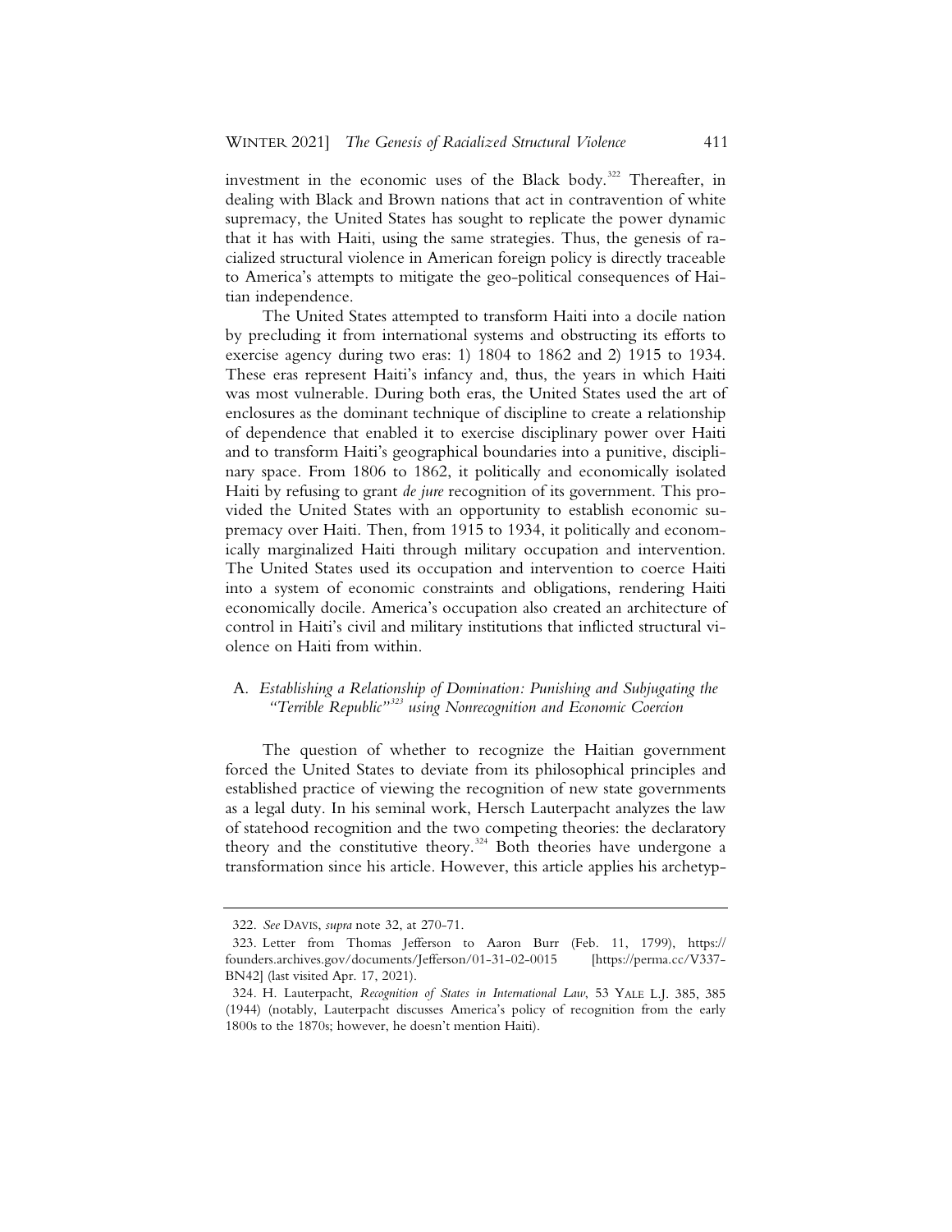investment in the economic uses of the Black body.[322] Thereafter, in dealing with Black and Brown nations that act in contravention of white supremacy, the United States has sought to replicate the power dynamic that it has with Haiti, using the same strategies. Thus, the genesis of racialized structural violence in American foreign policy is directly traceable to America's attempts to mitigate the geo-political consequences of Haitian independence.

The United States attempted to transform Haiti into a docile nation by precluding it from international systems and obstructing its efforts to exercise agency during two eras: 1) 1804 to 1862 and 2) 1915 to 1934. These eras represent Haiti's infancy and, thus, the years in which Haiti was most vulnerable. During both eras, the United States used the art of enclosures as the dominant technique of discipline to create a relationship of dependence that enabled it to exercise disciplinary power over Haiti and to transform Haiti's geographical boundaries into a punitive, disciplinary space. From 1806 to 1862, it politically and economically isolated Haiti by refusing to grant *de jure* recognition of its government. This provided the United States with an opportunity to establish economic supremacy over Haiti. Then, from 1915 to 1934, it politically and economically marginalized Haiti through military occupation and intervention. The United States used its occupation and intervention to coerce Haiti into a system of economic constraints and obligations, rendering Haiti economically docile. America's occupation also created an architecture of control in Haiti's civil and military institutions that inflicted structural violence on Haiti from within.

### A. *Establishing a Relationship of Domination: Punishing and Subjugating the "Terrible Republic"[323] using Nonrecognition and Economic Coercion*

The question of whether to recognize the Haitian government forced the United States to deviate from its philosophical principles and established practice of viewing the recognition of new state governments as a legal duty. In his seminal work, Hersch Lauterpacht analyzes the law of statehood recognition and the two competing theories: the declaratory theory and the constitutive theory.[324] Both theories have undergone a transformation since his article. However, this article applies his archetyp-

---

322. *See* DAVIS, *supra* note 32, at 270-71.

323. Letter from Thomas Jefferson to Aaron Burr (Feb. 11, 1799), https://founders.archives.gov/documents/Jefferson/01-31-02-0015 [https://perma.cc/V337-BN42] (last visited Apr. 17, 2021).

324. H. Lauterpacht, *Recognition of States in International Law*, 53 YALE L.J. 385, 385 (1944) (notably, Lauterpacht discusses America's policy of recognition from the early 1800s to the 1870s; however, he doesn't mention Haiti).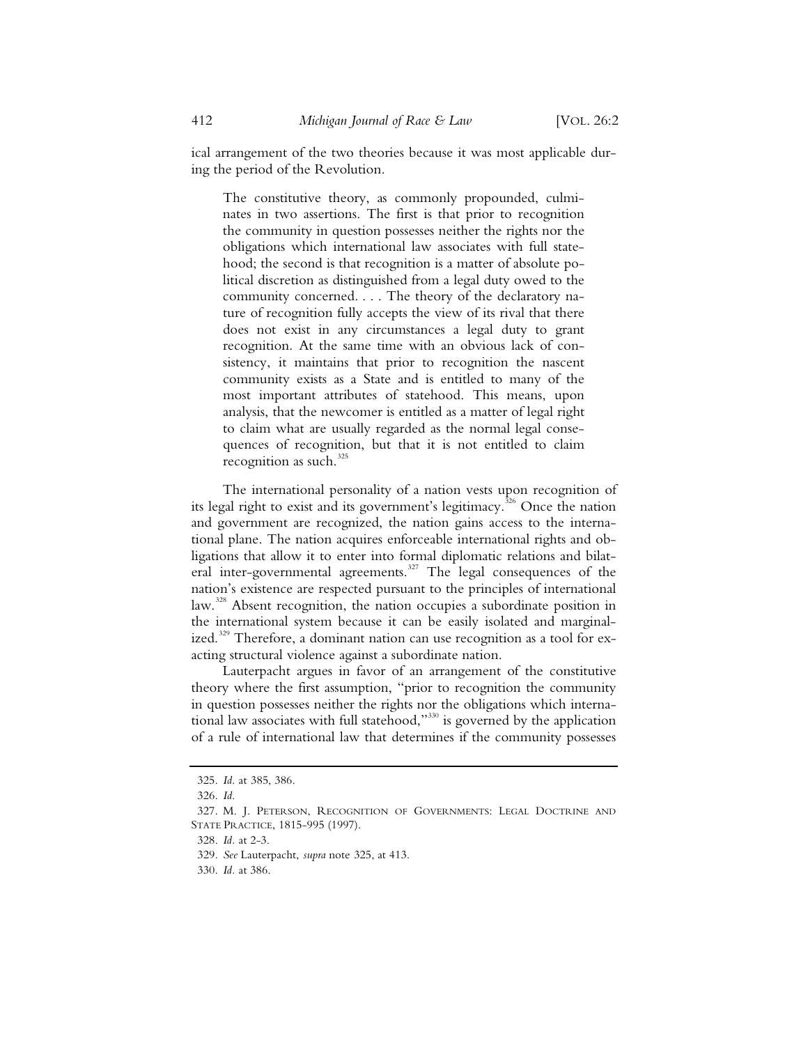ical arrangement of the two theories because it was most applicable during the period of the Revolution.

> The constitutive theory, as commonly propounded, culminates in two assertions. The first is that prior to recognition the community in question possesses neither the rights nor the obligations which international law associates with full statehood; the second is that recognition is a matter of absolute political discretion as distinguished from a legal duty owed to the community concerned. . . . The theory of the declaratory nature of recognition fully accepts the view of its rival that there does not exist in any circumstances a legal duty to grant recognition. At the same time with an obvious lack of consistency, it maintains that prior to recognition the nascent community exists as a State and is entitled to many of the most important attributes of statehood. This means, upon analysis, that the newcomer is entitled as a matter of legal right to claim what are usually regarded as the normal legal consequences of recognition, but that it is not entitled to claim recognition as such.[325]

The international personality of a nation vests upon recognition of its legal right to exist and its government's legitimacy.[326] Once the nation and government are recognized, the nation gains access to the international plane. The nation acquires enforceable international rights and obligations that allow it to enter into formal diplomatic relations and bilateral inter-governmental agreements.[327] The legal consequences of the nation's existence are respected pursuant to the principles of international law.[328] Absent recognition, the nation occupies a subordinate position in the international system because it can be easily isolated and marginalized.[329] Therefore, a dominant nation can use recognition as a tool for exacting structural violence against a subordinate nation.

Lauterpacht argues in favor of an arrangement of the constitutive theory where the first assumption, "prior to recognition the community in question possesses neither the rights nor the obligations which international law associates with full statehood,"[330] is governed by the application of a rule of international law that determines if the community possesses

---

325. *Id.* at 385, 386.

326. *Id.*

327. M. J. Peterson, Recognition of Governments: Legal Doctrine and State Practice, 1815-995 (1997).

328. *Id.* at 2-3.

329. *See* Lauterpacht, *supra* note 325, at 413.

330. *Id.* at 386.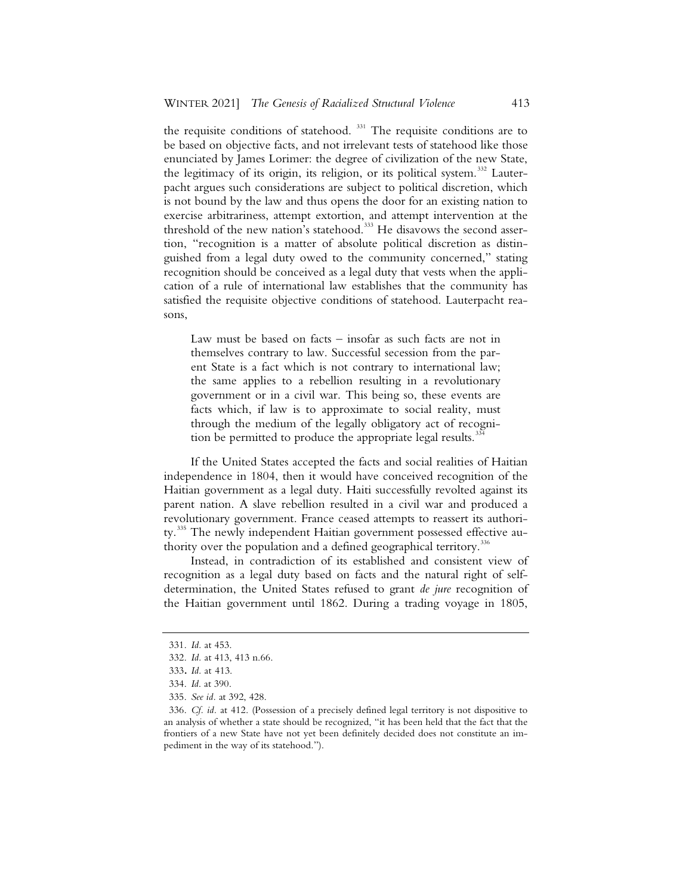the requisite conditions of statehood. [331] The requisite conditions are to be based on objective facts, and not irrelevant tests of statehood like those enunciated by James Lorimer: the degree of civilization of the new State, the legitimacy of its origin, its religion, or its political system.[332] Lauterpacht argues such considerations are subject to political discretion, which is not bound by the law and thus opens the door for an existing nation to exercise arbitrariness, attempt extortion, and attempt intervention at the threshold of the new nation's statehood.[333] He disavows the second assertion, "recognition is a matter of absolute political discretion as distinguished from a legal duty owed to the community concerned," stating recognition should be conceived as a legal duty that vests when the application of a rule of international law establishes that the community has satisfied the requisite objective conditions of statehood. Lauterpacht reasons,

> Law must be based on facts – insofar as such facts are not in themselves contrary to law. Successful secession from the parent State is a fact which is not contrary to international law; the same applies to a rebellion resulting in a revolutionary government or in a civil war. This being so, these events are facts which, if law is to approximate to social reality, must through the medium of the legally obligatory act of recognition be permitted to produce the appropriate legal results.[334]

If the United States accepted the facts and social realities of Haitian independence in 1804, then it would have conceived recognition of the Haitian government as a legal duty. Haiti successfully revolted against its parent nation. A slave rebellion resulted in a civil war and produced a revolutionary government. France ceased attempts to reassert its authority.[335] The newly independent Haitian government possessed effective authority over the population and a defined geographical territory.[336]

Instead, in contradiction of its established and consistent view of recognition as a legal duty based on facts and the natural right of self-determination, the United States refused to grant *de jure* recognition of the Haitian government until 1862. During a trading voyage in 1805,

---

331. *Id.* at 453.

332. *Id.* at 413, 413 n.66.

333. *Id.* at 413.

334. *Id.* at 390.

335. *See id.* at 392, 428.

336. *Cf. id.* at 412. (Possession of a precisely defined legal territory is not dispositive to an analysis of whether a state should be recognized, "it has been held that the fact that the frontiers of a new State have not yet been definitely decided does not constitute an impediment in the way of its statehood.").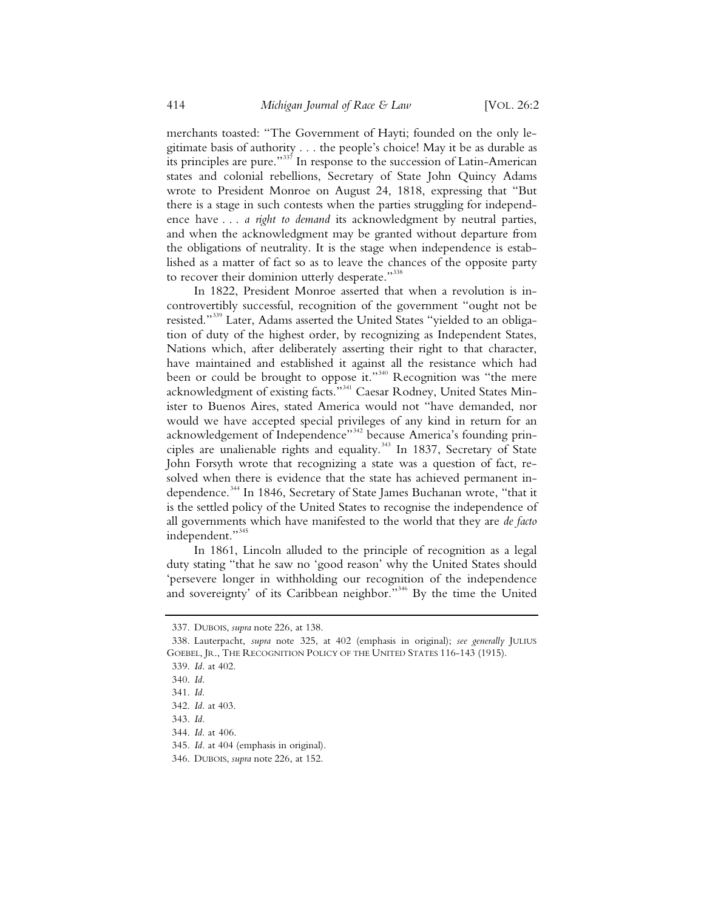merchants toasted: "The Government of Hayti; founded on the only legitimate basis of authority . . . the people's choice! May it be as durable as its principles are pure."[337] In response to the succession of Latin-American states and colonial rebellions, Secretary of State John Quincy Adams wrote to President Monroe on August 24, 1818, expressing that "But there is a stage in such contests when the parties struggling for independence have . . . *a right to demand* its acknowledgment by neutral parties, and when the acknowledgment may be granted without departure from the obligations of neutrality. It is the stage when independence is established as a matter of fact so as to leave the chances of the opposite party to recover their dominion utterly desperate."[338]

In 1822, President Monroe asserted that when a revolution is incontrovertibly successful, recognition of the government "ought not be resisted."[339] Later, Adams asserted the United States "yielded to an obligation of duty of the highest order, by recognizing as Independent States, Nations which, after deliberately asserting their right to that character, have maintained and established it against all the resistance which had been or could be brought to oppose it."[340] Recognition was "the mere acknowledgment of existing facts."[341] Caesar Rodney, United States Minister to Buenos Aires, stated America would not "have demanded, nor would we have accepted special privileges of any kind in return for an acknowledgement of Independence"[342] because America's founding principles are unalienable rights and equality.[343] In 1837, Secretary of State John Forsyth wrote that recognizing a state was a question of fact, resolved when there is evidence that the state has achieved permanent independence.[344] In 1846, Secretary of State James Buchanan wrote, "that it is the settled policy of the United States to recognise the independence of all governments which have manifested to the world that they are *de facto* independent."[345]

In 1861, Lincoln alluded to the principle of recognition as a legal duty stating "that he saw no 'good reason' why the United States should 'persevere longer in withholding our recognition of the independence and sovereignty' of its Caribbean neighbor."[346] By the time the United

---

337. DUBOIS, *supra* note 226, at 138.

338. Lauterpacht, *supra* note 325, at 402 (emphasis in original); *see generally* JULIUS GOEBEL, JR., THE RECOGNITION POLICY OF THE UNITED STATES 116-143 (1915).

339. *Id.* at 402.

340. *Id.*

341. *Id.*

342. *Id.* at 403.

343. *Id.*

344. *Id.* at 406.

345. *Id.* at 404 (emphasis in original).

346. DUBOIS, *supra* note 226, at 152.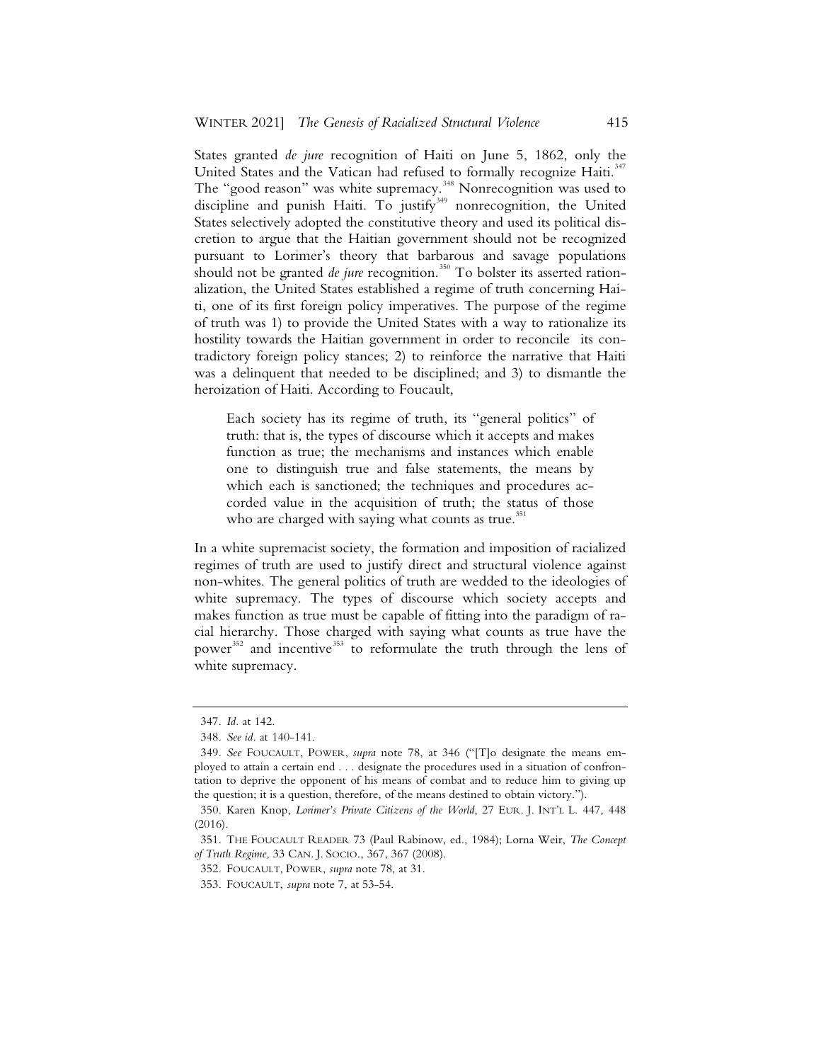States granted *de jure* recognition of Haiti on June 5, 1862, only the United States and the Vatican had refused to formally recognize Haiti.[347] The "good reason" was white supremacy.[348] Nonrecognition was used to discipline and punish Haiti. To justify[349] nonrecognition, the United States selectively adopted the constitutive theory and used its political discretion to argue that the Haitian government should not be recognized pursuant to Lorimer's theory that barbarous and savage populations should not be granted *de jure* recognition.[350] To bolster its asserted rationalization, the United States established a regime of truth concerning Haiti, one of its first foreign policy imperatives. The purpose of the regime of truth was 1) to provide the United States with a way to rationalize its hostility towards the Haitian government in order to reconcile its contradictory foreign policy stances; 2) to reinforce the narrative that Haiti was a delinquent that needed to be disciplined; and 3) to dismantle the heroization of Haiti. According to Foucault,

> Each society has its regime of truth, its "general politics" of truth: that is, the types of discourse which it accepts and makes function as true; the mechanisms and instances which enable one to distinguish true and false statements, the means by which each is sanctioned; the techniques and procedures accorded value in the acquisition of truth; the status of those who are charged with saying what counts as true.[351]

In a white supremacist society, the formation and imposition of racialized regimes of truth are used to justify direct and structural violence against non-whites. The general politics of truth are wedded to the ideologies of white supremacy. The types of discourse which society accepts and makes function as true must be capable of fitting into the paradigm of racial hierarchy. Those charged with saying what counts as true have the power[352] and incentive[353] to reformulate the truth through the lens of white supremacy.

---

347. *Id.* at 142.

348. *See id.* at 140-141.

349. *See* FOUCAULT, POWER, *supra* note 78, at 346 ("[T]o designate the means employed to attain a certain end . . . designate the procedures used in a situation of confrontation to deprive the opponent of his means of combat and to reduce him to giving up the question; it is a question, therefore, of the means destined to obtain victory.").

350. Karen Knop, *Lorimer's Private Citizens of the World*, 27 EUR. J. INT'L L. 447, 448 (2016).

351. THE FOUCAULT READER 73 (Paul Rabinow, ed., 1984); Lorna Weir, *The Concept of Truth Regime*, 33 CAN. J. SOCIO., 367, 367 (2008).

352. FOUCAULT, POWER, *supra* note 78, at 31.

353. FOUCAULT, *supra* note 7, at 53-54.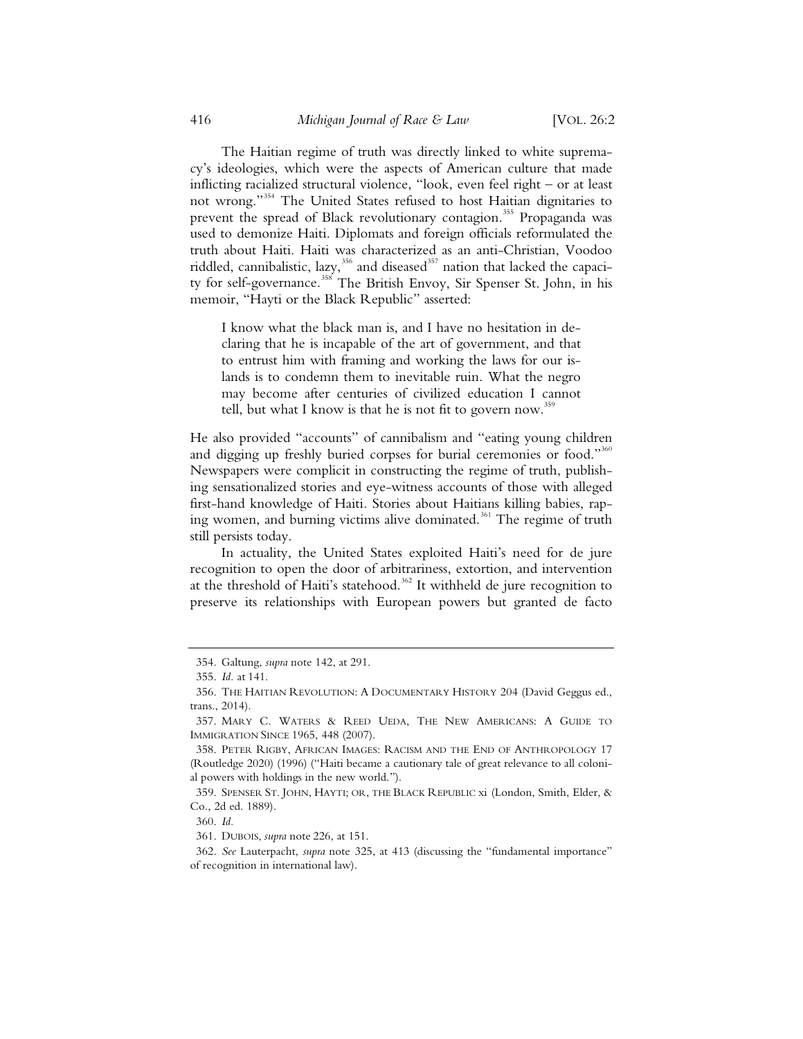The Haitian regime of truth was directly linked to white supremacy's ideologies, which were the aspects of American culture that made inflicting racialized structural violence, "look, even feel right – or at least not wrong."[354] The United States refused to host Haitian dignitaries to prevent the spread of Black revolutionary contagion.[355] Propaganda was used to demonize Haiti. Diplomats and foreign officials reformulated the truth about Haiti. Haiti was characterized as an anti-Christian, Voodoo riddled, cannibalistic, lazy,[356] and diseased[357] nation that lacked the capacity for self-governance.[358] The British Envoy, Sir Spenser St. John, in his memoir, "Hayti or the Black Republic" asserted:

> I know what the black man is, and I have no hesitation in declaring that he is incapable of the art of government, and that to entrust him with framing and working the laws for our islands is to condemn them to inevitable ruin. What the negro may become after centuries of civilized education I cannot tell, but what I know is that he is not fit to govern now.[359]

He also provided "accounts" of cannibalism and "eating young children and digging up freshly buried corpses for burial ceremonies or food."[360] Newspapers were complicit in constructing the regime of truth, publishing sensationalized stories and eye-witness accounts of those with alleged first-hand knowledge of Haiti. Stories about Haitians killing babies, raping women, and burning victims alive dominated.[361] The regime of truth still persists today.

In actuality, the United States exploited Haiti's need for de jure recognition to open the door of arbitrariness, extortion, and intervention at the threshold of Haiti's statehood.[362] It withheld de jure recognition to preserve its relationships with European powers but granted de facto

---

354. Galtung, *supra* note 142, at 291.

355. *Id.* at 141.

356. THE HAITIAN REVOLUTION: A DOCUMENTARY HISTORY 204 (David Geggus ed., trans., 2014).

357. MARY C. WATERS & REED UEDA, THE NEW AMERICANS: A GUIDE TO IMMIGRATION SINCE 1965, 448 (2007).

358. PETER RIGBY, AFRICAN IMAGES: RACISM AND THE END OF ANTHROPOLOGY 17 (Routledge 2020) (1996) ("Haiti became a cautionary tale of great relevance to all colonial powers with holdings in the new world.").

359. SPENSER ST. JOHN, HAYTI; OR, THE BLACK REPUBLIC xi (London, Smith, Elder, & Co., 2d ed. 1889).

360. *Id.*

361. DUBOIS, *supra* note 226, at 151.

362. *See* Lauterpacht, *supra* note 325, at 413 (discussing the "fundamental importance" of recognition in international law).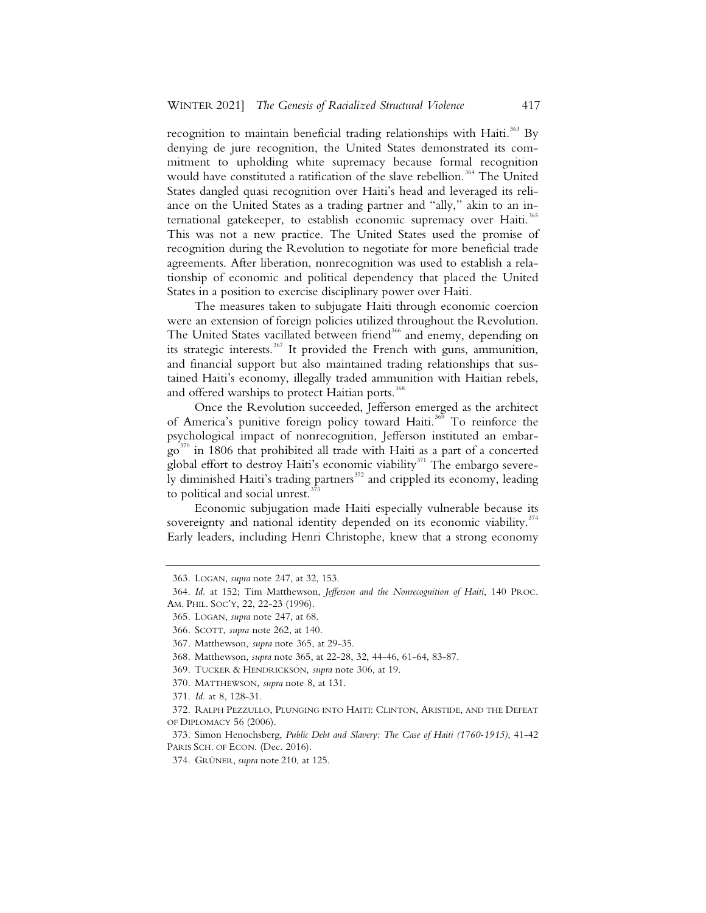recognition to maintain beneficial trading relationships with Haiti.[363] By denying de jure recognition, the United States demonstrated its commitment to upholding white supremacy because formal recognition would have constituted a ratification of the slave rebellion.[364] The United States dangled quasi recognition over Haiti's head and leveraged its reliance on the United States as a trading partner and "ally," akin to an international gatekeeper, to establish economic supremacy over Haiti.[365] This was not a new practice. The United States used the promise of recognition during the Revolution to negotiate for more beneficial trade agreements. After liberation, nonrecognition was used to establish a relationship of economic and political dependency that placed the United States in a position to exercise disciplinary power over Haiti.

The measures taken to subjugate Haiti through economic coercion were an extension of foreign policies utilized throughout the Revolution. The United States vacillated between friend[366] and enemy, depending on its strategic interests.[367] It provided the French with guns, ammunition, and financial support but also maintained trading relationships that sustained Haiti's economy, illegally traded ammunition with Haitian rebels, and offered warships to protect Haitian ports.[368]

Once the Revolution succeeded, Jefferson emerged as the architect of America's punitive foreign policy toward Haiti.[369] To reinforce the psychological impact of nonrecognition, Jefferson instituted an embargo[370] in 1806 that prohibited all trade with Haiti as a part of a concerted global effort to destroy Haiti's economic viability[371] The embargo severely diminished Haiti's trading partners[372] and crippled its economy, leading to political and social unrest.[373]

Economic subjugation made Haiti especially vulnerable because its sovereignty and national identity depended on its economic viability.[374] Early leaders, including Henri Christophe, knew that a strong economy

---

363. LOGAN, *supra* note 247, at 32, 153.

364. *Id.* at 152; Tim Matthewson, *Jefferson and the Nonrecognition of Haiti*, 140 PROC. AM. PHIL. SOC'Y, 22, 22-23 (1996).

365. LOGAN, *supra* note 247, at 68.

366. SCOTT, *supra* note 262, at 140.

367. Matthewson, *supra* note 365, at 29-35.

368. Matthewson, *supra* note 365, at 22-28, 32, 44-46, 61-64, 83-87.

369. TUCKER & HENDRICKSON, *supra* note 306, at 19.

370. MATTHEWSON, *supra* note 8, at 131.

371. *Id.* at 8, 128-31.

372. RALPH PEZZULLO, PLUNGING INTO HAITI: CLINTON, ARISTIDE, AND THE DEFEAT OF DIPLOMACY 56 (2006).

373. Simon Henochsberg, *Public Debt and Slavery: The Case of Haiti (1760-1915)*, 41-42 PARIS SCH. OF ECON. (Dec. 2016).

374. GRÜNER, *supra* note 210, at 125.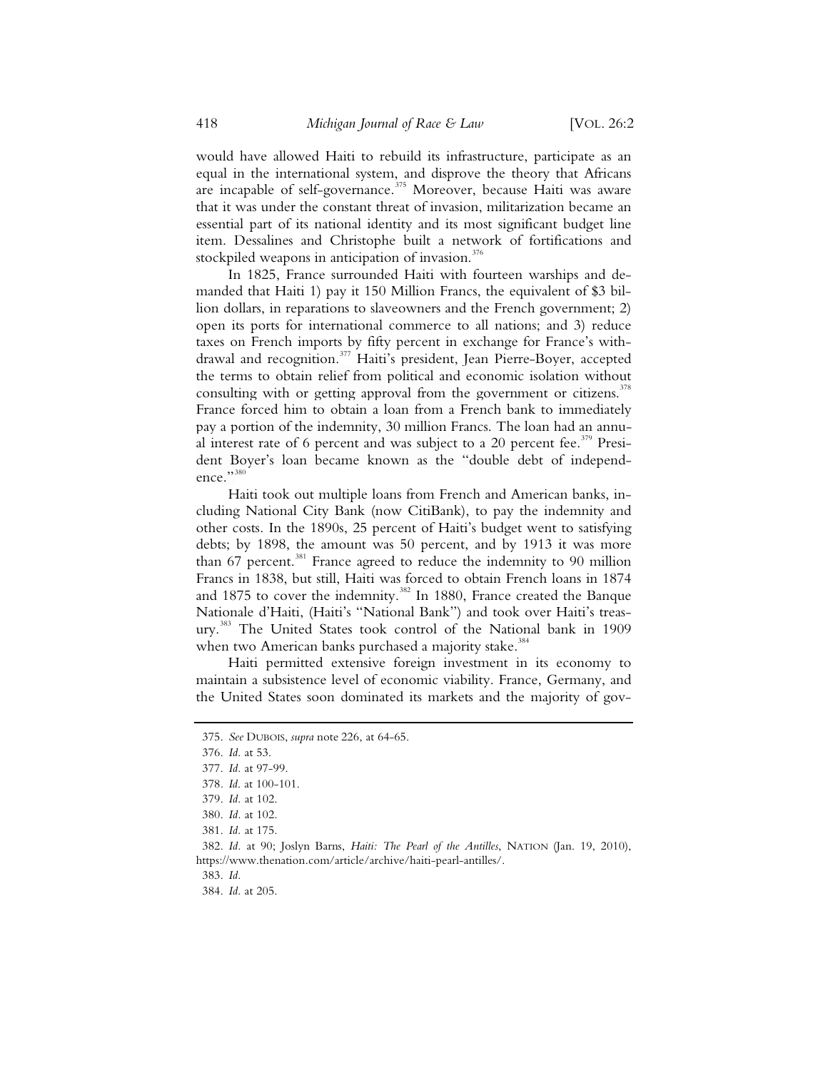would have allowed Haiti to rebuild its infrastructure, participate as an equal in the international system, and disprove the theory that Africans are incapable of self-governance.[375] Moreover, because Haiti was aware that it was under the constant threat of invasion, militarization became an essential part of its national identity and its most significant budget line item. Dessalines and Christophe built a network of fortifications and stockpiled weapons in anticipation of invasion.[376]

In 1825, France surrounded Haiti with fourteen warships and demanded that Haiti 1) pay it 150 Million Francs, the equivalent of $3 billion dollars, in reparations to slaveowners and the French government; 2) open its ports for international commerce to all nations; and 3) reduce taxes on French imports by fifty percent in exchange for France's withdrawal and recognition.[377] Haiti's president, Jean Pierre-Boyer, accepted the terms to obtain relief from political and economic isolation without consulting with or getting approval from the government or citizens.[378] France forced him to obtain a loan from a French bank to immediately pay a portion of the indemnity, 30 million Francs. The loan had an annual interest rate of 6 percent and was subject to a 20 percent fee.[379] President Boyer's loan became known as the "double debt of independence."[380]

Haiti took out multiple loans from French and American banks, including National City Bank (now CitiBank), to pay the indemnity and other costs. In the 1890s, 25 percent of Haiti's budget went to satisfying debts; by 1898, the amount was 50 percent, and by 1913 it was more than 67 percent.[381] France agreed to reduce the indemnity to 90 million Francs in 1838, but still, Haiti was forced to obtain French loans in 1874 and 1875 to cover the indemnity.[382] In 1880, France created the Banque Nationale d'Haiti, (Haiti's "National Bank") and took over Haiti's treasury.[383] The United States took control of the National bank in 1909 when two American banks purchased a majority stake.[384]

Haiti permitted extensive foreign investment in its economy to maintain a subsistence level of economic viability. France, Germany, and the United States soon dominated its markets and the majority of gov-

375. *See* DUBOIS, *supra* note 226, at 64-65.

376. *Id.* at 53.

377. *Id.* at 97-99.

378. *Id.* at 100-101.

379. *Id.* at 102.

380. *Id.* at 102.

381. *Id.* at 175.

382. *Id.* at 90; Joslyn Barns, *Haiti: The Pearl of the Antilles*, NATION (Jan. 19, 2010), https://www.thenation.com/article/archive/haiti-pearl-antilles/.

383. *Id.*

384. *Id.* at 205.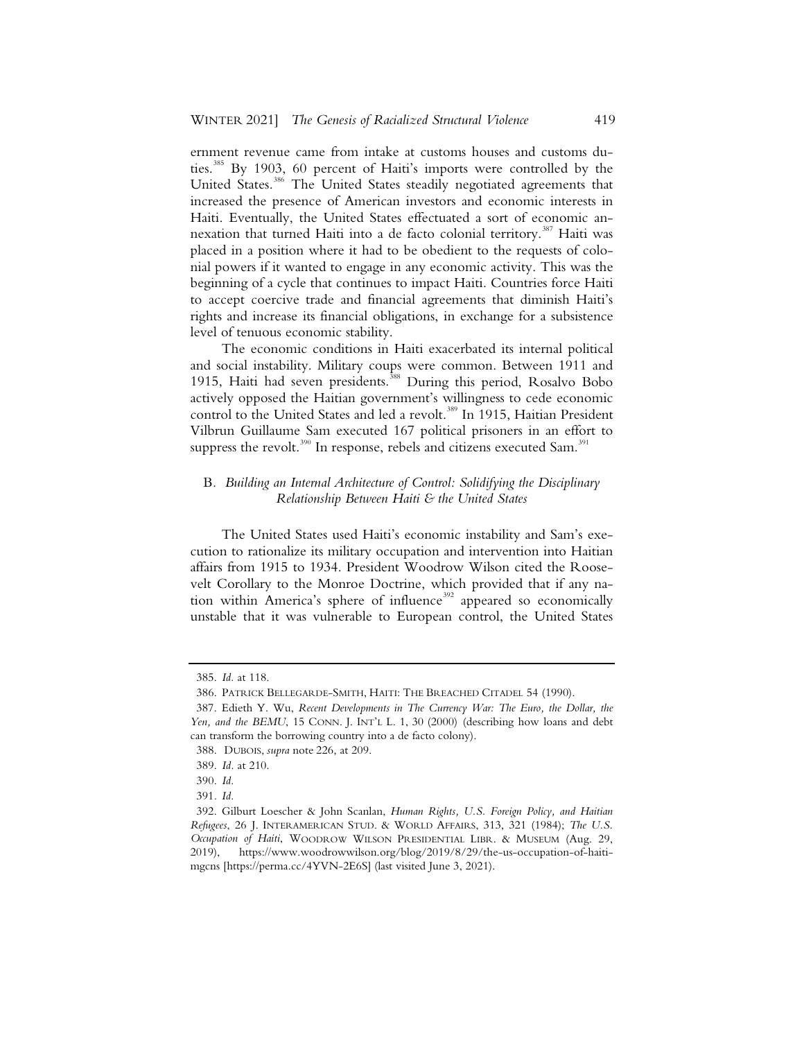ernment revenue came from intake at customs houses and customs duties.[385] By 1903, 60 percent of Haiti's imports were controlled by the United States.[386] The United States steadily negotiated agreements that increased the presence of American investors and economic interests in Haiti. Eventually, the United States effectuated a sort of economic annexation that turned Haiti into a de facto colonial territory.[387] Haiti was placed in a position where it had to be obedient to the requests of colonial powers if it wanted to engage in any economic activity. This was the beginning of a cycle that continues to impact Haiti. Countries force Haiti to accept coercive trade and financial agreements that diminish Haiti's rights and increase its financial obligations, in exchange for a subsistence level of tenuous economic stability.

The economic conditions in Haiti exacerbated its internal political and social instability. Military coups were common. Between 1911 and 1915, Haiti had seven presidents.[388] During this period, Rosalvo Bobo actively opposed the Haitian government's willingness to cede economic control to the United States and led a revolt.[389] In 1915, Haitian President Vilbrun Guillaume Sam executed 167 political prisoners in an effort to suppress the revolt.[390] In response, rebels and citizens executed Sam.[391]

### B. *Building an Internal Architecture of Control: Solidifying the Disciplinary Relationship Between Haiti & the United States*

The United States used Haiti's economic instability and Sam's execution to rationalize its military occupation and intervention into Haitian affairs from 1915 to 1934. President Woodrow Wilson cited the Roosevelt Corollary to the Monroe Doctrine, which provided that if any nation within America's sphere of influence[392] appeared so economically unstable that it was vulnerable to European control, the United States

---

385. *Id.* at 118.

386. PATRICK BELLEGARDE-SMITH, HAITI: THE BREACHED CITADEL 54 (1990).

387. Edieth Y. Wu, *Recent Developments in The Currency War: The Euro, the Dollar, the Yen, and the BEMU*, 15 CONN. J. INT'L L. 1, 30 (2000) (describing how loans and debt can transform the borrowing country into a de facto colony).

388. DUBOIS, *supra* note 226, at 209.

389. *Id.* at 210.

390. *Id.*

391. *Id.*

392. Gilburt Loescher & John Scanlan, *Human Rights, U.S. Foreign Policy, and Haitian Refugees*, 26 J. INTERAMERICAN STUD. & WORLD AFFAIRS, 313, 321 (1984); *The U.S. Occupation of Haiti*, WOODROW WILSON PRESIDENTIAL LIBR. & MUSEUM (Aug. 29, 2019), https://www.woodrowwilson.org/blog/2019/8/29/the-us-occupation-of-haiti-mgcns [https://perma.cc/4YVN-2E6S] (last visited June 3, 2021).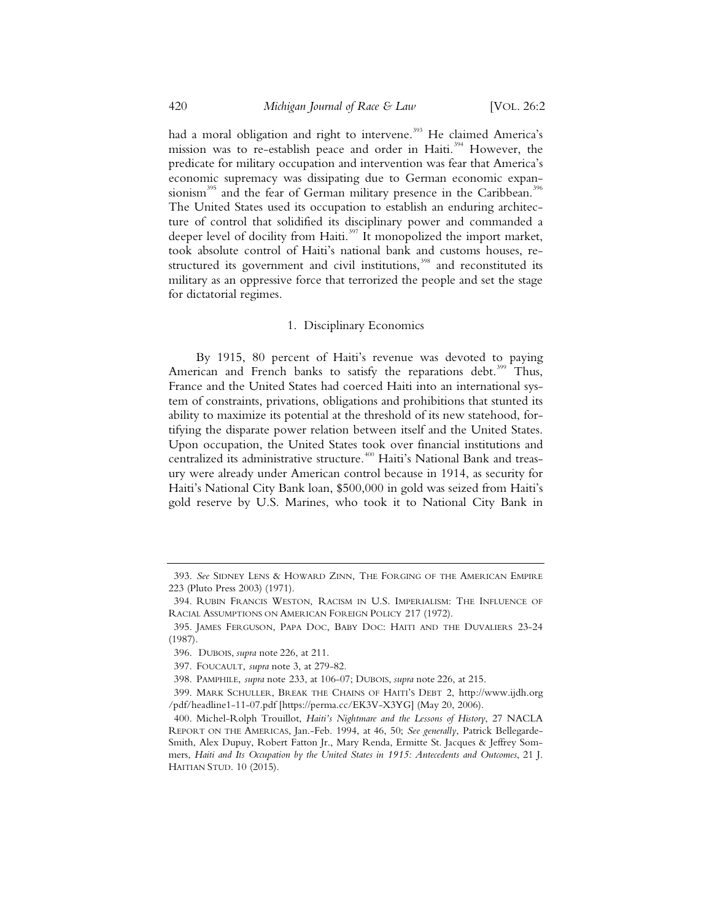had a moral obligation and right to intervene.[393] He claimed America's mission was to re-establish peace and order in Haiti.[394] However, the predicate for military occupation and intervention was fear that America's economic supremacy was dissipating due to German economic expansionism[395] and the fear of German military presence in the Caribbean.[396] The United States used its occupation to establish an enduring architecture of control that solidified its disciplinary power and commanded a deeper level of docility from Haiti.[397] It monopolized the import market, took absolute control of Haiti's national bank and customs houses, restructured its government and civil institutions,[398] and reconstituted its military as an oppressive force that terrorized the people and set the stage for dictatorial regimes.

### 1. Disciplinary Economics

By 1915, 80 percent of Haiti's revenue was devoted to paying American and French banks to satisfy the reparations debt.[399] Thus, France and the United States had coerced Haiti into an international system of constraints, privations, obligations and prohibitions that stunted its ability to maximize its potential at the threshold of its new statehood, fortifying the disparate power relation between itself and the United States. Upon occupation, the United States took over financial institutions and centralized its administrative structure.[400] Haiti's National Bank and treasury were already under American control because in 1914, as security for Haiti's National City Bank loan, $500,000 in gold was seized from Haiti's gold reserve by U.S. Marines, who took it to National City Bank in

---

393. *See* SIDNEY LENS & HOWARD ZINN, THE FORGING OF THE AMERICAN EMPIRE 223 (Pluto Press 2003) (1971).

394. RUBIN FRANCIS WESTON, RACISM IN U.S. IMPERIALISM: THE INFLUENCE OF RACIAL ASSUMPTIONS ON AMERICAN FOREIGN POLICY 217 (1972).

395. JAMES FERGUSON, PAPA DOC, BABY DOC: HAITI AND THE DUVALIERS 23-24 (1987).

396. DUBOIS, *supra* note 226, at 211.

397. FOUCAULT, *supra* note 3, at 279-82.

398. PAMPHILE, *supra* note 233, at 106-07; DUBOIS, *supra* note 226, at 215.

399. MARK SCHULLER, BREAK THE CHAINS OF HAITI'S DEBT 2, http://www.ijdh.org/pdf/headline1-11-07.pdf [https://perma.cc/EK3V-X3YG] (May 20, 2006).

400. Michel-Rolph Trouillot, *Haiti's Nightmare and the Lessons of History*, 27 NACLA REPORT ON THE AMERICAS, Jan.-Feb. 1994, at 46, 50; *See generally*, Patrick Bellegarde-Smith, Alex Dupuy, Robert Fatton Jr., Mary Renda, Ermitte St. Jacques & Jeffrey Sommers, *Haiti and Its Occupation by the United States in 1915: Antecedents and Outcomes*, 21 J. HAITIAN STUD. 10 (2015).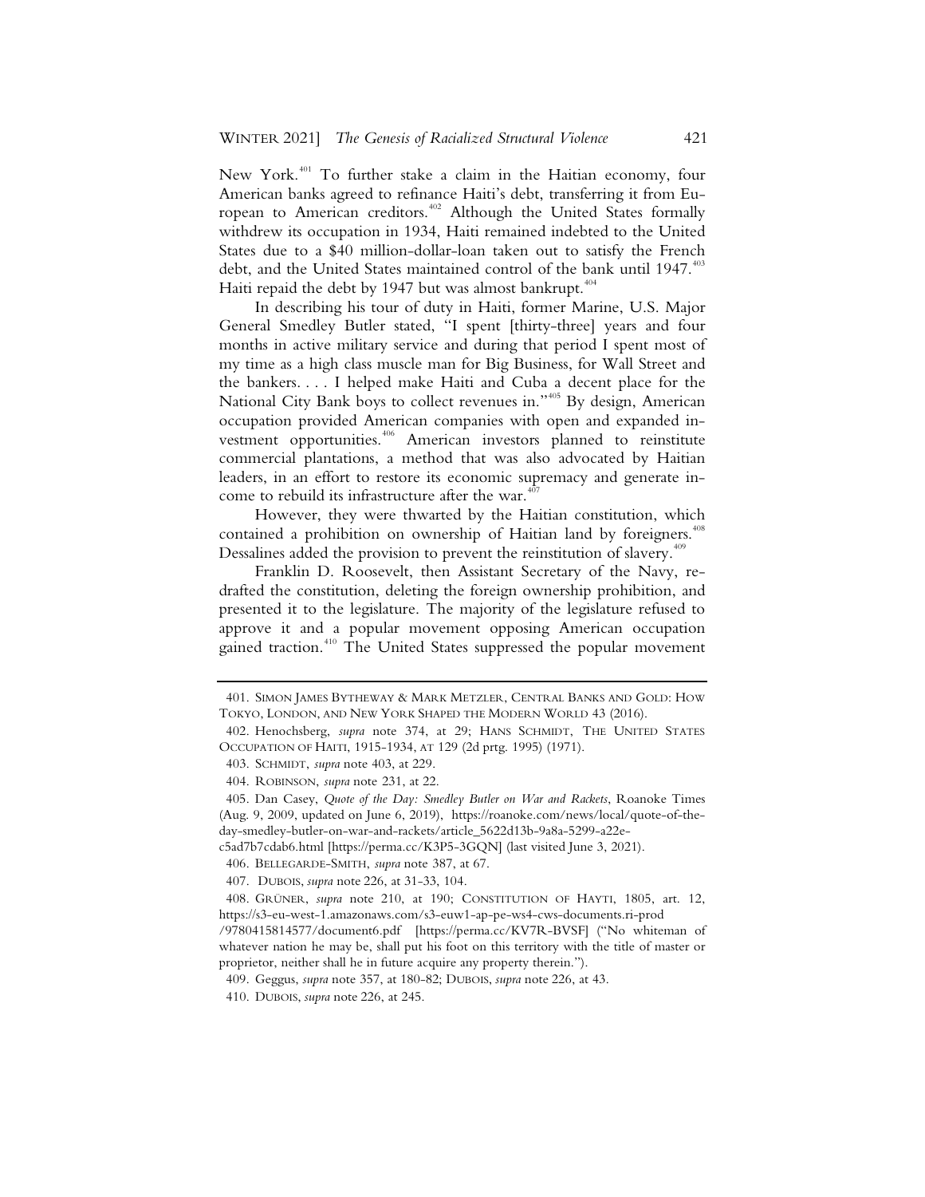New York.[401] To further stake a claim in the Haitian economy, four American banks agreed to refinance Haiti's debt, transferring it from European to American creditors.[402] Although the United States formally withdrew its occupation in 1934, Haiti remained indebted to the United States due to a $40 million-dollar-loan taken out to satisfy the French debt, and the United States maintained control of the bank until 1947.[403] Haiti repaid the debt by 1947 but was almost bankrupt.[404]

In describing his tour of duty in Haiti, former Marine, U.S. Major General Smedley Butler stated, "I spent [thirty-three] years and four months in active military service and during that period I spent most of my time as a high class muscle man for Big Business, for Wall Street and the bankers. . . . I helped make Haiti and Cuba a decent place for the National City Bank boys to collect revenues in."[405] By design, American occupation provided American companies with open and expanded investment opportunities.[406] American investors planned to reinstitute commercial plantations, a method that was also advocated by Haitian leaders, in an effort to restore its economic supremacy and generate income to rebuild its infrastructure after the war.[407]

However, they were thwarted by the Haitian constitution, which contained a prohibition on ownership of Haitian land by foreigners.[408] Dessalines added the provision to prevent the reinstitution of slavery.[409]

Franklin D. Roosevelt, then Assistant Secretary of the Navy, redrafted the constitution, deleting the foreign ownership prohibition, and presented it to the legislature. The majority of the legislature refused to approve it and a popular movement opposing American occupation gained traction.[410] The United States suppressed the popular movement

---

401. SIMON JAMES BYTHEWAY & MARK METZLER, CENTRAL BANKS AND GOLD: HOW TOKYO, LONDON, AND NEW YORK SHAPED THE MODERN WORLD 43 (2016).

402. Henochsberg, *supra* note 374, at 29; HANS SCHMIDT, THE UNITED STATES OCCUPATION OF HAITI, 1915-1934, AT 129 (2d prtg. 1995) (1971).

403. SCHMIDT, *supra* note 403, at 229.

404. ROBINSON, *supra* note 231, at 22.

405. Dan Casey, *Quote of the Day: Smedley Butler on War and Rackets*, Roanoke Times (Aug. 9, 2009, updated on June 6, 2019), https://roanoke.com/news/local/quote-of-the-day-smedley-butler-on-war-and-rackets/article_5622d13b-9a8a-5299-a22e-c5ad7b7cdab6.html [https://perma.cc/K3P5-3GQN] (last visited June 3, 2021).

406. BELLEGARDE-SMITH, *supra* note 387, at 67.

407. DUBOIS, *supra* note 226, at 31-33, 104.

408. GRÜNER, *supra* note 210, at 190; CONSTITUTION OF HAYTI, 1805, art. 12, https://s3-eu-west-1.amazonaws.com/s3-euw1-ap-pe-ws4-cws-documents.ri-prod/9780415814577/document6.pdf [https://perma.cc/KV7R-BVSF] ("No whiteman of whatever nation he may be, shall put his foot on this territory with the title of master or proprietor, neither shall he in future acquire any property therein.").

409. Geggus, *supra* note 357, at 180-82; DUBOIS, *supra* note 226, at 43.

410. DUBOIS, *supra* note 226, at 245.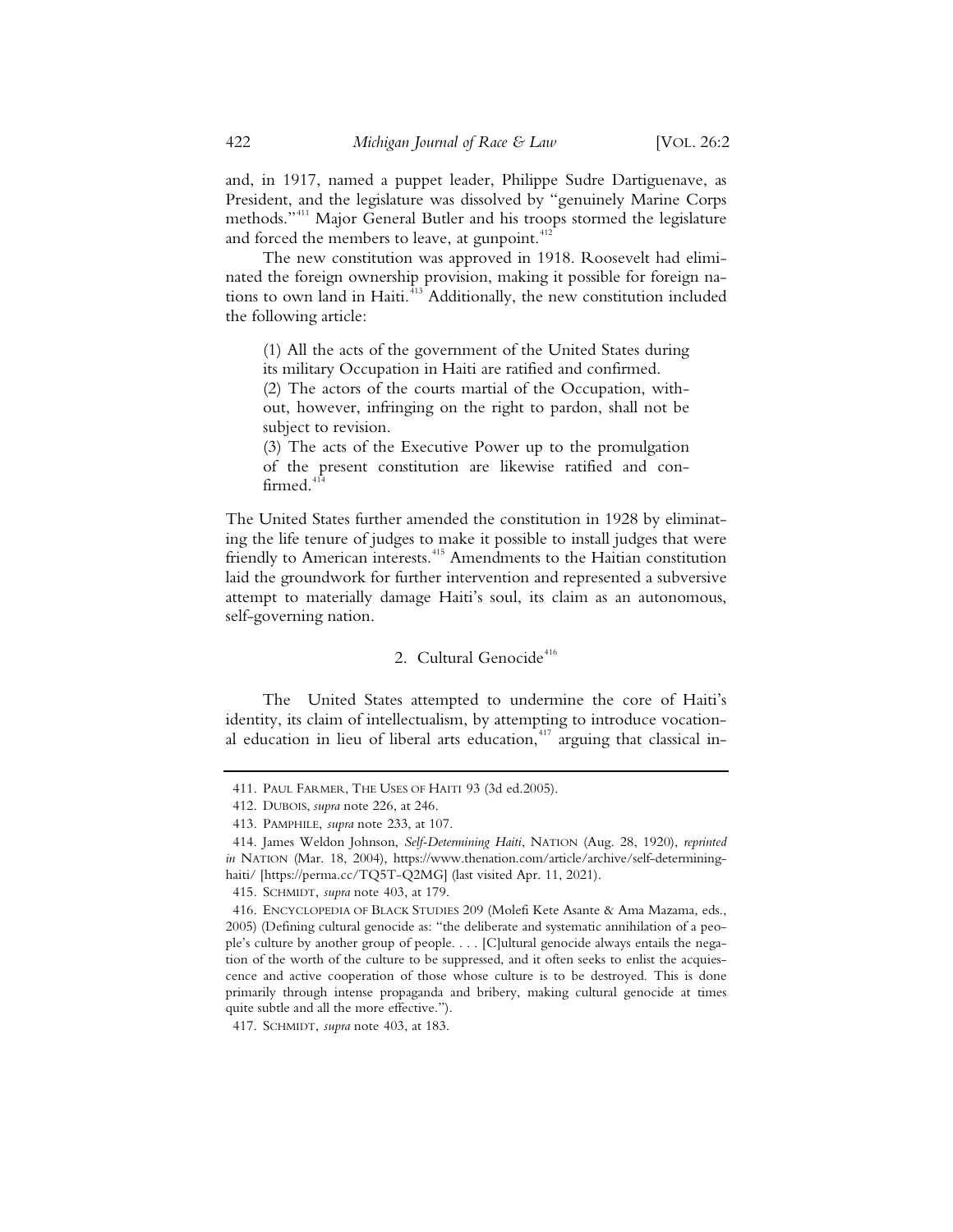and, in 1917, named a puppet leader, Philippe Sudre Dartiguenave, as President, and the legislature was dissolved by "genuinely Marine Corps methods."[411] Major General Butler and his troops stormed the legislature and forced the members to leave, at gunpoint.[412]

The new constitution was approved in 1918. Roosevelt had eliminated the foreign ownership provision, making it possible for foreign nations to own land in Haiti.[413] Additionally, the new constitution included the following article:

> (1) All the acts of the government of the United States during its military Occupation in Haiti are ratified and confirmed.
> (2) The actors of the courts martial of the Occupation, without, however, infringing on the right to pardon, shall not be subject to revision.
> (3) The acts of the Executive Power up to the promulgation of the present constitution are likewise ratified and confirmed.[414]

The United States further amended the constitution in 1928 by eliminating the life tenure of judges to make it possible to install judges that were friendly to American interests.[415] Amendments to the Haitian constitution laid the groundwork for further intervention and represented a subversive attempt to materially damage Haiti's soul, its claim as an autonomous, self-governing nation.

### 2. Cultural Genocide[416]

The United States attempted to undermine the core of Haiti's identity, its claim of intellectualism, by attempting to introduce vocational education in lieu of liberal arts education,[417] arguing that classical in-

---

411. PAUL FARMER, THE USES OF HAITI 93 (3d ed.2005).

412. DUBOIS, *supra* note 226, at 246.

413. PAMPHILE, *supra* note 233, at 107.

414. James Weldon Johnson, *Self-Determining Haiti*, NATION (Aug. 28, 1920), *reprinted in* NATION (Mar. 18, 2004), https://www.thenation.com/article/archive/self-determining-haiti/ [https://perma.cc/TQ5T-Q2MG] (last visited Apr. 11, 2021).

415. SCHMIDT, *supra* note 403, at 179.

416. ENCYCLOPEDIA OF BLACK STUDIES 209 (Molefi Kete Asante & Ama Mazama, eds., 2005) (Defining cultural genocide as: "the deliberate and systematic annihilation of a people's culture by another group of people. . . . [C]ultural genocide always entails the negation of the worth of the culture to be suppressed, and it often seeks to enlist the acquiescence and active cooperation of those whose culture is to be destroyed. This is done primarily through intense propaganda and bribery, making cultural genocide at times quite subtle and all the more effective.").

417. SCHMIDT, *supra* note 403, at 183.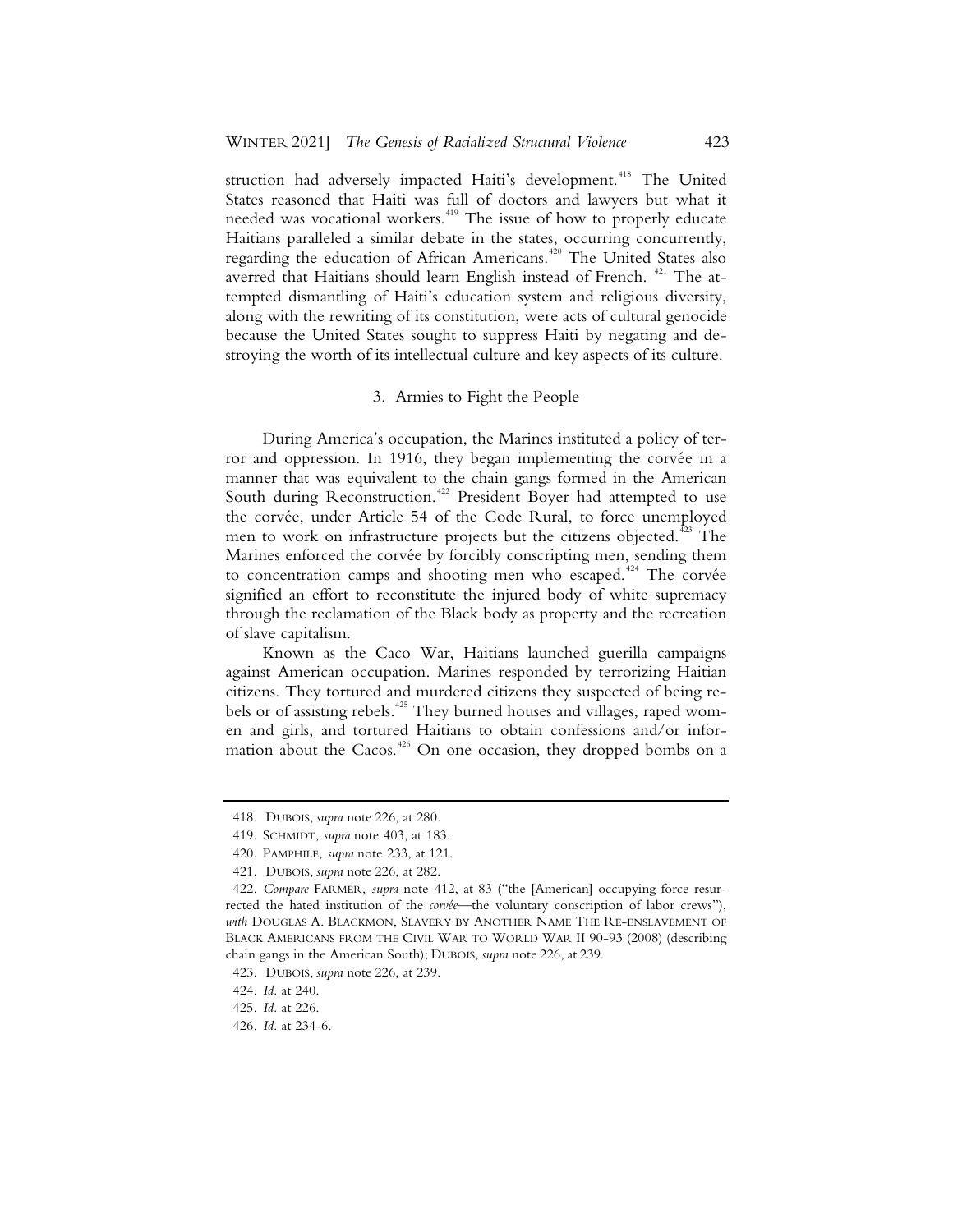struction had adversely impacted Haiti's development.[418] The United States reasoned that Haiti was full of doctors and lawyers but what it needed was vocational workers.[419] The issue of how to properly educate Haitians paralleled a similar debate in the states, occurring concurrently, regarding the education of African Americans.[420] The United States also averred that Haitians should learn English instead of French.[421] The attempted dismantling of Haiti's education system and religious diversity, along with the rewriting of its constitution, were acts of cultural genocide because the United States sought to suppress Haiti by negating and destroying the worth of its intellectual culture and key aspects of its culture.

### 3. Armies to Fight the People

During America's occupation, the Marines instituted a policy of terror and oppression. In 1916, they began implementing the corvée in a manner that was equivalent to the chain gangs formed in the American South during Reconstruction.[422] President Boyer had attempted to use the corvée, under Article 54 of the Code Rural, to force unemployed men to work on infrastructure projects but the citizens objected.[423] The Marines enforced the corvée by forcibly conscripting men, sending them to concentration camps and shooting men who escaped.[424] The corvée signified an effort to reconstitute the injured body of white supremacy through the reclamation of the Black body as property and the recreation of slave capitalism.

Known as the Caco War, Haitians launched guerilla campaigns against American occupation. Marines responded by terrorizing Haitian citizens. They tortured and murdered citizens they suspected of being rebels or of assisting rebels.[425] They burned houses and villages, raped women and girls, and tortured Haitians to obtain confessions and/or information about the Cacos.[426] On one occasion, they dropped bombs on a

---

418. DUBOIS, *supra* note 226, at 280.

419. SCHMIDT, *supra* note 403, at 183.

420. PAMPHILE, *supra* note 233, at 121.

421. DUBOIS, *supra* note 226, at 282.

422. *Compare* FARMER, *supra* note 412, at 83 ("the [American] occupying force resurrected the hated institution of the *corvée*—the voluntary conscription of labor crews"), *with* DOUGLAS A. BLACKMON, SLAVERY BY ANOTHER NAME THE RE-ENSLAVEMENT OF BLACK AMERICANS FROM THE CIVIL WAR TO WORLD WAR II 90-93 (2008) (describing chain gangs in the American South); DUBOIS, *supra* note 226, at 239.

423. DUBOIS, *supra* note 226, at 239.

424. *Id.* at 240.

425. *Id.* at 226.

426. *Id.* at 234-6.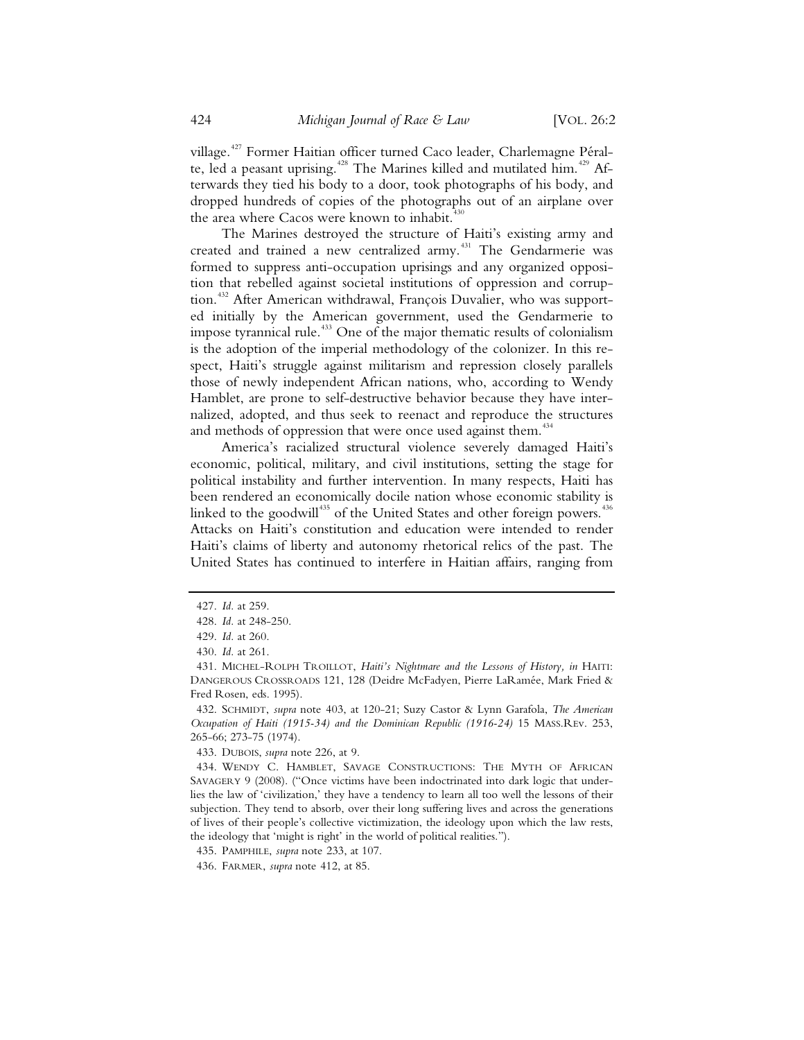village.[427] Former Haitian officer turned Caco leader, Charlemagne Péralte, led a peasant uprising.[428] The Marines killed and mutilated him.[429] Afterwards they tied his body to a door, took photographs of his body, and dropped hundreds of copies of the photographs out of an airplane over the area where Cacos were known to inhabit.[430]

The Marines destroyed the structure of Haiti's existing army and created and trained a new centralized army.[431] The Gendarmerie was formed to suppress anti-occupation uprisings and any organized opposition that rebelled against societal institutions of oppression and corruption.[432] After American withdrawal, François Duvalier, who was supported initially by the American government, used the Gendarmerie to impose tyrannical rule.[433] One of the major thematic results of colonialism is the adoption of the imperial methodology of the colonizer. In this respect, Haiti's struggle against militarism and repression closely parallels those of newly independent African nations, who, according to Wendy Hamblet, are prone to self-destructive behavior because they have internalized, adopted, and thus seek to reenact and reproduce the structures and methods of oppression that were once used against them.[434]

America's racialized structural violence severely damaged Haiti's economic, political, military, and civil institutions, setting the stage for political instability and further intervention. In many respects, Haiti has been rendered an economically docile nation whose economic stability is linked to the goodwill[435] of the United States and other foreign powers.[436] Attacks on Haiti's constitution and education were intended to render Haiti's claims of liberty and autonomy rhetorical relics of the past. The United States has continued to interfere in Haitian affairs, ranging from

---

427. *Id.* at 259.

428. *Id.* at 248-250.

429. *Id.* at 260.

430. *Id.* at 261.

431. MICHEL-ROLPH TROILLOT, *Haiti's Nightmare and the Lessons of History*, *in* HAITI: DANGEROUS CROSSROADS 121, 128 (Deidre McFadyen, Pierre LaRamée, Mark Fried & Fred Rosen, eds. 1995).

432. SCHMIDT, *supra* note 403, at 120-21; Suzy Castor & Lynn Garafola, *The American Occupation of Haiti (1915-34) and the Dominican Republic (1916-24)* 15 MASS.REV. 253, 265-66; 273-75 (1974).

433. DUBOIS, *supra* note 226, at 9.

434. WENDY C. HAMBLET, SAVAGE CONSTRUCTIONS: THE MYTH OF AFRICAN SAVAGERY 9 (2008). ("Once victims have been indoctrinated into dark logic that underlies the law of 'civilization,' they have a tendency to learn all too well the lessons of their subjection. They tend to absorb, over their long suffering lives and across the generations of lives of their people's collective victimization, the ideology upon which the law rests, the ideology that 'might is right' in the world of political realities.").

435. PAMPHILE, *supra* note 233, at 107.

436. FARMER, *supra* note 412, at 85.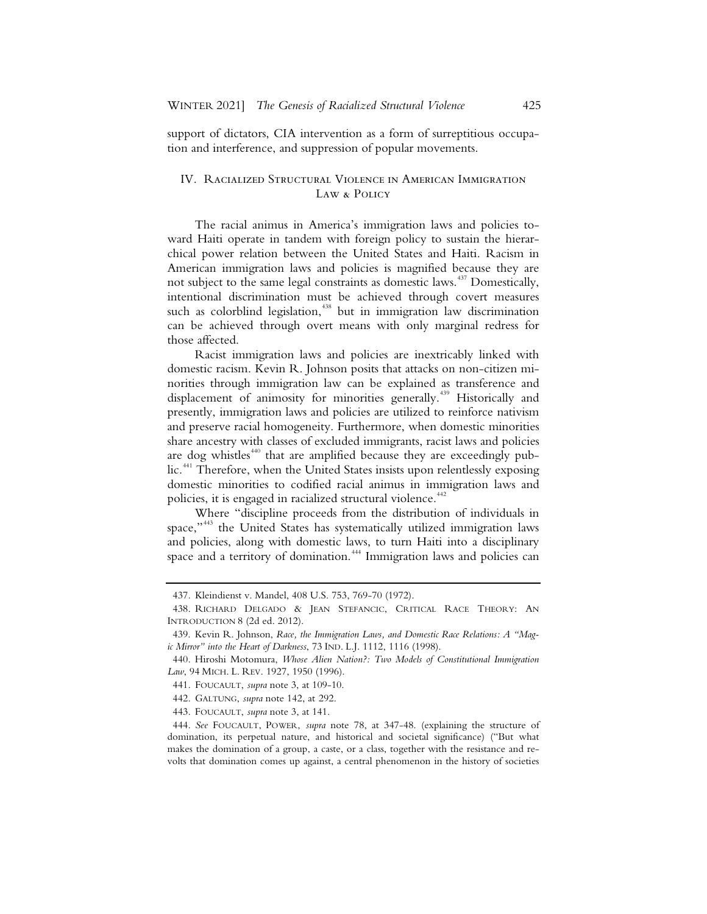support of dictators, CIA intervention as a form of surreptitious occupation and interference, and suppression of popular movements.

## IV. Racialized Structural Violence in American Immigration Law & Policy

The racial animus in America's immigration laws and policies toward Haiti operate in tandem with foreign policy to sustain the hierarchical power relation between the United States and Haiti. Racism in American immigration laws and policies is magnified because they are not subject to the same legal constraints as domestic laws.[437] Domestically, intentional discrimination must be achieved through covert measures such as colorblind legislation,[438] but in immigration law discrimination can be achieved through overt means with only marginal redress for those affected.

Racist immigration laws and policies are inextricably linked with domestic racism. Kevin R. Johnson posits that attacks on non-citizen minorities through immigration law can be explained as transference and displacement of animosity for minorities generally.[439] Historically and presently, immigration laws and policies are utilized to reinforce nativism and preserve racial homogeneity. Furthermore, when domestic minorities share ancestry with classes of excluded immigrants, racist laws and policies are dog whistles[440] that are amplified because they are exceedingly public.[441] Therefore, when the United States insists upon relentlessly exposing domestic minorities to codified racial animus in immigration laws and policies, it is engaged in racialized structural violence.[442]

Where "discipline proceeds from the distribution of individuals in space,"[443] the United States has systematically utilized immigration laws and policies, along with domestic laws, to turn Haiti into a disciplinary space and a territory of domination.[444] Immigration laws and policies can

---

437. Kleindienst v. Mandel, 408 U.S. 753, 769-70 (1972).

438. Richard Delgado & Jean Stefancic, Critical Race Theory: An Introduction 8 (2d ed. 2012).

439. Kevin R. Johnson, *Race, the Immigration Laws, and Domestic Race Relations: A "Magic Mirror" into the Heart of Darkness*, 73 Ind. L.J. 1112, 1116 (1998).

440. Hiroshi Motomura, *Whose Alien Nation?: Two Models of Constitutional Immigration Law*, 94 Mich. L. Rev. 1927, 1950 (1996).

441. Foucault, *supra* note 3, at 109-10.

442. Galtung, *supra* note 142, at 292.

443. Foucault, *supra* note 3, at 141.

444. *See* Foucault, Power, *supra* note 78, at 347-48. (explaining the structure of domination, its perpetual nature, and historical and societal significance) ("But what makes the domination of a group, a caste, or a class, together with the resistance and revolts that domination comes up against, a central phenomenon in the history of societies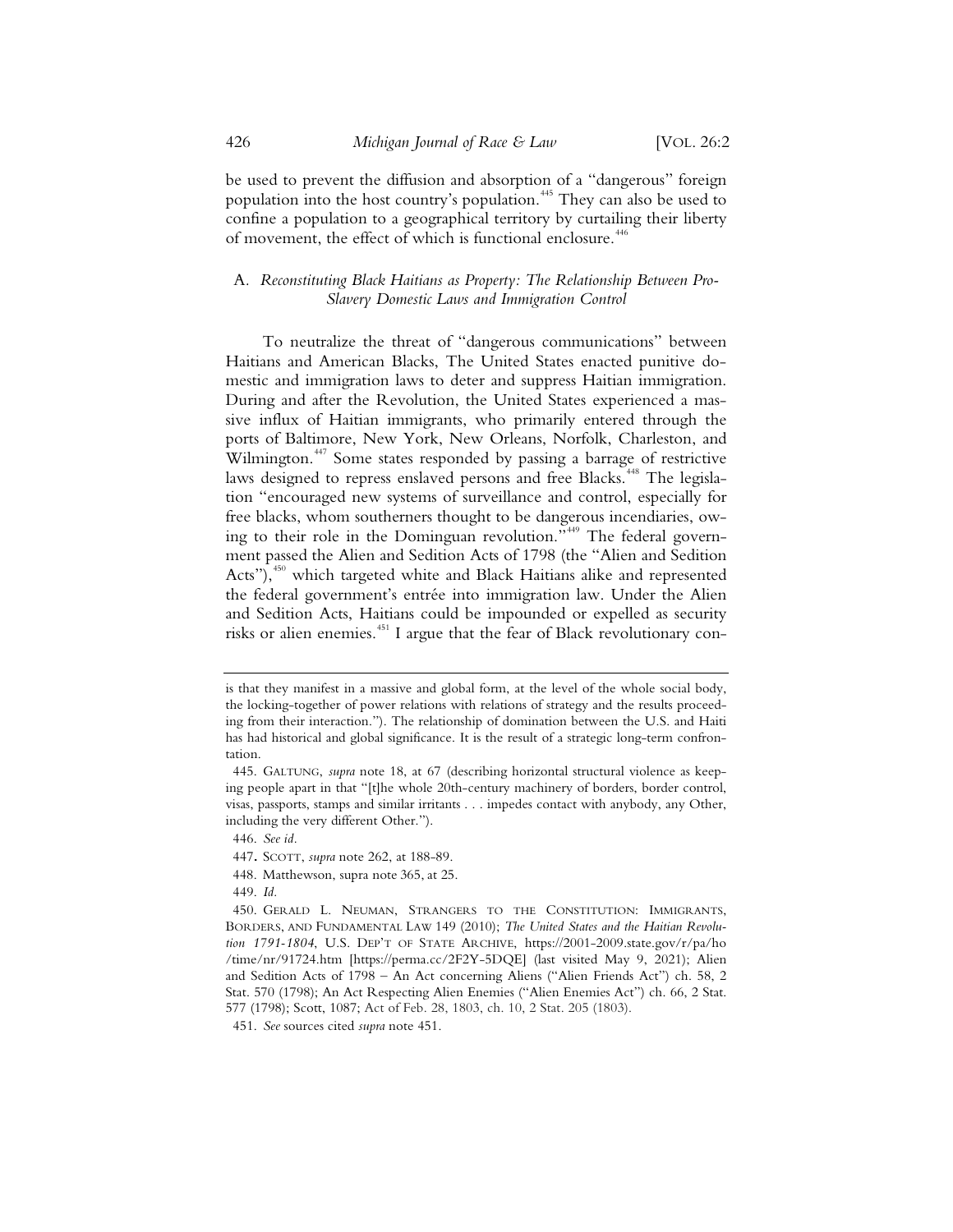be used to prevent the diffusion and absorption of a "dangerous" foreign population into the host country's population.[445] They can also be used to confine a population to a geographical territory by curtailing their liberty of movement, the effect of which is functional enclosure.[446]

### A. *Reconstituting Black Haitians as Property: The Relationship Between Pro-Slavery Domestic Laws and Immigration Control*

To neutralize the threat of "dangerous communications" between Haitians and American Blacks, The United States enacted punitive domestic and immigration laws to deter and suppress Haitian immigration. During and after the Revolution, the United States experienced a massive influx of Haitian immigrants, who primarily entered through the ports of Baltimore, New York, New Orleans, Norfolk, Charleston, and Wilmington.[447] Some states responded by passing a barrage of restrictive laws designed to repress enslaved persons and free Blacks.[448] The legislation "encouraged new systems of surveillance and control, especially for free blacks, whom southerners thought to be dangerous incendiaries, owing to their role in the Dominguan revolution."[449] The federal government passed the Alien and Sedition Acts of 1798 (the "Alien and Sedition Acts"),[450] which targeted white and Black Haitians alike and represented the federal government's entrée into immigration law. Under the Alien and Sedition Acts, Haitians could be impounded or expelled as security risks or alien enemies.[451] I argue that the fear of Black revolutionary con-

---

is that they manifest in a massive and global form, at the level of the whole social body, the locking-together of power relations with relations of strategy and the results proceeding from their interaction."). The relationship of domination between the U.S. and Haiti has had historical and global significance. It is the result of a strategic long-term confrontation.

445. GALTUNG, *supra* note 18, at 67 (describing horizontal structural violence as keeping people apart in that "[t]he whole 20th-century machinery of borders, border control, visas, passports, stamps and similar irritants . . . impedes contact with anybody, any Other, including the very different Other.").

446. *See id.*

447. SCOTT, *supra* note 262, at 188-89.

448. Matthewson, supra note 365, at 25.

449. *Id.*

450. GERALD L. NEUMAN, STRANGERS TO THE CONSTITUTION: IMMIGRANTS, BORDERS, AND FUNDAMENTAL LAW 149 (2010); *The United States and the Haitian Revolution 1791-1804*, U.S. DEP'T OF STATE ARCHIVE, https://2001-2009.state.gov/r/pa/ho/time/nr/91724.htm [https://perma.cc/2F2Y-5DQE] (last visited May 9, 2021); Alien and Sedition Acts of 1798 – An Act concerning Aliens ("Alien Friends Act") ch. 58, 2 Stat. 570 (1798); An Act Respecting Alien Enemies ("Alien Enemies Act") ch. 66, 2 Stat. 577 (1798); Scott, 1087; Act of Feb. 28, 1803, ch. 10, 2 Stat. 205 (1803).

451. *See* sources cited *supra* note 451.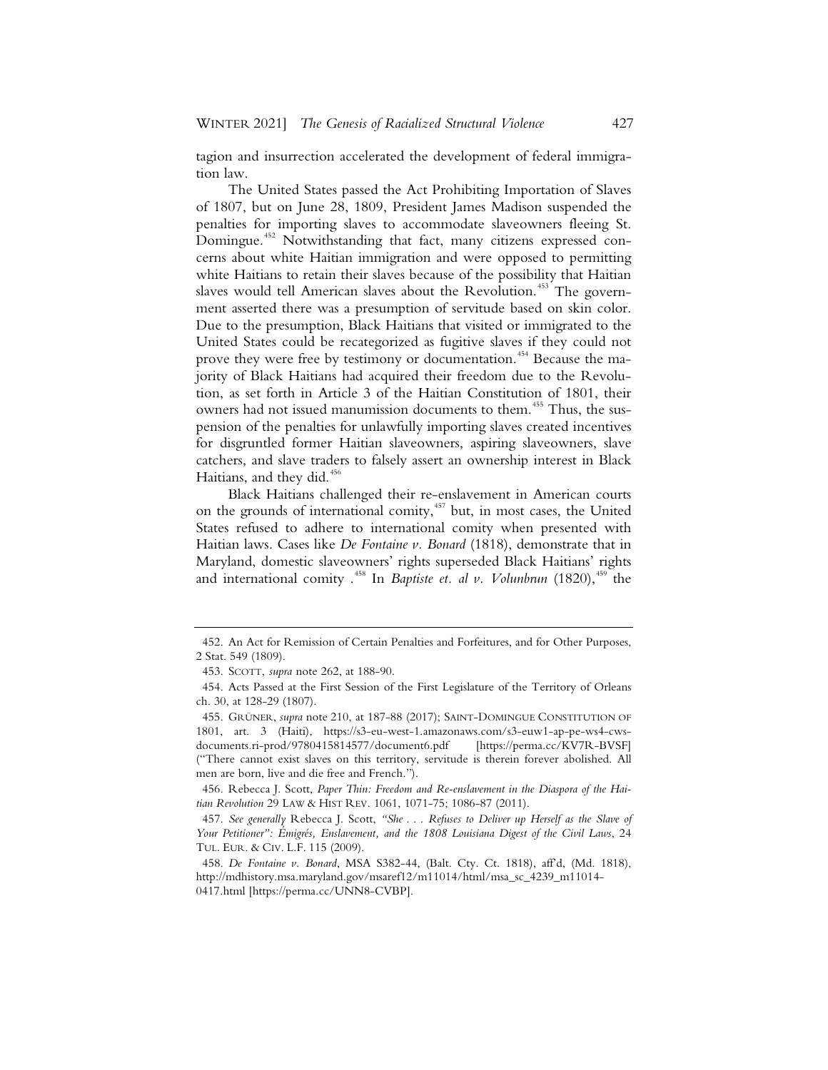tagion and insurrection accelerated the development of federal immigration law.

The United States passed the Act Prohibiting Importation of Slaves of 1807, but on June 28, 1809, President James Madison suspended the penalties for importing slaves to accommodate slaveowners fleeing St. Domingue.[452] Notwithstanding that fact, many citizens expressed concerns about white Haitian immigration and were opposed to permitting white Haitians to retain their slaves because of the possibility that Haitian slaves would tell American slaves about the Revolution.[453] The government asserted there was a presumption of servitude based on skin color. Due to the presumption, Black Haitians that visited or immigrated to the United States could be recategorized as fugitive slaves if they could not prove they were free by testimony or documentation.[454] Because the majority of Black Haitians had acquired their freedom due to the Revolution, as set forth in Article 3 of the Haitian Constitution of 1801, their owners had not issued manumission documents to them.[455] Thus, the suspension of the penalties for unlawfully importing slaves created incentives for disgruntled former Haitian slaveowners, aspiring slaveowners, slave catchers, and slave traders to falsely assert an ownership interest in Black Haitians, and they did.[456]

Black Haitians challenged their re-enslavement in American courts on the grounds of international comity,[457] but, in most cases, the United States refused to adhere to international comity when presented with Haitian laws. Cases like *De Fontaine v. Bonard* (1818), demonstrate that in Maryland, domestic slaveowners' rights superseded Black Haitians' rights and international comity .[458] In *Baptiste et. al v. Volunbrun* (1820),[459] the

---

452. An Act for Remission of Certain Penalties and Forfeitures, and for Other Purposes, 2 Stat. 549 (1809).

453. SCOTT, *supra* note 262, at 188-90.

454. Acts Passed at the First Session of the First Legislature of the Territory of Orleans ch. 30, at 128-29 (1807).

455. GRÜNER, *supra* note 210, at 187-88 (2017); SAINT-DOMINGUE CONSTITUTION OF 1801, art. 3 (Haiti), https://s3-eu-west-1.amazonaws.com/s3-euw1-ap-pe-ws4-cws-documents.ri-prod/9780415814577/document6.pdf [https://perma.cc/KV7R-BVSF] ("There cannot exist slaves on this territory, servitude is therein forever abolished. All men are born, live and die free and French.").

456. Rebecca J. Scott, *Paper Thin: Freedom and Re-enslavement in the Diaspora of the Haitian Revolution* 29 LAW & HIST REV. 1061, 1071-75; 1086-87 (2011).

457. *See generally* Rebecca J. Scott, *"She . . . Refuses to Deliver up Herself as the Slave of Your Petitioner": Émigrés, Enslavement, and the 1808 Louisiana Digest of the Civil Laws*, 24 TUL. EUR. & CIV. L.F. 115 (2009).

458. *De Fontaine v. Bonard*, MSA S382-44, (Balt. Cty. Ct. 1818), aff'd, (Md. 1818), http://mdhistory.msa.maryland.gov/msaref12/m11014/html/msa_sc_4239_m11014-0417.html [https://perma.cc/UNN8-CVBP].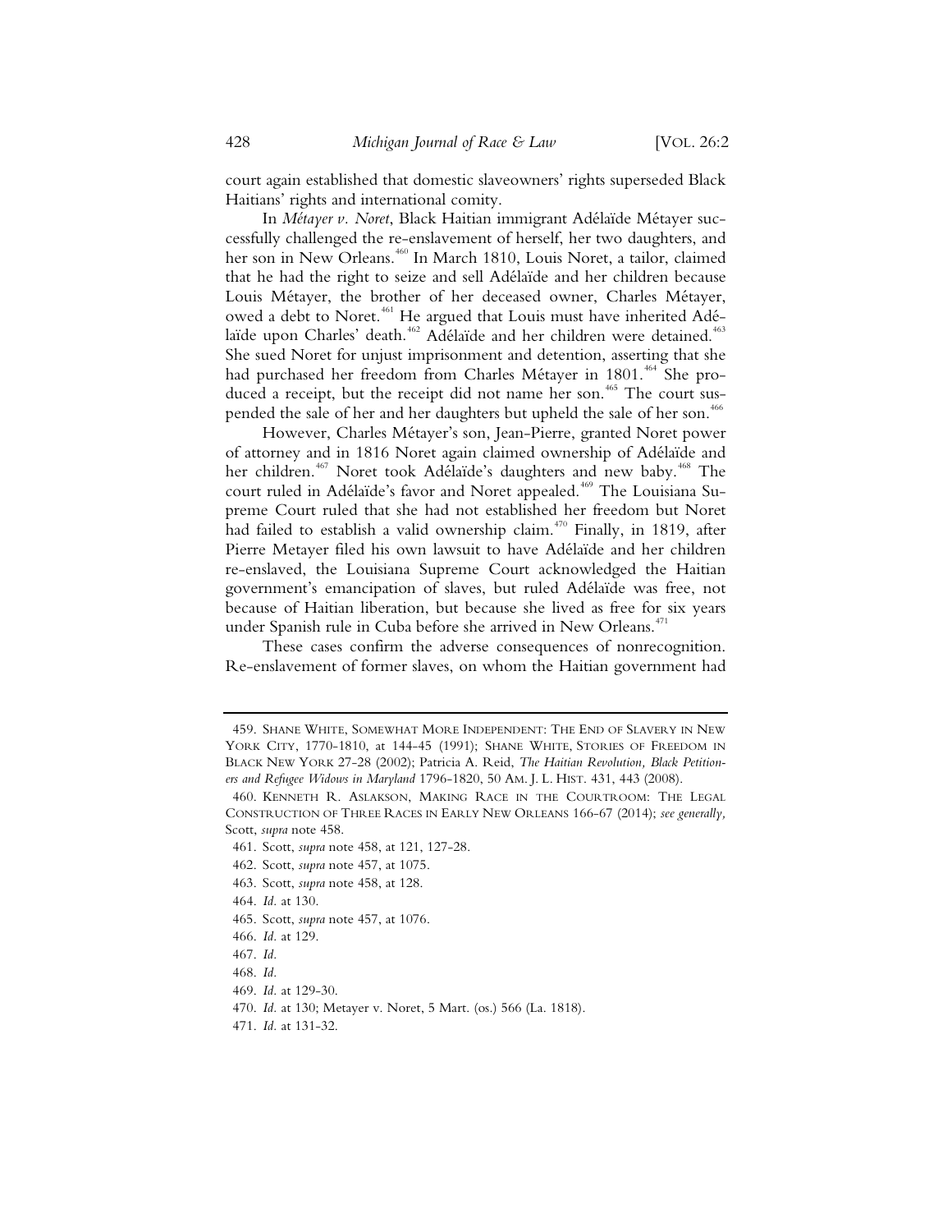court again established that domestic slaveowners' rights superseded Black Haitians' rights and international comity.

In *Métayer v. Noret*, Black Haitian immigrant Adélaïde Métayer successfully challenged the re-enslavement of herself, her two daughters, and her son in New Orleans.[460] In March 1810, Louis Noret, a tailor, claimed that he had the right to seize and sell Adélaïde and her children because Louis Métayer, the brother of her deceased owner, Charles Métayer, owed a debt to Noret.[461] He argued that Louis must have inherited Adélaïde upon Charles' death.[462] Adélaïde and her children were detained.[463] She sued Noret for unjust imprisonment and detention, asserting that she had purchased her freedom from Charles Métayer in 1801.[464] She produced a receipt, but the receipt did not name her son.[465] The court suspended the sale of her and her daughters but upheld the sale of her son.[466]

However, Charles Métayer's son, Jean-Pierre, granted Noret power of attorney and in 1816 Noret again claimed ownership of Adélaïde and her children.[467] Noret took Adélaïde's daughters and new baby.[468] The court ruled in Adélaïde's favor and Noret appealed.[469] The Louisiana Supreme Court ruled that she had not established her freedom but Noret had failed to establish a valid ownership claim.[470] Finally, in 1819, after Pierre Metayer filed his own lawsuit to have Adélaïde and her children re-enslaved, the Louisiana Supreme Court acknowledged the Haitian government's emancipation of slaves, but ruled Adélaïde was free, not because of Haitian liberation, but because she lived as free for six years under Spanish rule in Cuba before she arrived in New Orleans.[471]

These cases confirm the adverse consequences of nonrecognition. Re-enslavement of former slaves, on whom the Haitian government had

---

459. Shane White, Somewhat More Independent: The End of Slavery in New York City, 1770-1810, at 144-45 (1991); Shane White, Stories of Freedom in Black New York 27-28 (2002); Patricia A. Reid, *The Haitian Revolution, Black Petitioners and Refugee Widows in Maryland* 1796-1820, 50 Am. J. L. Hist. 431, 443 (2008).

460. Kenneth R. Aslakson, Making Race in the Courtroom: The Legal Construction of Three Races in Early New Orleans 166-67 (2014); *see generally,* Scott, *supra* note 458.

461. Scott, *supra* note 458, at 121, 127-28.

462. Scott, *supra* note 457, at 1075.

463. Scott, *supra* note 458, at 128.

464. *Id.* at 130.

465. Scott, *supra* note 457, at 1076.

466. *Id.* at 129.

467. *Id.*

468. *Id.*

469. *Id.* at 129-30.

470. *Id.* at 130; Metayer v. Noret, 5 Mart. (os.) 566 (La. 1818).

471. *Id.* at 131-32.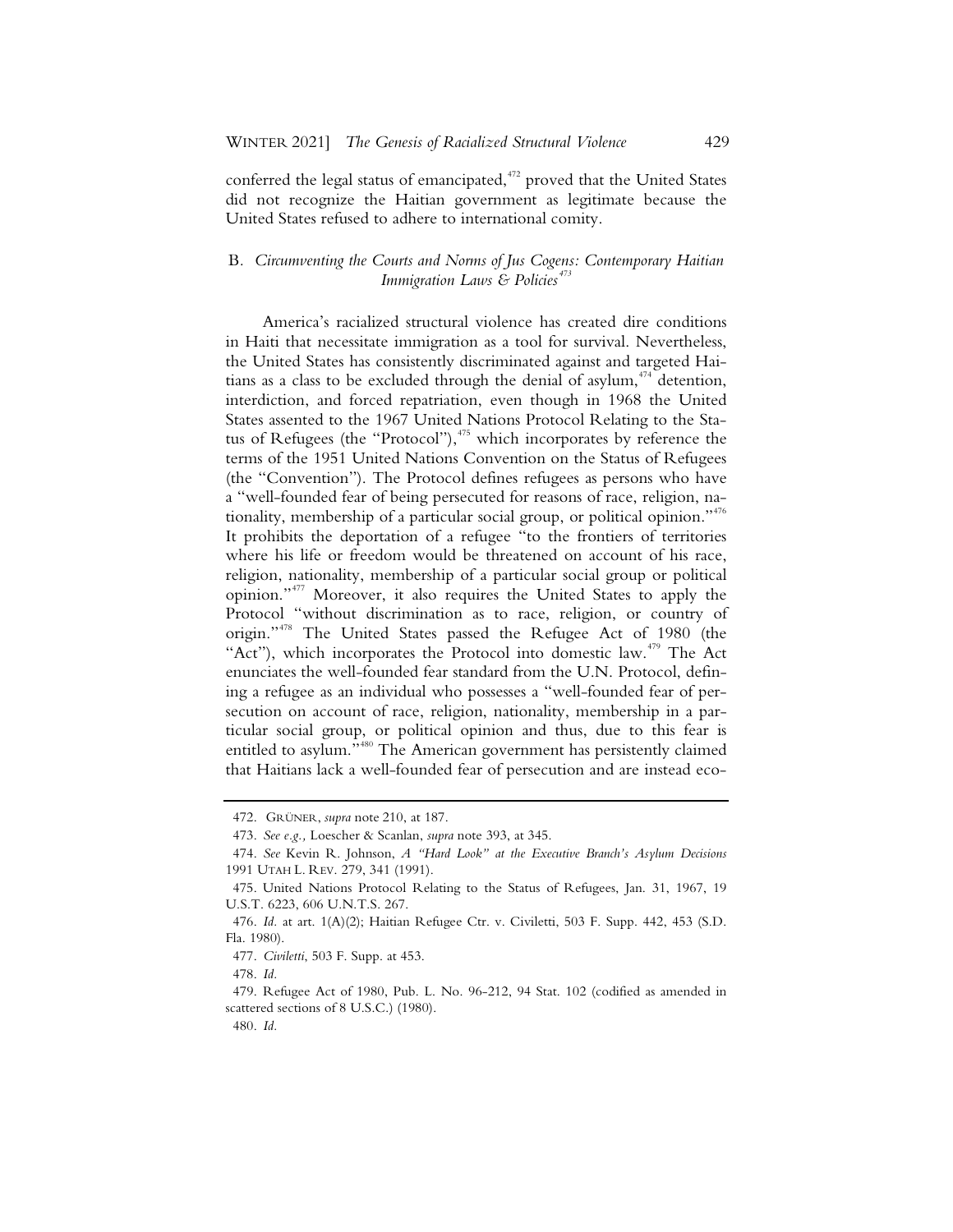conferred the legal status of emancipated,[472] proved that the United States did not recognize the Haitian government as legitimate because the United States refused to adhere to international comity.

### B. *Circumventing the Courts and Norms of Jus Cogens: Contemporary Haitian Immigration Laws & Policies*[473]

America's racialized structural violence has created dire conditions in Haiti that necessitate immigration as a tool for survival. Nevertheless, the United States has consistently discriminated against and targeted Haitians as a class to be excluded through the denial of asylum,[474] detention, interdiction, and forced repatriation, even though in 1968 the United States assented to the 1967 United Nations Protocol Relating to the Status of Refugees (the "Protocol"),[475] which incorporates by reference the terms of the 1951 United Nations Convention on the Status of Refugees (the "Convention"). The Protocol defines refugees as persons who have a "well-founded fear of being persecuted for reasons of race, religion, nationality, membership of a particular social group, or political opinion."[476] It prohibits the deportation of a refugee "to the frontiers of territories where his life or freedom would be threatened on account of his race, religion, nationality, membership of a particular social group or political opinion."[477] Moreover, it also requires the United States to apply the Protocol "without discrimination as to race, religion, or country of origin."[478] The United States passed the Refugee Act of 1980 (the "Act"), which incorporates the Protocol into domestic law.[479] The Act enunciates the well-founded fear standard from the U.N. Protocol, defining a refugee as an individual who possesses a "well-founded fear of persecution on account of race, religion, nationality, membership in a particular social group, or political opinion and thus, due to this fear is entitled to asylum."[480] The American government has persistently claimed that Haitians lack a well-founded fear of persecution and are instead eco-

---

472. GRÜNER, *supra* note 210, at 187.

473. *See e.g.,* Loescher & Scanlan, *supra* note 393, at 345.

474. *See* Kevin R. Johnson, *A "Hard Look" at the Executive Branch's Asylum Decisions* 1991 UTAH L. REV. 279, 341 (1991).

475. United Nations Protocol Relating to the Status of Refugees, Jan. 31, 1967, 19 U.S.T. 6223, 606 U.N.T.S. 267.

476. *Id.* at art. 1(A)(2); Haitian Refugee Ctr. v. Civiletti, 503 F. Supp. 442, 453 (S.D. Fla. 1980).

477. *Civiletti*, 503 F. Supp. at 453.

478. *Id.*

479. Refugee Act of 1980, Pub. L. No. 96-212, 94 Stat. 102 (codified as amended in scattered sections of 8 U.S.C.) (1980).

480. *Id.*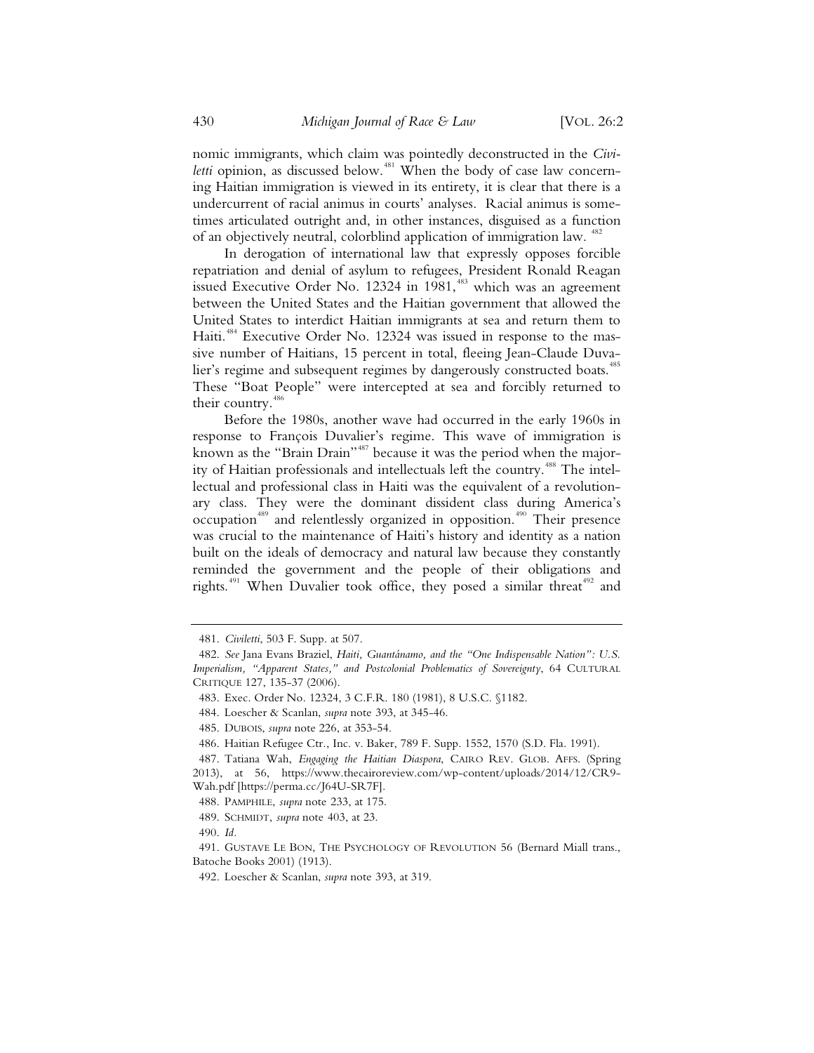nomic immigrants, which claim was pointedly deconstructed in the *Civiletti* opinion, as discussed below.[481] When the body of case law concerning Haitian immigration is viewed in its entirety, it is clear that there is a undercurrent of racial animus in courts' analyses. Racial animus is sometimes articulated outright and, in other instances, disguised as a function of an objectively neutral, colorblind application of immigration law.[482]

In derogation of international law that expressly opposes forcible repatriation and denial of asylum to refugees, President Ronald Reagan issued Executive Order No. 12324 in 1981,[483] which was an agreement between the United States and the Haitian government that allowed the United States to interdict Haitian immigrants at sea and return them to Haiti.[484] Executive Order No. 12324 was issued in response to the massive number of Haitians, 15 percent in total, fleeing Jean-Claude Duvalier's regime and subsequent regimes by dangerously constructed boats.[485] These "Boat People" were intercepted at sea and forcibly returned to their country.[486]

Before the 1980s, another wave had occurred in the early 1960s in response to François Duvalier's regime. This wave of immigration is known as the "Brain Drain"[487] because it was the period when the majority of Haitian professionals and intellectuals left the country.[488] The intellectual and professional class in Haiti was the equivalent of a revolutionary class. They were the dominant dissident class during America's occupation[489] and relentlessly organized in opposition.[490] Their presence was crucial to the maintenance of Haiti's history and identity as a nation built on the ideals of democracy and natural law because they constantly reminded the government and the people of their obligations and rights.[491] When Duvalier took office, they posed a similar threat[492] and

---

481. *Civiletti*, 503 F. Supp. at 507.

482. *See* Jana Evans Braziel, *Haiti, Guantánamo, and the "One Indispensable Nation": U.S. Imperialism, "Apparent States," and Postcolonial Problematics of Sovereignty*, 64 CULTURAL CRITIQUE 127, 135-37 (2006).

483. Exec. Order No. 12324, 3 C.F.R. 180 (1981), 8 U.S.C. §1182.

484. Loescher & Scanlan, *supra* note 393, at 345-46.

485. DUBOIS, *supra* note 226, at 353-54.

486. Haitian Refugee Ctr., Inc. v. Baker, 789 F. Supp. 1552, 1570 (S.D. Fla. 1991).

487. Tatiana Wah, *Engaging the Haitian Diaspora*, CAIRO REV. GLOB. AFFS. (Spring 2013), at 56, https://www.thecairoreview.com/wp-content/uploads/2014/12/CR9-Wah.pdf [https://perma.cc/J64U-SR7F].

488. PAMPHILE, *supra* note 233, at 175.

489. SCHMIDT, *supra* note 403, at 23.

490. *Id.*

491. GUSTAVE LE BON, THE PSYCHOLOGY OF REVOLUTION 56 (Bernard Miall trans., Batoche Books 2001) (1913).

492. Loescher & Scanlan, *supra* note 393, at 319.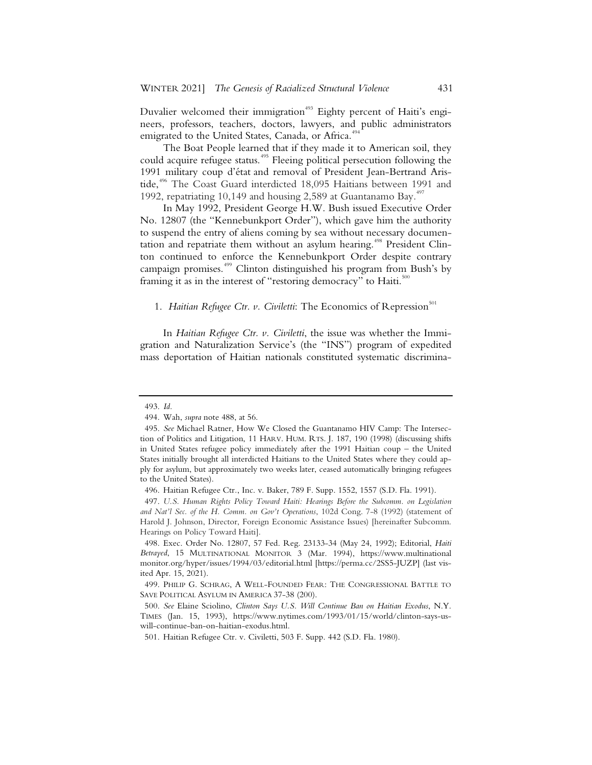Duvalier welcomed their immigration[493] Eighty percent of Haiti's engineers, professors, teachers, doctors, lawyers, and public administrators emigrated to the United States, Canada, or Africa.[494]

The Boat People learned that if they made it to American soil, they could acquire refugee status.[495] Fleeing political persecution following the 1991 military coup d'état and removal of President Jean-Bertrand Aristide,[496] The Coast Guard interdicted 18,095 Haitians between 1991 and 1992, repatriating 10,149 and housing 2,589 at Guantanamo Bay.[497]

In May 1992, President George H.W. Bush issued Executive Order No. 12807 (the "Kennebunkport Order"), which gave him the authority to suspend the entry of aliens coming by sea without necessary documentation and repatriate them without an asylum hearing.[498] President Clinton continued to enforce the Kennebunkport Order despite contrary campaign promises.[499] Clinton distinguished his program from Bush's by framing it as in the interest of "restoring democracy" to Haiti.[500]

### 1. *Haitian Refugee Ctr. v. Civiletti*: The Economics of Repression[501]

In *Haitian Refugee Ctr. v. Civiletti*, the issue was whether the Immigration and Naturalization Service's (the "INS") program of expedited mass deportation of Haitian nationals constituted systematic discrimina-

---

493. *Id.*

494. Wah, *supra* note 488, at 56.

495. *See* Michael Ratner, How We Closed the Guantanamo HIV Camp: The Intersection of Politics and Litigation, 11 HARV. HUM. RTS. J. 187, 190 (1998) (discussing shifts in United States refugee policy immediately after the 1991 Haitian coup – the United States initially brought all interdicted Haitians to the United States where they could apply for asylum, but approximately two weeks later, ceased automatically bringing refugees to the United States).

496. Haitian Refugee Ctr., Inc. v. Baker, 789 F. Supp. 1552, 1557 (S.D. Fla. 1991).

497. *U.S. Human Rights Policy Toward Haiti: Hearings Before the Subcomm. on Legislation and Nat'l Sec. of the H. Comm. on Gov't Operations*, 102d Cong. 7-8 (1992) (statement of Harold J. Johnson, Director, Foreign Economic Assistance Issues) [hereinafter Subcomm. Hearings on Policy Toward Haiti].

498. Exec. Order No. 12807, 57 Fed. Reg. 23133-34 (May 24, 1992); Editorial, *Haiti Betrayed*, 15 MULTINATIONAL MONITOR 3 (Mar. 1994), https://www.multinationalmonitor.org/hyper/issues/1994/03/editorial.html [https://perma.cc/2SS5-JUZP] (last visited Apr. 15, 2021).

499. PHILIP G. SCHRAG, A WELL-FOUNDED FEAR: THE CONGRESSIONAL BATTLE TO SAVE POLITICAL ASYLUM IN AMERICA 37-38 (200).

500. *See* Elaine Sciolino, *Clinton Says U.S. Will Continue Ban on Haitian Exodus*, N.Y. TIMES (Jan. 15, 1993), https://www.nytimes.com/1993/01/15/world/clinton-says-us-will-continue-ban-on-haitian-exodus.html.

501. Haitian Refugee Ctr. v. Civiletti, 503 F. Supp. 442 (S.D. Fla. 1980).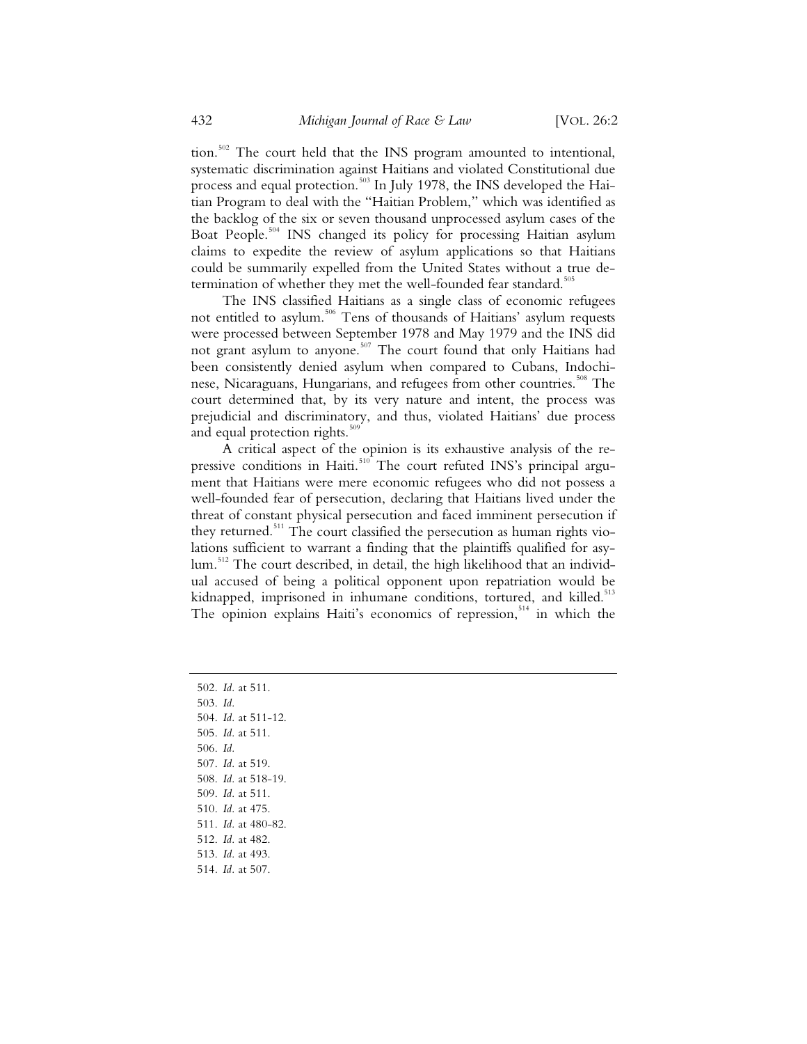tion.[502] The court held that the INS program amounted to intentional, systematic discrimination against Haitians and violated Constitutional due process and equal protection.[503] In July 1978, the INS developed the Haitian Program to deal with the "Haitian Problem," which was identified as the backlog of the six or seven thousand unprocessed asylum cases of the Boat People.[504] INS changed its policy for processing Haitian asylum claims to expedite the review of asylum applications so that Haitians could be summarily expelled from the United States without a true determination of whether they met the well-founded fear standard.[505]

The INS classified Haitians as a single class of economic refugees not entitled to asylum.[506] Tens of thousands of Haitians' asylum requests were processed between September 1978 and May 1979 and the INS did not grant asylum to anyone.[507] The court found that only Haitians had been consistently denied asylum when compared to Cubans, Indochinese, Nicaraguans, Hungarians, and refugees from other countries.[508] The court determined that, by its very nature and intent, the process was prejudicial and discriminatory, and thus, violated Haitians' due process and equal protection rights.[509]

A critical aspect of the opinion is its exhaustive analysis of the repressive conditions in Haiti.[510] The court refuted INS's principal argument that Haitians were mere economic refugees who did not possess a well-founded fear of persecution, declaring that Haitians lived under the threat of constant physical persecution and faced imminent persecution if they returned.[511] The court classified the persecution as human rights violations sufficient to warrant a finding that the plaintiffs qualified for asylum.[512] The court described, in detail, the high likelihood that an individual accused of being a political opponent upon repatriation would be kidnapped, imprisoned in inhumane conditions, tortured, and killed.[513] The opinion explains Haiti's economics of repression,[514] in which the

---

502. *Id.* at 511.
503. *Id.*
504. *Id.* at 511-12.
505. *Id.* at 511.
506. *Id.*
507. *Id.* at 519.
508. *Id.* at 518-19.
509. *Id.* at 511.
510. *Id.* at 475.
511. *Id.* at 480-82.
512. *Id.* at 482.
513. *Id.* at 493.
514. *Id.* at 507.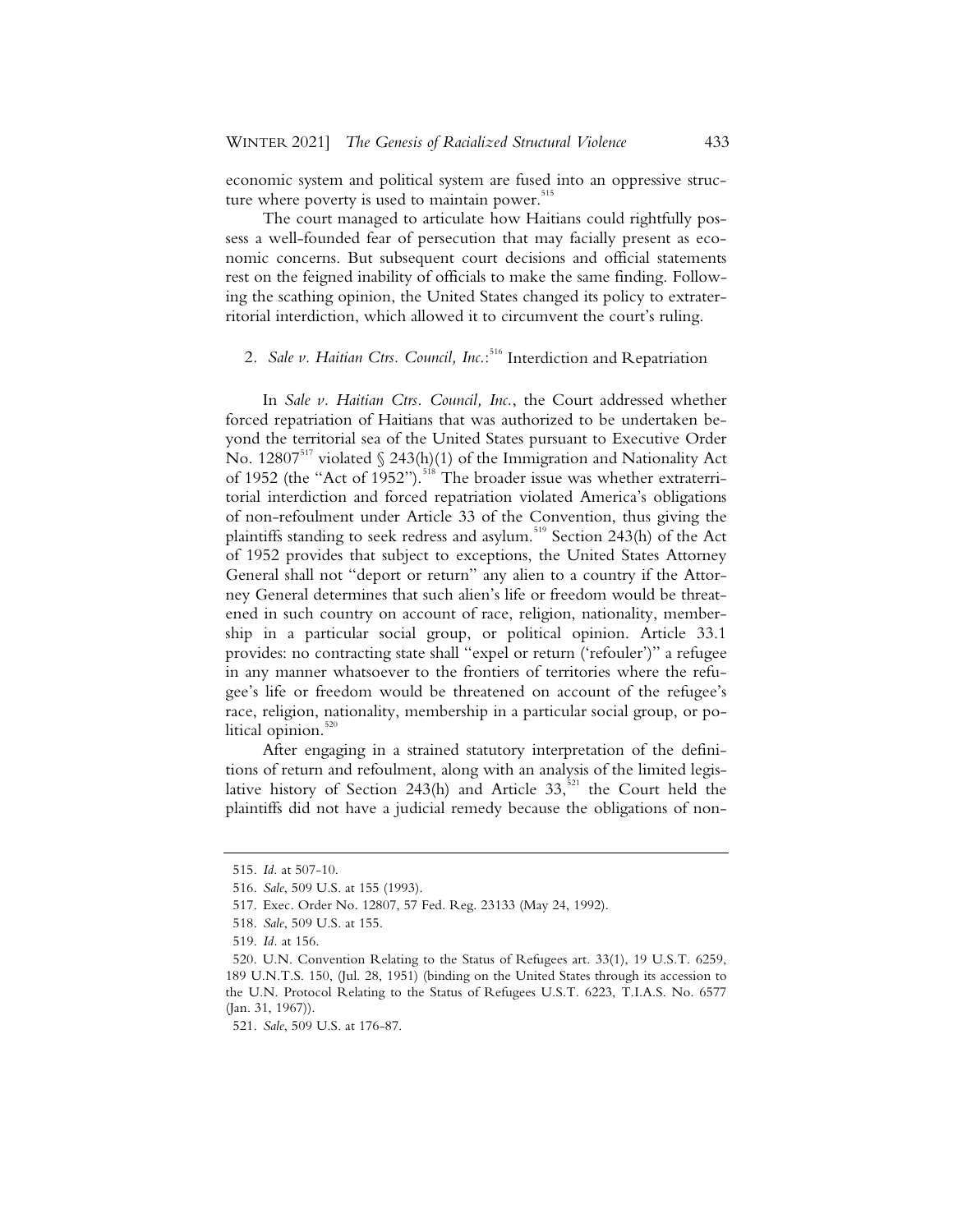economic system and political system are fused into an oppressive structure where poverty is used to maintain power.[515]

The court managed to articulate how Haitians could rightfully possess a well-founded fear of persecution that may facially present as economic concerns. But subsequent court decisions and official statements rest on the feigned inability of officials to make the same finding. Following the scathing opinion, the United States changed its policy to extraterritorial interdiction, which allowed it to circumvent the court's ruling.

### 2. *Sale v. Haitian Ctrs. Council, Inc.*:[516] Interdiction and Repatriation

In *Sale v. Haitian Ctrs. Council, Inc.*, the Court addressed whether forced repatriation of Haitians that was authorized to be undertaken beyond the territorial sea of the United States pursuant to Executive Order No. 12807[517] violated § 243(h)(1) of the Immigration and Nationality Act of 1952 (the "Act of 1952").[518] The broader issue was whether extraterritorial interdiction and forced repatriation violated America's obligations of non-refoulment under Article 33 of the Convention, thus giving the plaintiffs standing to seek redress and asylum.[519] Section 243(h) of the Act of 1952 provides that subject to exceptions, the United States Attorney General shall not "deport or return" any alien to a country if the Attorney General determines that such alien's life or freedom would be threatened in such country on account of race, religion, nationality, membership in a particular social group, or political opinion. Article 33.1 provides: no contracting state shall "expel or return ('refouler')" a refugee in any manner whatsoever to the frontiers of territories where the refugee's life or freedom would be threatened on account of the refugee's race, religion, nationality, membership in a particular social group, or political opinion.[520]

After engaging in a strained statutory interpretation of the definitions of return and refoulment, along with an analysis of the limited legislative history of Section 243(h) and Article 33,[521] the Court held the plaintiffs did not have a judicial remedy because the obligations of non-

---

515. *Id.* at 507-10.

516. *Sale*, 509 U.S. at 155 (1993).

517. Exec. Order No. 12807, 57 Fed. Reg. 23133 (May 24, 1992).

518. *Sale*, 509 U.S. at 155.

519. *Id.* at 156.

520. U.N. Convention Relating to the Status of Refugees art. 33(1), 19 U.S.T. 6259, 189 U.N.T.S. 150, (Jul. 28, 1951) (binding on the United States through its accession to the U.N. Protocol Relating to the Status of Refugees U.S.T. 6223, T.I.A.S. No. 6577 (Jan. 31, 1967)).

521. *Sale*, 509 U.S. at 176-87.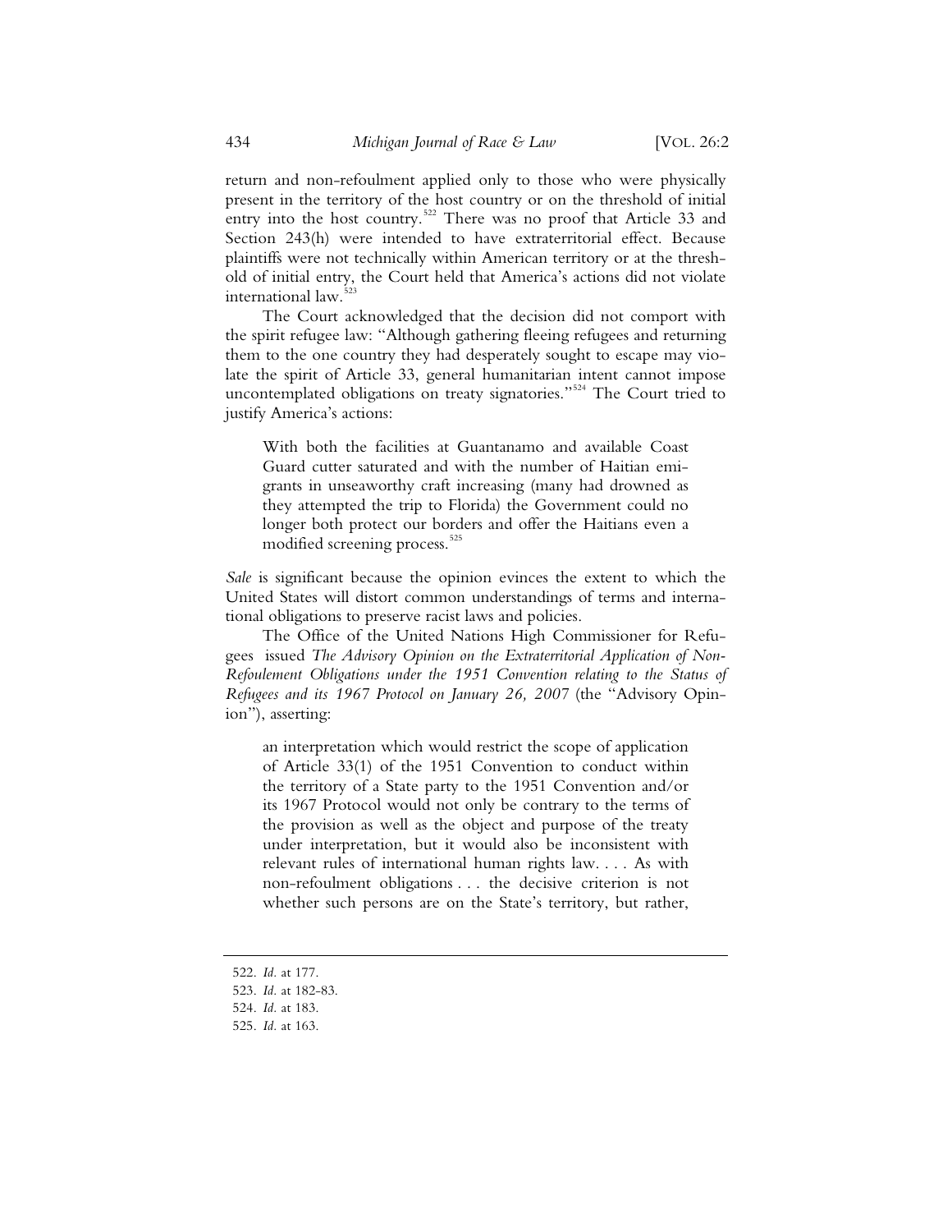return and non-refoulment applied only to those who were physically present in the territory of the host country or on the threshold of initial entry into the host country.[522] There was no proof that Article 33 and Section 243(h) were intended to have extraterritorial effect. Because plaintiffs were not technically within American territory or at the threshold of initial entry, the Court held that America's actions did not violate international law.[523]

The Court acknowledged that the decision did not comport with the spirit refugee law: "Although gathering fleeing refugees and returning them to the one country they had desperately sought to escape may violate the spirit of Article 33, general humanitarian intent cannot impose uncontemplated obligations on treaty signatories."[524] The Court tried to justify America's actions:

> With both the facilities at Guantanamo and available Coast Guard cutter saturated and with the number of Haitian emigrants in unseaworthy craft increasing (many had drowned as they attempted the trip to Florida) the Government could no longer both protect our borders and offer the Haitians even a modified screening process.[525]

*Sale* is significant because the opinion evinces the extent to which the United States will distort common understandings of terms and international obligations to preserve racist laws and policies.

The Office of the United Nations High Commissioner for Refugees issued *The Advisory Opinion on the Extraterritorial Application of Non-Refoulement Obligations under the 1951 Convention relating to the Status of Refugees and its 1967 Protocol on January 26, 2007* (the "Advisory Opinion"), asserting:

> an interpretation which would restrict the scope of application of Article 33(1) of the 1951 Convention to conduct within the territory of a State party to the 1951 Convention and/or its 1967 Protocol would not only be contrary to the terms of the provision as well as the object and purpose of the treaty under interpretation, but it would also be inconsistent with relevant rules of international human rights law. . . . As with non-refoulment obligations . . . the decisive criterion is not whether such persons are on the State's territory, but rather,

---

522. *Id.* at 177.
523. *Id.* at 182-83.
524. *Id.* at 183.
525. *Id.* at 163.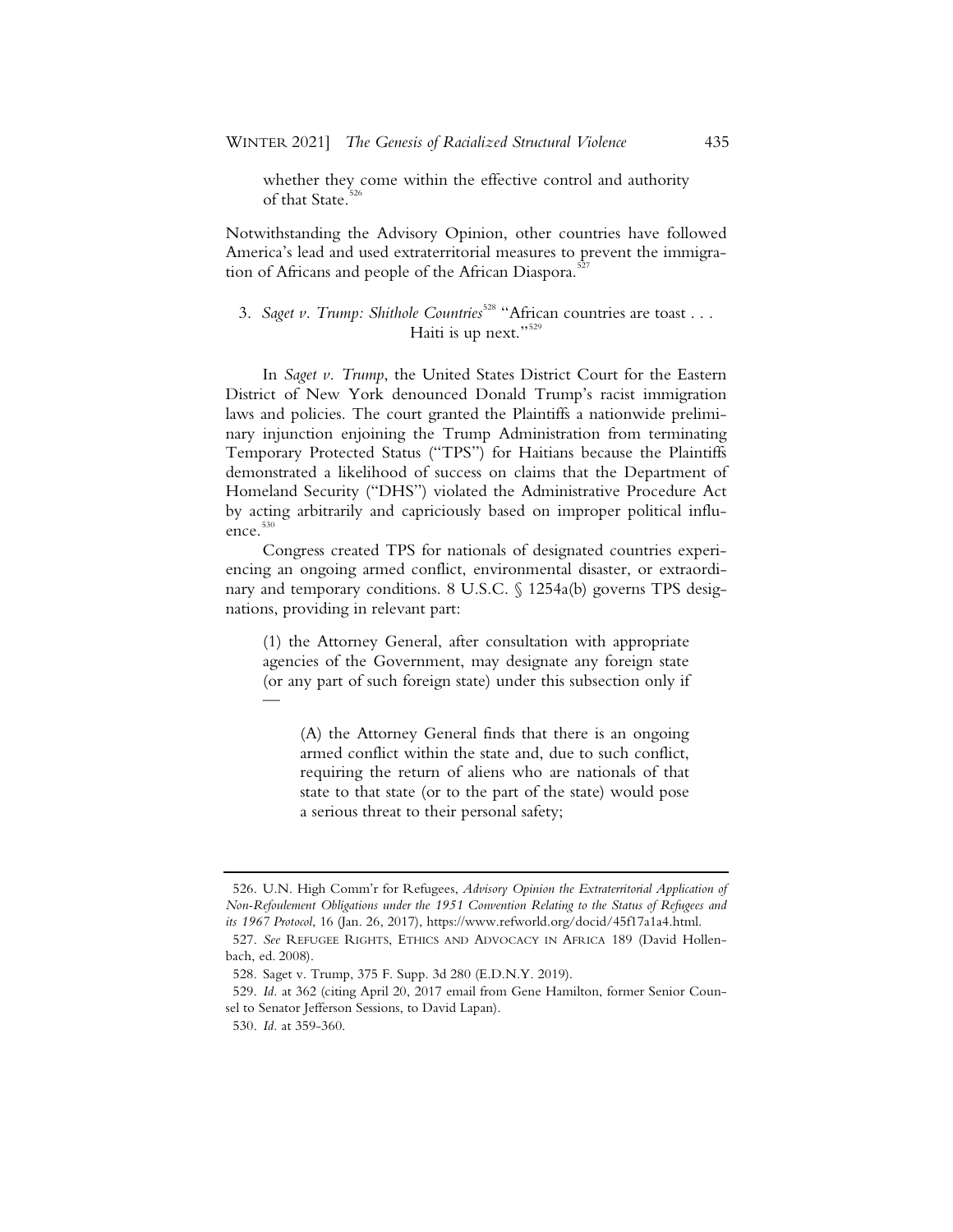whether they come within the effective control and authority of that State.[526]

Notwithstanding the Advisory Opinion, other countries have followed America's lead and used extraterritorial measures to prevent the immigration of Africans and people of the African Diaspora.[527]

### 3. *Saget v. Trump: Shithole Countries*[528] "African countries are toast . . . Haiti is up next."[529]

In *Saget v. Trump*, the United States District Court for the Eastern District of New York denounced Donald Trump's racist immigration laws and policies. The court granted the Plaintiffs a nationwide preliminary injunction enjoining the Trump Administration from terminating Temporary Protected Status ("TPS") for Haitians because the Plaintiffs demonstrated a likelihood of success on claims that the Department of Homeland Security ("DHS") violated the Administrative Procedure Act by acting arbitrarily and capriciously based on improper political influence.[530]

Congress created TPS for nationals of designated countries experiencing an ongoing armed conflict, environmental disaster, or extraordinary and temporary conditions. 8 U.S.C. § 1254a(b) governs TPS designations, providing in relevant part:

> (1) the Attorney General, after consultation with appropriate agencies of the Government, may designate any foreign state (or any part of such foreign state) under this subsection only if —
>
> > (A) the Attorney General finds that there is an ongoing armed conflict within the state and, due to such conflict, requiring the return of aliens who are nationals of that state to that state (or to the part of the state) would pose a serious threat to their personal safety;

---

526. U.N. High Comm'r for Refugees, *Advisory Opinion the Extraterritorial Application of Non-Refoulement Obligations under the 1951 Convention Relating to the Status of Refugees and its 1967 Protocol*, 16 (Jan. 26, 2017), https://www.refworld.org/docid/45f17a1a4.html.

527. *See* REFUGEE RIGHTS, ETHICS AND ADVOCACY IN AFRICA 189 (David Hollenbach, ed. 2008).

528. Saget v. Trump, 375 F. Supp. 3d 280 (E.D.N.Y. 2019).

529. *Id.* at 362 (citing April 20, 2017 email from Gene Hamilton, former Senior Counsel to Senator Jefferson Sessions, to David Lapan).

530. *Id.* at 359-360.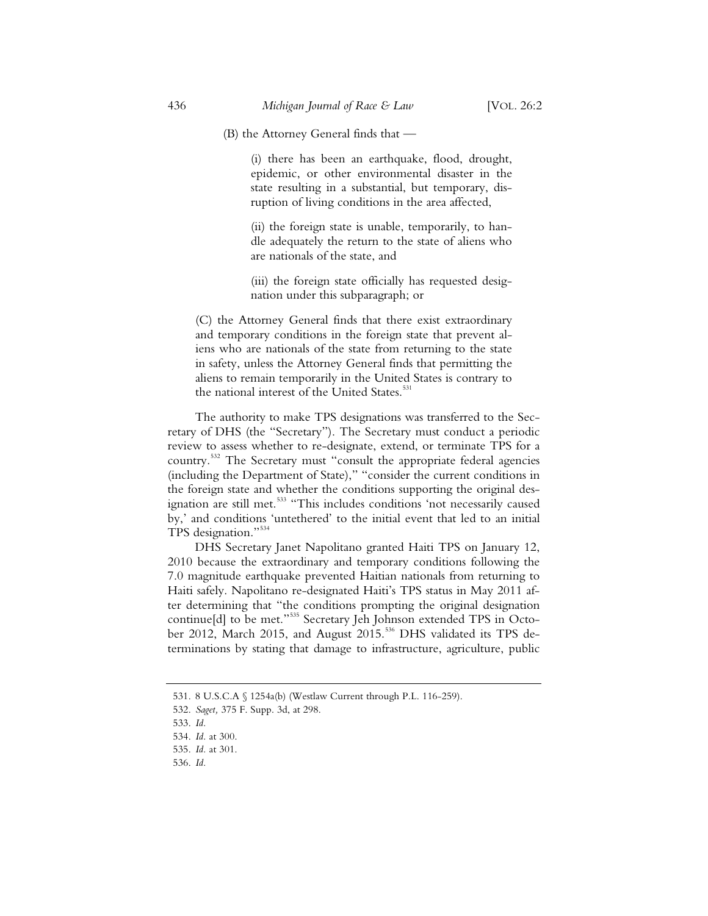> (B) the Attorney General finds that —
>
> > (i) there has been an earthquake, flood, drought, epidemic, or other environmental disaster in the state resulting in a substantial, but temporary, disruption of living conditions in the area affected,
> >
> > (ii) the foreign state is unable, temporarily, to handle adequately the return to the state of aliens who are nationals of the state, and
> >
> > (iii) the foreign state officially has requested designation under this subparagraph; or
>
> (C) the Attorney General finds that there exist extraordinary and temporary conditions in the foreign state that prevent aliens who are nationals of the state from returning to the state in safety, unless the Attorney General finds that permitting the aliens to remain temporarily in the United States is contrary to the national interest of the United States.[531]

The authority to make TPS designations was transferred to the Secretary of DHS (the "Secretary"). The Secretary must conduct a periodic review to assess whether to re-designate, extend, or terminate TPS for a country.[532] The Secretary must "consult the appropriate federal agencies (including the Department of State)," "consider the current conditions in the foreign state and whether the conditions supporting the original designation are still met.[533] "This includes conditions 'not necessarily caused by,' and conditions 'untethered' to the initial event that led to an initial TPS designation."[534]

DHS Secretary Janet Napolitano granted Haiti TPS on January 12, 2010 because the extraordinary and temporary conditions following the 7.0 magnitude earthquake prevented Haitian nationals from returning to Haiti safely. Napolitano re-designated Haiti's TPS status in May 2011 after determining that "the conditions prompting the original designation continue[d] to be met."[535] Secretary Jeh Johnson extended TPS in October 2012, March 2015, and August 2015.[536] DHS validated its TPS determinations by stating that damage to infrastructure, agriculture, public

---

531. 8 U.S.C.A § 1254a(b) (Westlaw Current through P.L. 116-259).

532. *Saget,* 375 F. Supp. 3d, at 298.

533. *Id.*

534. *Id.* at 300.

535. *Id.* at 301.

536. *Id.*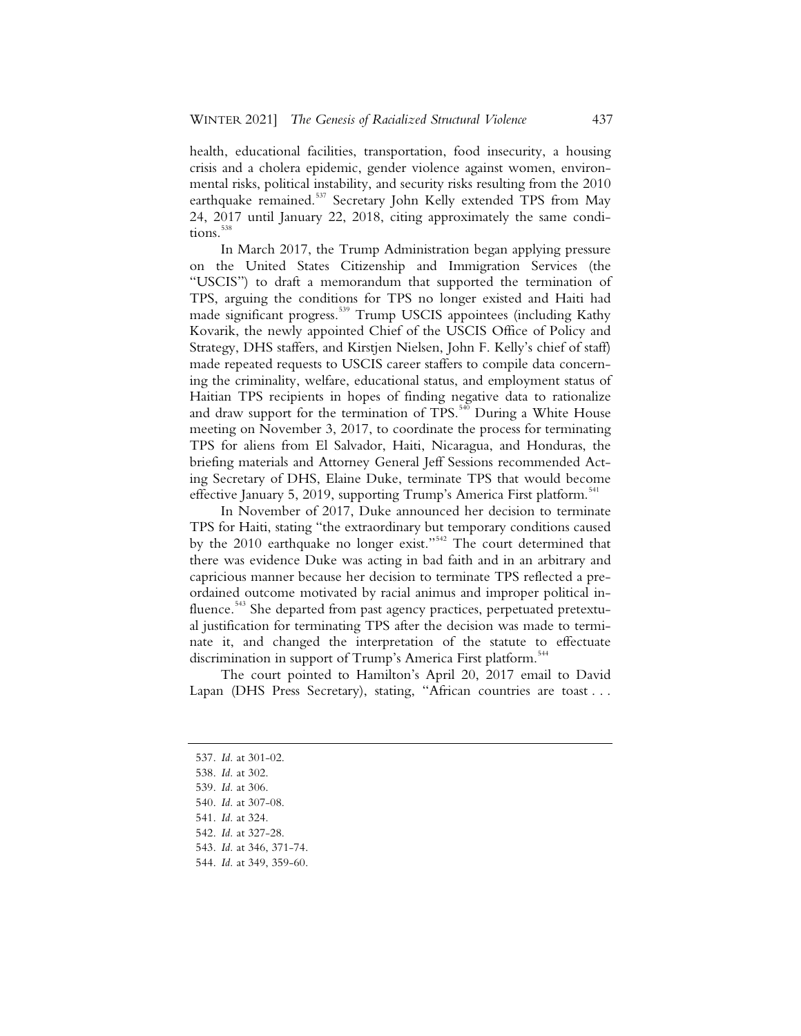health, educational facilities, transportation, food insecurity, a housing crisis and a cholera epidemic, gender violence against women, environmental risks, political instability, and security risks resulting from the 2010 earthquake remained.[537] Secretary John Kelly extended TPS from May 24, 2017 until January 22, 2018, citing approximately the same conditions.[538]

In March 2017, the Trump Administration began applying pressure on the United States Citizenship and Immigration Services (the "USCIS") to draft a memorandum that supported the termination of TPS, arguing the conditions for TPS no longer existed and Haiti had made significant progress.[539] Trump USCIS appointees (including Kathy Kovarik, the newly appointed Chief of the USCIS Office of Policy and Strategy, DHS staffers, and Kirstjen Nielsen, John F. Kelly's chief of staff) made repeated requests to USCIS career staffers to compile data concerning the criminality, welfare, educational status, and employment status of Haitian TPS recipients in hopes of finding negative data to rationalize and draw support for the termination of TPS.[540] During a White House meeting on November 3, 2017, to coordinate the process for terminating TPS for aliens from El Salvador, Haiti, Nicaragua, and Honduras, the briefing materials and Attorney General Jeff Sessions recommended Acting Secretary of DHS, Elaine Duke, terminate TPS that would become effective January 5, 2019, supporting Trump's America First platform.[541]

In November of 2017, Duke announced her decision to terminate TPS for Haiti, stating "the extraordinary but temporary conditions caused by the 2010 earthquake no longer exist."[542] The court determined that there was evidence Duke was acting in bad faith and in an arbitrary and capricious manner because her decision to terminate TPS reflected a preordained outcome motivated by racial animus and improper political influence.[543] She departed from past agency practices, perpetuated pretextual justification for terminating TPS after the decision was made to terminate it, and changed the interpretation of the statute to effectuate discrimination in support of Trump's America First platform.[544]

The court pointed to Hamilton's April 20, 2017 email to David Lapan (DHS Press Secretary), stating, "African countries are toast . . .

---

537. *Id.* at 301-02.

538. *Id.* at 302.

539. *Id.* at 306.

540. *Id.* at 307-08.

541. *Id.* at 324.

542. *Id.* at 327-28.

543. *Id.* at 346, 371-74.

544. *Id.* at 349, 359-60.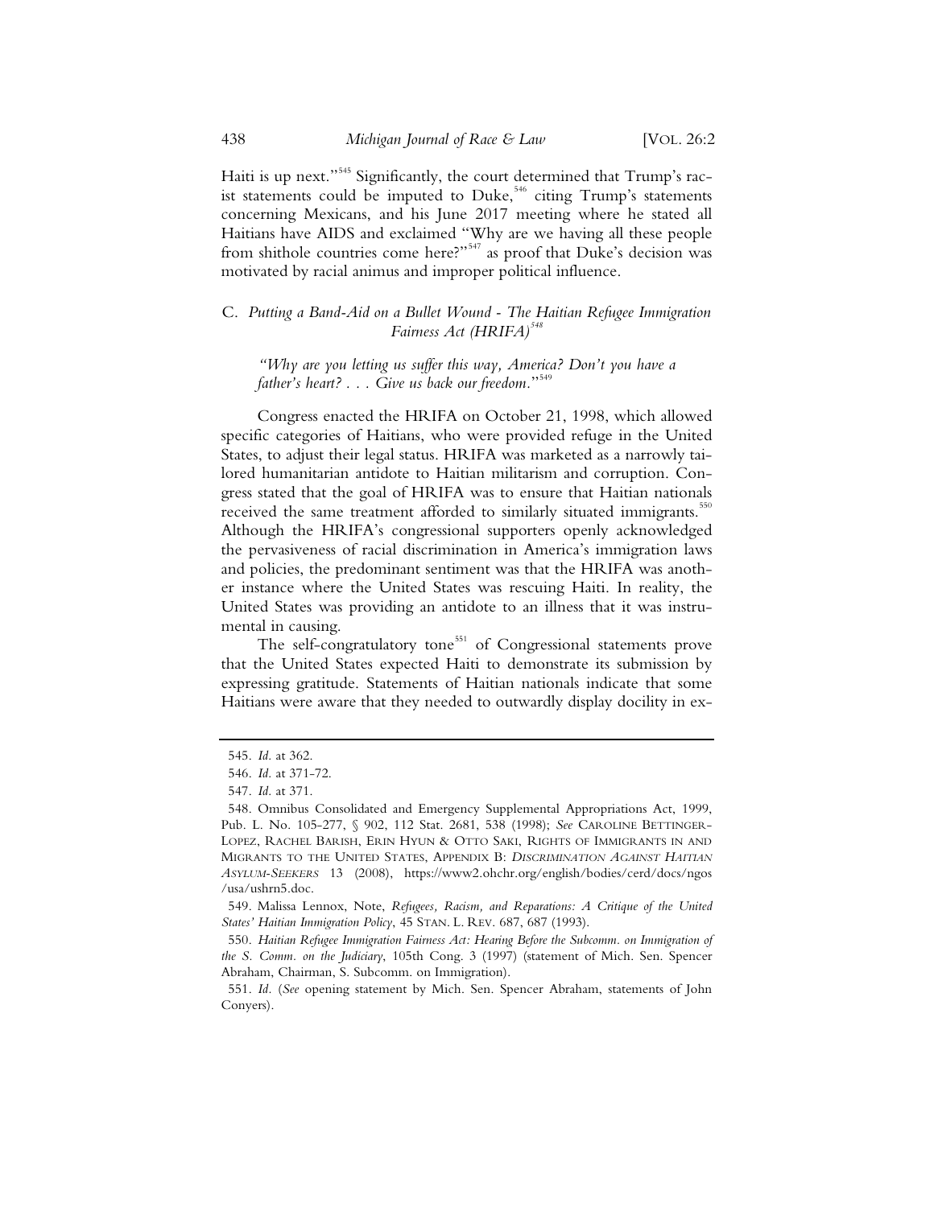Haiti is up next."[545] Significantly, the court determined that Trump's racist statements could be imputed to Duke,[546] citing Trump's statements concerning Mexicans, and his June 2017 meeting where he stated all Haitians have AIDS and exclaimed "Why are we having all these people from shithole countries come here?"[547] as proof that Duke's decision was motivated by racial animus and improper political influence.

### C. *Putting a Band-Aid on a Bullet Wound - The Haitian Refugee Immigration Fairness Act (HRIFA)*[548]

> *"Why are you letting us suffer this way, America? Don't you have a father's heart? . . . Give us back our freedom."*[549]

Congress enacted the HRIFA on October 21, 1998, which allowed specific categories of Haitians, who were provided refuge in the United States, to adjust their legal status. HRIFA was marketed as a narrowly tailored humanitarian antidote to Haitian militarism and corruption. Congress stated that the goal of HRIFA was to ensure that Haitian nationals received the same treatment afforded to similarly situated immigrants.[550] Although the HRIFA's congressional supporters openly acknowledged the pervasiveness of racial discrimination in America's immigration laws and policies, the predominant sentiment was that the HRIFA was another instance where the United States was rescuing Haiti. In reality, the United States was providing an antidote to an illness that it was instrumental in causing.

The self-congratulatory tone[551] of Congressional statements prove that the United States expected Haiti to demonstrate its submission by expressing gratitude. Statements of Haitian nationals indicate that some Haitians were aware that they needed to outwardly display docility in ex-

---

545. *Id.* at 362.

546. *Id.* at 371-72.

547. *Id.* at 371.

548. Omnibus Consolidated and Emergency Supplemental Appropriations Act, 1999, Pub. L. No. 105-277, § 902, 112 Stat. 2681, 538 (1998); *See* CAROLINE BETTINGER-LOPEZ, RACHEL BARISH, ERIN HYUN & OTTO SAKI, RIGHTS OF IMMIGRANTS IN AND MIGRANTS TO THE UNITED STATES, APPENDIX B: *DISCRIMINATION AGAINST HAITIAN ASYLUM-SEEKERS* 13 (2008), https://www2.ohchr.org/english/bodies/cerd/docs/ngos/usa/ushrn5.doc.

549. Malissa Lennox, Note, *Refugees, Racism, and Reparations: A Critique of the United States' Haitian Immigration Policy*, 45 STAN. L. REV. 687, 687 (1993).

550. *Haitian Refugee Immigration Fairness Act: Hearing Before the Subcomm. on Immigration of the S. Comm. on the Judiciary*, 105th Cong. 3 (1997) (statement of Mich. Sen. Spencer Abraham, Chairman, S. Subcomm. on Immigration).

551. *Id.* (*See* opening statement by Mich. Sen. Spencer Abraham, statements of John Conyers).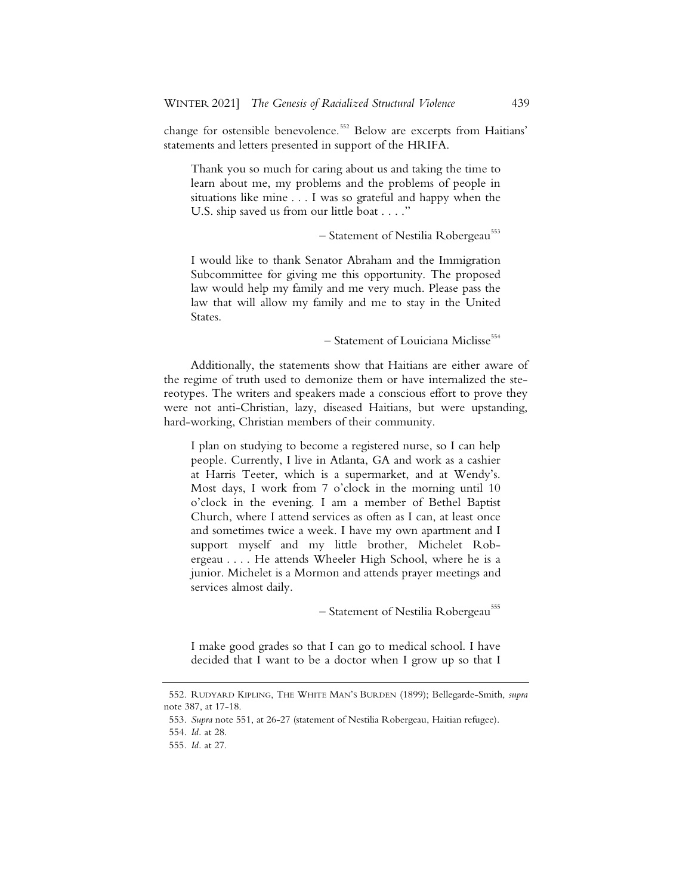change for ostensible benevolence.[552] Below are excerpts from Haitians' statements and letters presented in support of the HRIFA.

> Thank you so much for caring about us and taking the time to learn about me, my problems and the problems of people in situations like mine . . . I was so grateful and happy when the U.S. ship saved us from our little boat . . . ."
>
> – Statement of Nestilia Robergeau[553]

> I would like to thank Senator Abraham and the Immigration Subcommittee for giving me this opportunity. The proposed law would help my family and me very much. Please pass the law that will allow my family and me to stay in the United States.
>
> – Statement of Louiciana Miclisse[554]

Additionally, the statements show that Haitians are either aware of the regime of truth used to demonize them or have internalized the stereotypes. The writers and speakers made a conscious effort to prove they were not anti-Christian, lazy, diseased Haitians, but were upstanding, hard-working, Christian members of their community.

> I plan on studying to become a registered nurse, so I can help people. Currently, I live in Atlanta, GA and work as a cashier at Harris Teeter, which is a supermarket, and at Wendy's. Most days, I work from 7 o'clock in the morning until 10 o'clock in the evening. I am a member of Bethel Baptist Church, where I attend services as often as I can, at least once and sometimes twice a week. I have my own apartment and I support myself and my little brother, Michelet Robergeau . . . . He attends Wheeler High School, where he is a junior. Michelet is a Mormon and attends prayer meetings and services almost daily.
>
> – Statement of Nestilia Robergeau[555]

> I make good grades so that I can go to medical school. I have decided that I want to be a doctor when I grow up so that I

552. RUDYARD KIPLING, THE WHITE MAN'S BURDEN (1899); Bellegarde-Smith, *supra* note 387, at 17-18.

553. *Supra* note 551, at 26-27 (statement of Nestilia Robergeau, Haitian refugee).

554. *Id.* at 28.

555. *Id.* at 27.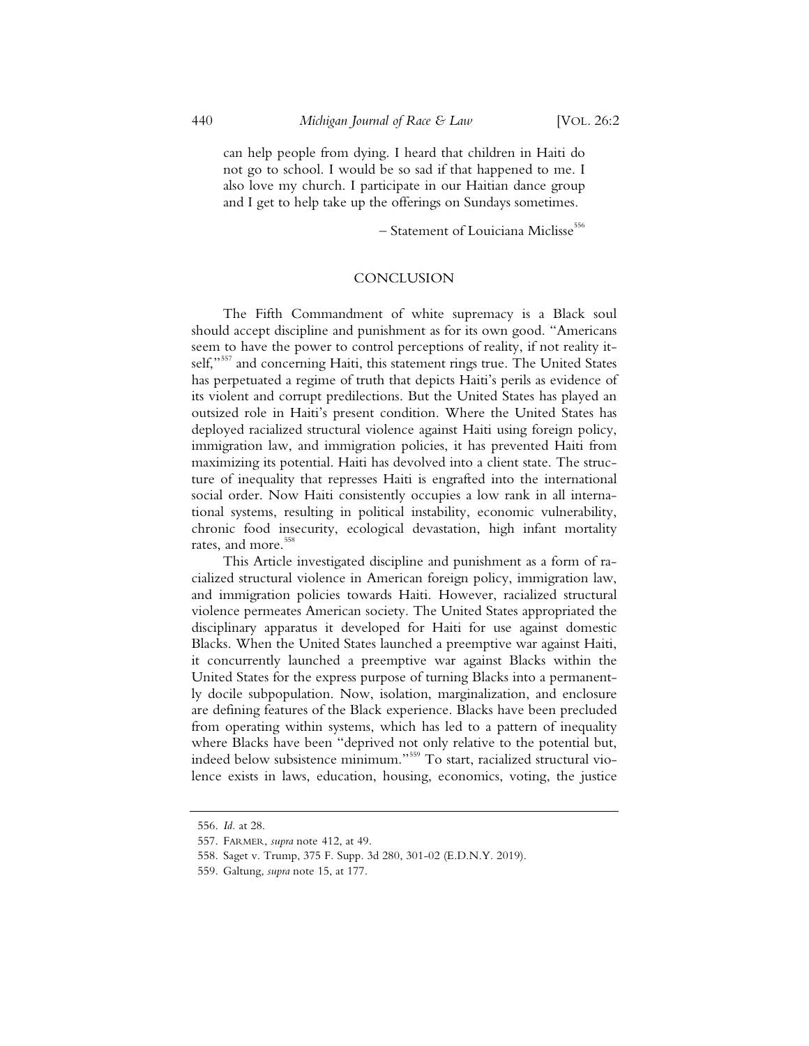> can help people from dying. I heard that children in Haiti do not go to school. I would be so sad if that happened to me. I also love my church. I participate in our Haitian dance group and I get to help take up the offerings on Sundays sometimes.
>
> – Statement of Louiciana Miclisse[556]

## CONCLUSION

The Fifth Commandment of white supremacy is a Black soul should accept discipline and punishment as for its own good. "Americans seem to have the power to control perceptions of reality, if not reality itself,"[557] and concerning Haiti, this statement rings true. The United States has perpetuated a regime of truth that depicts Haiti's perils as evidence of its violent and corrupt predilections. But the United States has played an outsized role in Haiti's present condition. Where the United States has deployed racialized structural violence against Haiti using foreign policy, immigration law, and immigration policies, it has prevented Haiti from maximizing its potential. Haiti has devolved into a client state. The structure of inequality that represses Haiti is engrafted into the international social order. Now Haiti consistently occupies a low rank in all international systems, resulting in political instability, economic vulnerability, chronic food insecurity, ecological devastation, high infant mortality rates, and more.[558]

This Article investigated discipline and punishment as a form of racialized structural violence in American foreign policy, immigration law, and immigration policies towards Haiti. However, racialized structural violence permeates American society. The United States appropriated the disciplinary apparatus it developed for Haiti for use against domestic Blacks. When the United States launched a preemptive war against Haiti, it concurrently launched a preemptive war against Blacks within the United States for the express purpose of turning Blacks into a permanently docile subpopulation. Now, isolation, marginalization, and enclosure are defining features of the Black experience. Blacks have been precluded from operating within systems, which has led to a pattern of inequality where Blacks have been "deprived not only relative to the potential but, indeed below subsistence minimum."[559] To start, racialized structural violence exists in laws, education, housing, economics, voting, the justice

---

556. *Id.* at 28.

557. FARMER, *supra* note 412, at 49.

558. Saget v. Trump, 375 F. Supp. 3d 280, 301-02 (E.D.N.Y. 2019).

559. Galtung, *supra* note 15, at 177.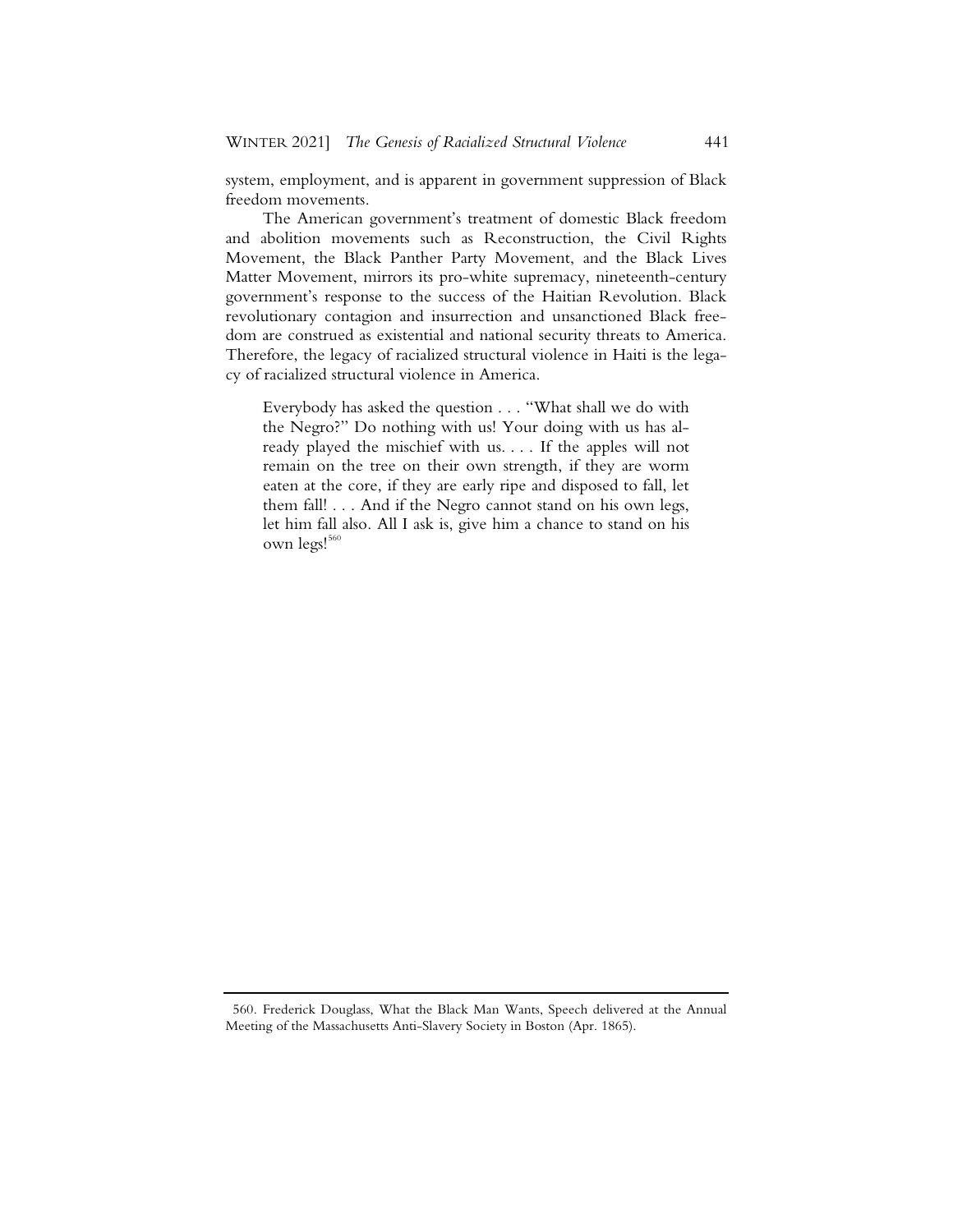system, employment, and is apparent in government suppression of Black freedom movements.

The American government's treatment of domestic Black freedom and abolition movements such as Reconstruction, the Civil Rights Movement, the Black Panther Party Movement, and the Black Lives Matter Movement, mirrors its pro-white supremacy, nineteenth-century government's response to the success of the Haitian Revolution. Black revolutionary contagion and insurrection and unsanctioned Black freedom are construed as existential and national security threats to America. Therefore, the legacy of racialized structural violence in Haiti is the legacy of racialized structural violence in America.

> Everybody has asked the question . . . "What shall we do with the Negro?" Do nothing with us! Your doing with us has already played the mischief with us. . . . If the apples will not remain on the tree on their own strength, if they are worm eaten at the core, if they are early ripe and disposed to fall, let them fall! . . . And if the Negro cannot stand on his own legs, let him fall also. All I ask is, give him a chance to stand on his own legs![560]

560. Frederick Douglass, What the Black Man Wants, Speech delivered at the Annual Meeting of the Massachusetts Anti-Slavery Society in Boston (Apr. 1865).